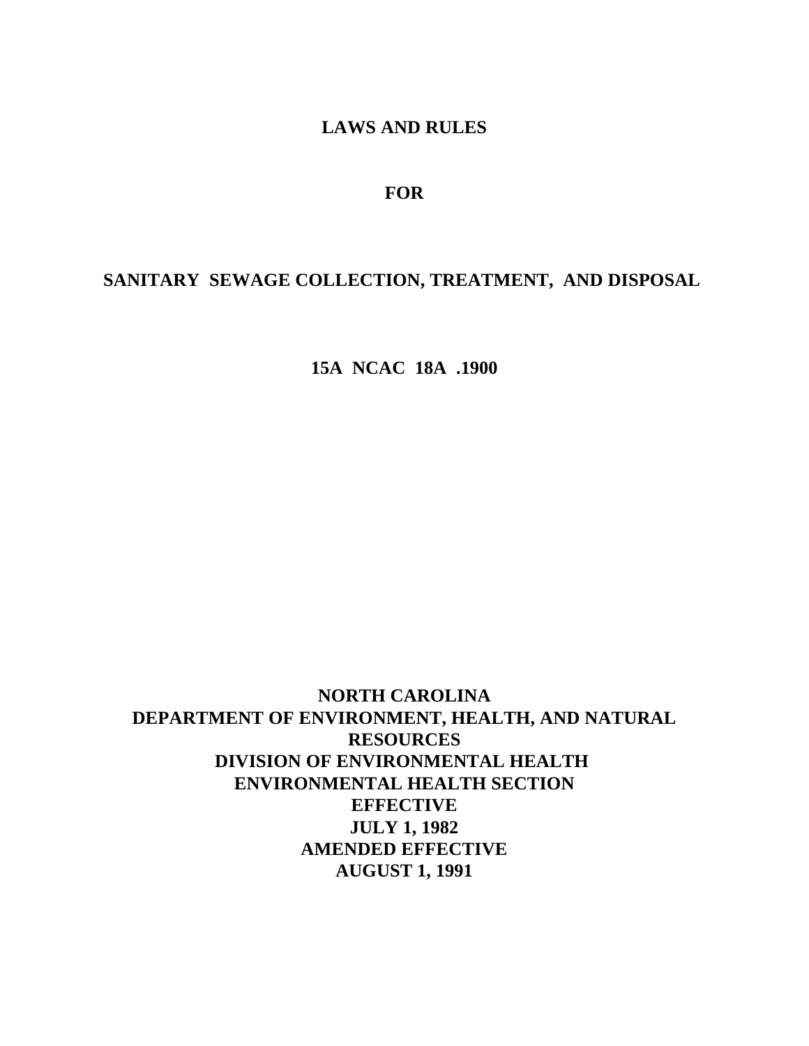# LAWS AND RULES

# FOR

# SANITARY SEWAGE COLLECTION, TREATMENT, AND DISPOSAL

# 15A NCAC 18A .1900

**NORTH CAROLINA**
**DEPARTMENT OF ENVIRONMENT, HEALTH, AND NATURAL RESOURCES**
**DIVISION OF ENVIRONMENTAL HEALTH**
**ENVIRONMENTAL HEALTH SECTION**
**EFFECTIVE**
**JULY 1, 1982**
**AMENDED EFFECTIVE**
**AUGUST 1, 1991**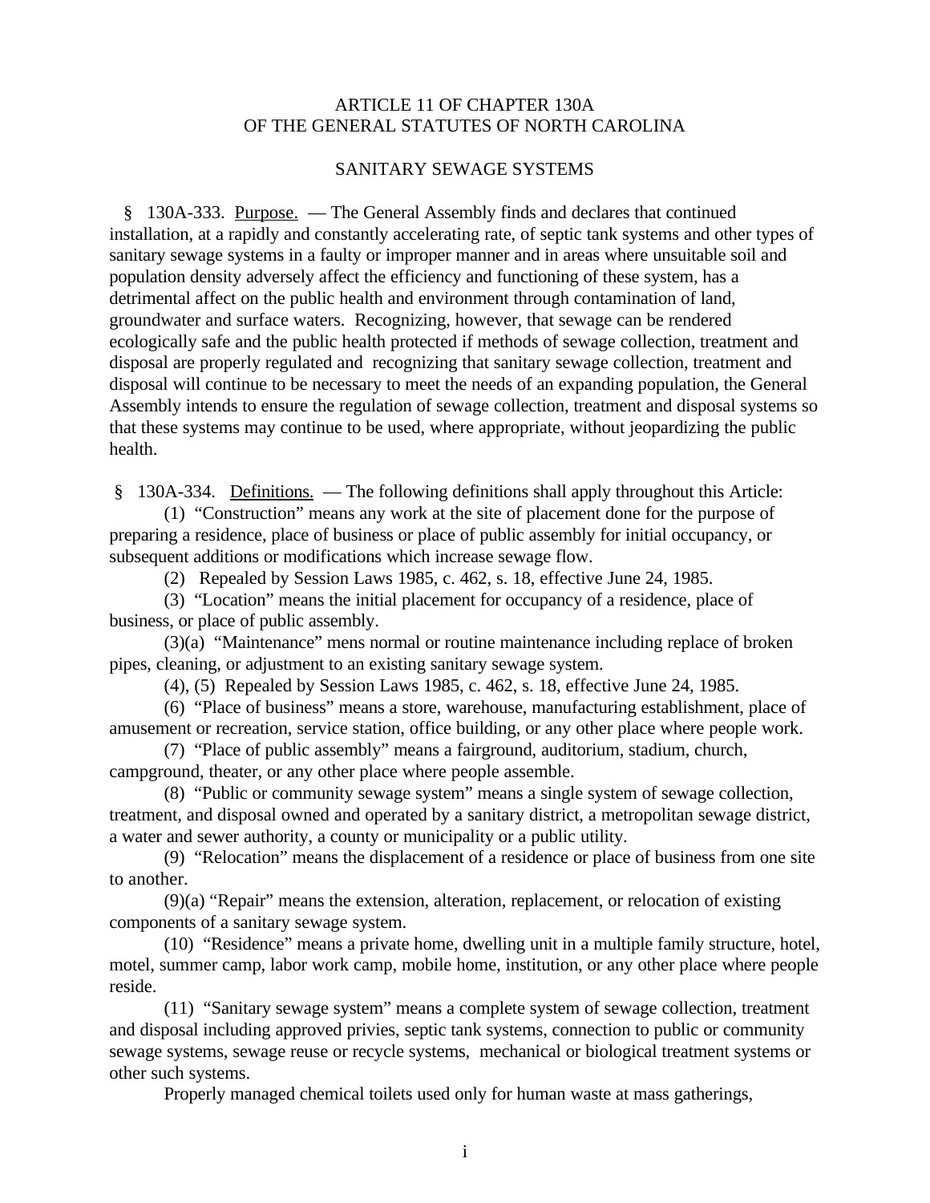ARTICLE 11 OF CHAPTER 130A
OF THE GENERAL STATUTES OF NORTH CAROLINA

SANITARY SEWAGE SYSTEMS

§ 130A-333. Purpose. — The General Assembly finds and declares that continued installation, at a rapidly and constantly accelerating rate, of septic tank systems and other types of sanitary sewage systems in a faulty or improper manner and in areas where unsuitable soil and population density adversely affect the efficiency and functioning of these system, has a detrimental affect on the public health and environment through contamination of land, groundwater and surface waters. Recognizing, however, that sewage can be rendered ecologically safe and the public health protected if methods of sewage collection, treatment and disposal are properly regulated and recognizing that sanitary sewage collection, treatment and disposal will continue to be necessary to meet the needs of an expanding population, the General Assembly intends to ensure the regulation of sewage collection, treatment and disposal systems so that these systems may continue to be used, where appropriate, without jeopardizing the public health.

§ 130A-334. Definitions. — The following definitions shall apply throughout this Article:

(1) "Construction" means any work at the site of placement done for the purpose of preparing a residence, place of business or place of public assembly for initial occupancy, or subsequent additions or modifications which increase sewage flow.

(2) Repealed by Session Laws 1985, c. 462, s. 18, effective June 24, 1985.

(3) "Location" means the initial placement for occupancy of a residence, place of business, or place of public assembly.

(3)(a) "Maintenance" mens normal or routine maintenance including replace of broken pipes, cleaning, or adjustment to an existing sanitary sewage system.

(4), (5) Repealed by Session Laws 1985, c. 462, s. 18, effective June 24, 1985.

(6) "Place of business" means a store, warehouse, manufacturing establishment, place of amusement or recreation, service station, office building, or any other place where people work.

(7) "Place of public assembly" means a fairground, auditorium, stadium, church, campground, theater, or any other place where people assemble.

(8) "Public or community sewage system" means a single system of sewage collection, treatment, and disposal owned and operated by a sanitary district, a metropolitan sewage district, a water and sewer authority, a county or municipality or a public utility.

(9) "Relocation" means the displacement of a residence or place of business from one site to another.

(9)(a) "Repair" means the extension, alteration, replacement, or relocation of existing components of a sanitary sewage system.

(10) "Residence" means a private home, dwelling unit in a multiple family structure, hotel, motel, summer camp, labor work camp, mobile home, institution, or any other place where people reside.

(11) "Sanitary sewage system" means a complete system of sewage collection, treatment and disposal including approved privies, septic tank systems, connection to public or community sewage systems, sewage reuse or recycle systems, mechanical or biological treatment systems or other such systems.

Properly managed chemical toilets used only for human waste at mass gatherings,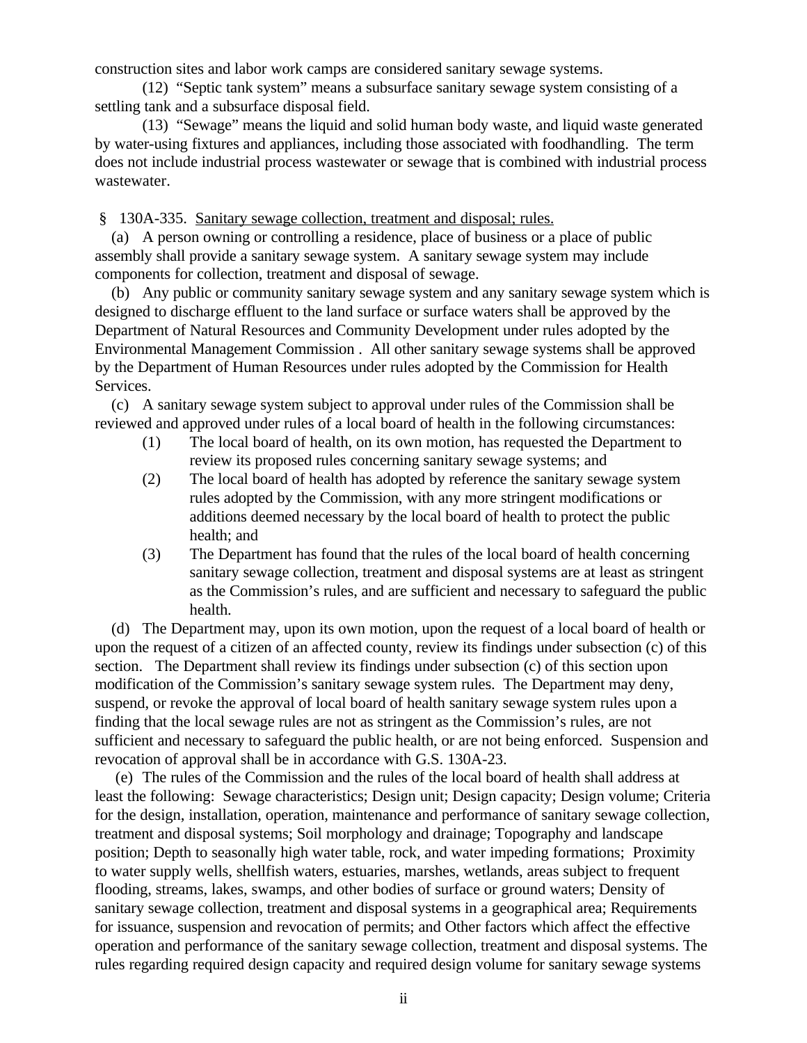construction sites and labor work camps are considered sanitary sewage systems.

(12) "Septic tank system" means a subsurface sanitary sewage system consisting of a settling tank and a subsurface disposal field.

(13) "Sewage" means the liquid and solid human body waste, and liquid waste generated by water-using fixtures and appliances, including those associated with foodhandling. The term does not include industrial process wastewater or sewage that is combined with industrial process wastewater.

§ 130A-335. Sanitary sewage collection, treatment and disposal; rules.

(a) A person owning or controlling a residence, place of business or a place of public assembly shall provide a sanitary sewage system. A sanitary sewage system may include components for collection, treatment and disposal of sewage.

(b) Any public or community sanitary sewage system and any sanitary sewage system which is designed to discharge effluent to the land surface or surface waters shall be approved by the Department of Natural Resources and Community Development under rules adopted by the Environmental Management Commission . All other sanitary sewage systems shall be approved by the Department of Human Resources under rules adopted by the Commission for Health Services.

(c) A sanitary sewage system subject to approval under rules of the Commission shall be reviewed and approved under rules of a local board of health in the following circumstances:

(1) The local board of health, on its own motion, has requested the Department to review its proposed rules concerning sanitary sewage systems; and

(2) The local board of health has adopted by reference the sanitary sewage system rules adopted by the Commission, with any more stringent modifications or additions deemed necessary by the local board of health to protect the public health; and

(3) The Department has found that the rules of the local board of health concerning sanitary sewage collection, treatment and disposal systems are at least as stringent as the Commission's rules, and are sufficient and necessary to safeguard the public health.

(d) The Department may, upon its own motion, upon the request of a local board of health or upon the request of a citizen of an affected county, review its findings under subsection (c) of this section. The Department shall review its findings under subsection (c) of this section upon modification of the Commission's sanitary sewage system rules. The Department may deny, suspend, or revoke the approval of local board of health sanitary sewage system rules upon a finding that the local sewage rules are not as stringent as the Commission's rules, are not sufficient and necessary to safeguard the public health, or are not being enforced. Suspension and revocation of approval shall be in accordance with G.S. 130A-23.

(e) The rules of the Commission and the rules of the local board of health shall address at least the following: Sewage characteristics; Design unit; Design capacity; Design volume; Criteria for the design, installation, operation, maintenance and performance of sanitary sewage collection, treatment and disposal systems; Soil morphology and drainage; Topography and landscape position; Depth to seasonally high water table, rock, and water impeding formations; Proximity to water supply wells, shellfish waters, estuaries, marshes, wetlands, areas subject to frequent flooding, streams, lakes, swamps, and other bodies of surface or ground waters; Density of sanitary sewage collection, treatment and disposal systems in a geographical area; Requirements for issuance, suspension and revocation of permits; and Other factors which affect the effective operation and performance of the sanitary sewage collection, treatment and disposal systems. The rules regarding required design capacity and required design volume for sanitary sewage systems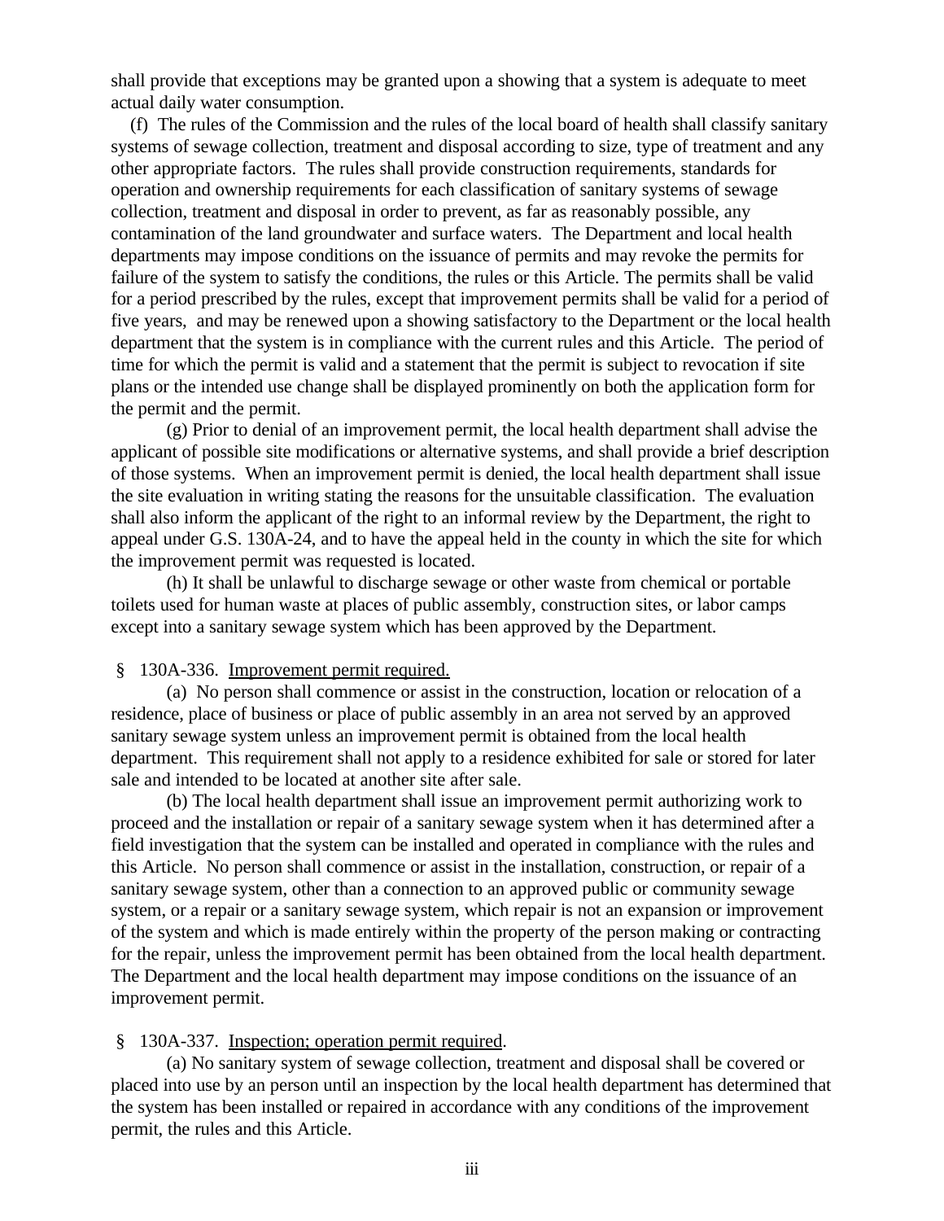shall provide that exceptions may be granted upon a showing that a system is adequate to meet actual daily water consumption.

(f) The rules of the Commission and the rules of the local board of health shall classify sanitary systems of sewage collection, treatment and disposal according to size, type of treatment and any other appropriate factors. The rules shall provide construction requirements, standards for operation and ownership requirements for each classification of sanitary systems of sewage collection, treatment and disposal in order to prevent, as far as reasonably possible, any contamination of the land groundwater and surface waters. The Department and local health departments may impose conditions on the issuance of permits and may revoke the permits for failure of the system to satisfy the conditions, the rules or this Article. The permits shall be valid for a period prescribed by the rules, except that improvement permits shall be valid for a period of five years, and may be renewed upon a showing satisfactory to the Department or the local health department that the system is in compliance with the current rules and this Article. The period of time for which the permit is valid and a statement that the permit is subject to revocation if site plans or the intended use change shall be displayed prominently on both the application form for the permit and the permit.

(g) Prior to denial of an improvement permit, the local health department shall advise the applicant of possible site modifications or alternative systems, and shall provide a brief description of those systems. When an improvement permit is denied, the local health department shall issue the site evaluation in writing stating the reasons for the unsuitable classification. The evaluation shall also inform the applicant of the right to an informal review by the Department, the right to appeal under G.S. 130A-24, and to have the appeal held in the county in which the site for which the improvement permit was requested is located.

(h) It shall be unlawful to discharge sewage or other waste from chemical or portable toilets used for human waste at places of public assembly, construction sites, or labor camps except into a sanitary sewage system which has been approved by the Department.

§ 130A-336. Improvement permit required.

(a) No person shall commence or assist in the construction, location or relocation of a residence, place of business or place of public assembly in an area not served by an approved sanitary sewage system unless an improvement permit is obtained from the local health department. This requirement shall not apply to a residence exhibited for sale or stored for later sale and intended to be located at another site after sale.

(b) The local health department shall issue an improvement permit authorizing work to proceed and the installation or repair of a sanitary sewage system when it has determined after a field investigation that the system can be installed and operated in compliance with the rules and this Article. No person shall commence or assist in the installation, construction, or repair of a sanitary sewage system, other than a connection to an approved public or community sewage system, or a repair or a sanitary sewage system, which repair is not an expansion or improvement of the system and which is made entirely within the property of the person making or contracting for the repair, unless the improvement permit has been obtained from the local health department. The Department and the local health department may impose conditions on the issuance of an improvement permit.

§ 130A-337. Inspection; operation permit required.

(a) No sanitary system of sewage collection, treatment and disposal shall be covered or placed into use by an person until an inspection by the local health department has determined that the system has been installed or repaired in accordance with any conditions of the improvement permit, the rules and this Article.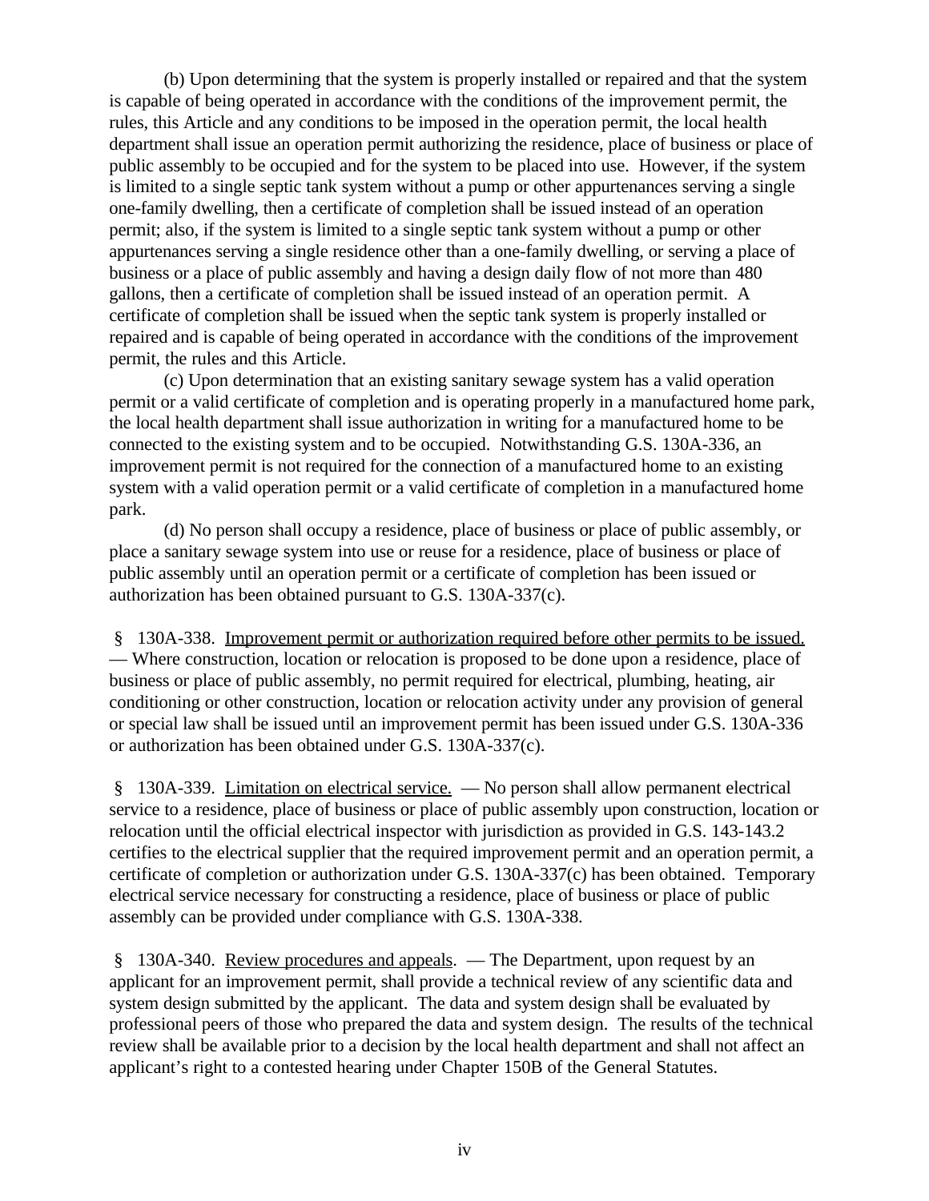(b) Upon determining that the system is properly installed or repaired and that the system is capable of being operated in accordance with the conditions of the improvement permit, the rules, this Article and any conditions to be imposed in the operation permit, the local health department shall issue an operation permit authorizing the residence, place of business or place of public assembly to be occupied and for the system to be placed into use. However, if the system is limited to a single septic tank system without a pump or other appurtenances serving a single one-family dwelling, then a certificate of completion shall be issued instead of an operation permit; also, if the system is limited to a single septic tank system without a pump or other appurtenances serving a single residence other than a one-family dwelling, or serving a place of business or a place of public assembly and having a design daily flow of not more than 480 gallons, then a certificate of completion shall be issued instead of an operation permit. A certificate of completion shall be issued when the septic tank system is properly installed or repaired and is capable of being operated in accordance with the conditions of the improvement permit, the rules and this Article.

(c) Upon determination that an existing sanitary sewage system has a valid operation permit or a valid certificate of completion and is operating properly in a manufactured home park, the local health department shall issue authorization in writing for a manufactured home to be connected to the existing system and to be occupied. Notwithstanding G.S. 130A-336, an improvement permit is not required for the connection of a manufactured home to an existing system with a valid operation permit or a valid certificate of completion in a manufactured home park.

(d) No person shall occupy a residence, place of business or place of public assembly, or place a sanitary sewage system into use or reuse for a residence, place of business or place of public assembly until an operation permit or a certificate of completion has been issued or authorization has been obtained pursuant to G.S. 130A-337(c).

§ 130A-338. Improvement permit or authorization required before other permits to be issued. — Where construction, location or relocation is proposed to be done upon a residence, place of business or place of public assembly, no permit required for electrical, plumbing, heating, air conditioning or other construction, location or relocation activity under any provision of general or special law shall be issued until an improvement permit has been issued under G.S. 130A-336 or authorization has been obtained under G.S. 130A-337(c).

§ 130A-339. Limitation on electrical service. — No person shall allow permanent electrical service to a residence, place of business or place of public assembly upon construction, location or relocation until the official electrical inspector with jurisdiction as provided in G.S. 143-143.2 certifies to the electrical supplier that the required improvement permit and an operation permit, a certificate of completion or authorization under G.S. 130A-337(c) has been obtained. Temporary electrical service necessary for constructing a residence, place of business or place of public assembly can be provided under compliance with G.S. 130A-338.

§ 130A-340. Review procedures and appeals. — The Department, upon request by an applicant for an improvement permit, shall provide a technical review of any scientific data and system design submitted by the applicant. The data and system design shall be evaluated by professional peers of those who prepared the data and system design. The results of the technical review shall be available prior to a decision by the local health department and shall not affect an applicant's right to a contested hearing under Chapter 150B of the General Statutes.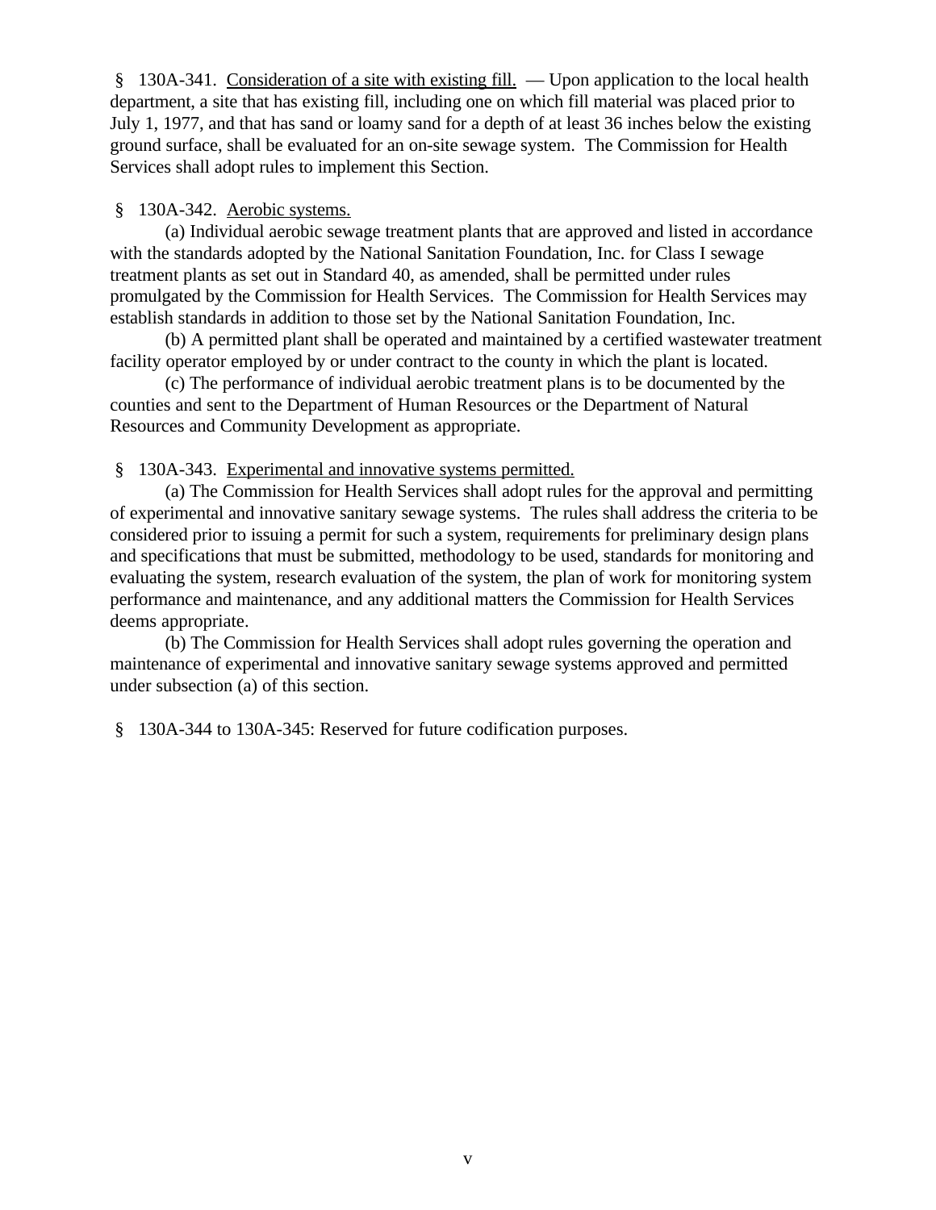§ 130A-341. Consideration of a site with existing fill. — Upon application to the local health department, a site that has existing fill, including one on which fill material was placed prior to July 1, 1977, and that has sand or loamy sand for a depth of at least 36 inches below the existing ground surface, shall be evaluated for an on-site sewage system. The Commission for Health Services shall adopt rules to implement this Section.

§ 130A-342. Aerobic systems.

(a) Individual aerobic sewage treatment plants that are approved and listed in accordance with the standards adopted by the National Sanitation Foundation, Inc. for Class I sewage treatment plants as set out in Standard 40, as amended, shall be permitted under rules promulgated by the Commission for Health Services. The Commission for Health Services may establish standards in addition to those set by the National Sanitation Foundation, Inc.

(b) A permitted plant shall be operated and maintained by a certified wastewater treatment facility operator employed by or under contract to the county in which the plant is located.

(c) The performance of individual aerobic treatment plans is to be documented by the counties and sent to the Department of Human Resources or the Department of Natural Resources and Community Development as appropriate.

§ 130A-343. Experimental and innovative systems permitted.

(a) The Commission for Health Services shall adopt rules for the approval and permitting of experimental and innovative sanitary sewage systems. The rules shall address the criteria to be considered prior to issuing a permit for such a system, requirements for preliminary design plans and specifications that must be submitted, methodology to be used, standards for monitoring and evaluating the system, research evaluation of the system, the plan of work for monitoring system performance and maintenance, and any additional matters the Commission for Health Services deems appropriate.

(b) The Commission for Health Services shall adopt rules governing the operation and maintenance of experimental and innovative sanitary sewage systems approved and permitted under subsection (a) of this section.

§ 130A-344 to 130A-345: Reserved for future codification purposes.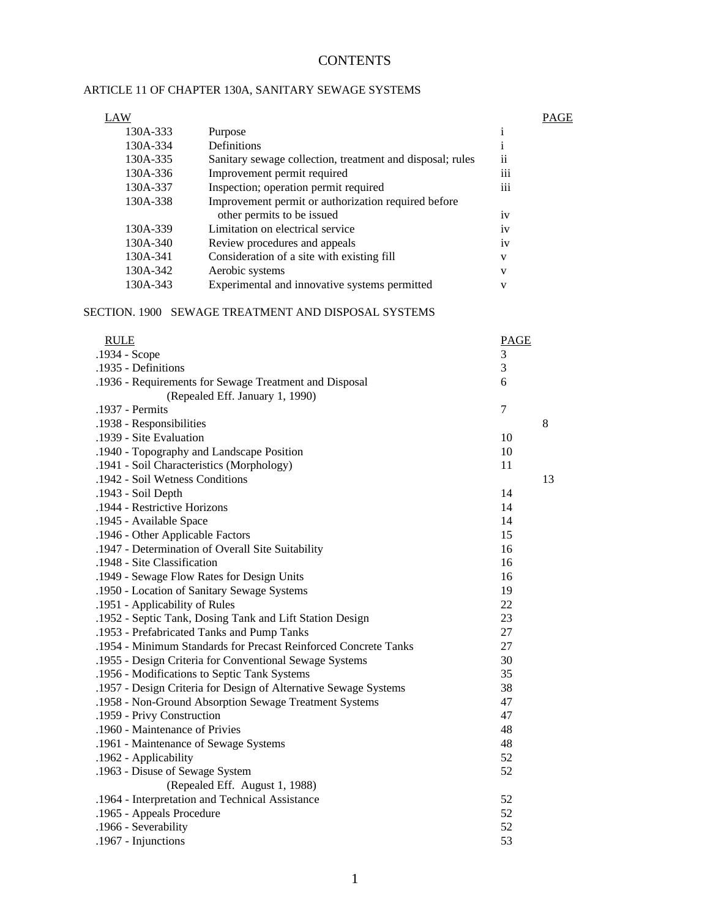# CONTENTS

## ARTICLE 11 OF CHAPTER 130A, SANITARY SEWAGE SYSTEMS

| LAW | | PAGE |
|---|---|---|
| 130A-333 | Purpose | i |
| 130A-334 | Definitions | i |
| 130A-335 | Sanitary sewage collection, treatment and disposal; rules | ii |
| 130A-336 | Improvement permit required | iii |
| 130A-337 | Inspection; operation permit required | iii |
| 130A-338 | Improvement permit or authorization required before other permits to be issued | iv |
| 130A-339 | Limitation on electrical service | iv |
| 130A-340 | Review procedures and appeals | iv |
| 130A-341 | Consideration of a site with existing fill | v |
| 130A-342 | Aerobic systems | v |
| 130A-343 | Experimental and innovative systems permitted | v |

## SECTION. 1900 SEWAGE TREATMENT AND DISPOSAL SYSTEMS

| RULE | PAGE |
|---|---|
| .1934 - Scope | 3 |
| .1935 - Definitions | 3 |
| .1936 - Requirements for Sewage Treatment and Disposal (Repealed Eff. January 1, 1990) | 6 |
| .1937 - Permits | 7 |
| .1938 - Responsibilities | 8 |
| .1939 - Site Evaluation | 10 |
| .1940 - Topography and Landscape Position | 10 |
| .1941 - Soil Characteristics (Morphology) | 11 |
| .1942 - Soil Wetness Conditions | 13 |
| .1943 - Soil Depth | 14 |
| .1944 - Restrictive Horizons | 14 |
| .1945 - Available Space | 14 |
| .1946 - Other Applicable Factors | 15 |
| .1947 - Determination of Overall Site Suitability | 16 |
| .1948 - Site Classification | 16 |
| .1949 - Sewage Flow Rates for Design Units | 16 |
| .1950 - Location of Sanitary Sewage Systems | 19 |
| .1951 - Applicability of Rules | 22 |
| .1952 - Septic Tank, Dosing Tank and Lift Station Design | 23 |
| .1953 - Prefabricated Tanks and Pump Tanks | 27 |
| .1954 - Minimum Standards for Precast Reinforced Concrete Tanks | 27 |
| .1955 - Design Criteria for Conventional Sewage Systems | 30 |
| .1956 - Modifications to Septic Tank Systems | 35 |
| .1957 - Design Criteria for Design of Alternative Sewage Systems | 38 |
| .1958 - Non-Ground Absorption Sewage Treatment Systems | 47 |
| .1959 - Privy Construction | 47 |
| .1960 - Maintenance of Privies | 48 |
| .1961 - Maintenance of Sewage Systems | 48 |
| .1962 - Applicability | 52 |
| .1963 - Disuse of Sewage System (Repealed Eff. August 1, 1988) | 52 |
| .1964 - Interpretation and Technical Assistance | 52 |
| .1965 - Appeals Procedure | 52 |
| .1966 - Severability | 52 |
| .1967 - Injunctions | 53 |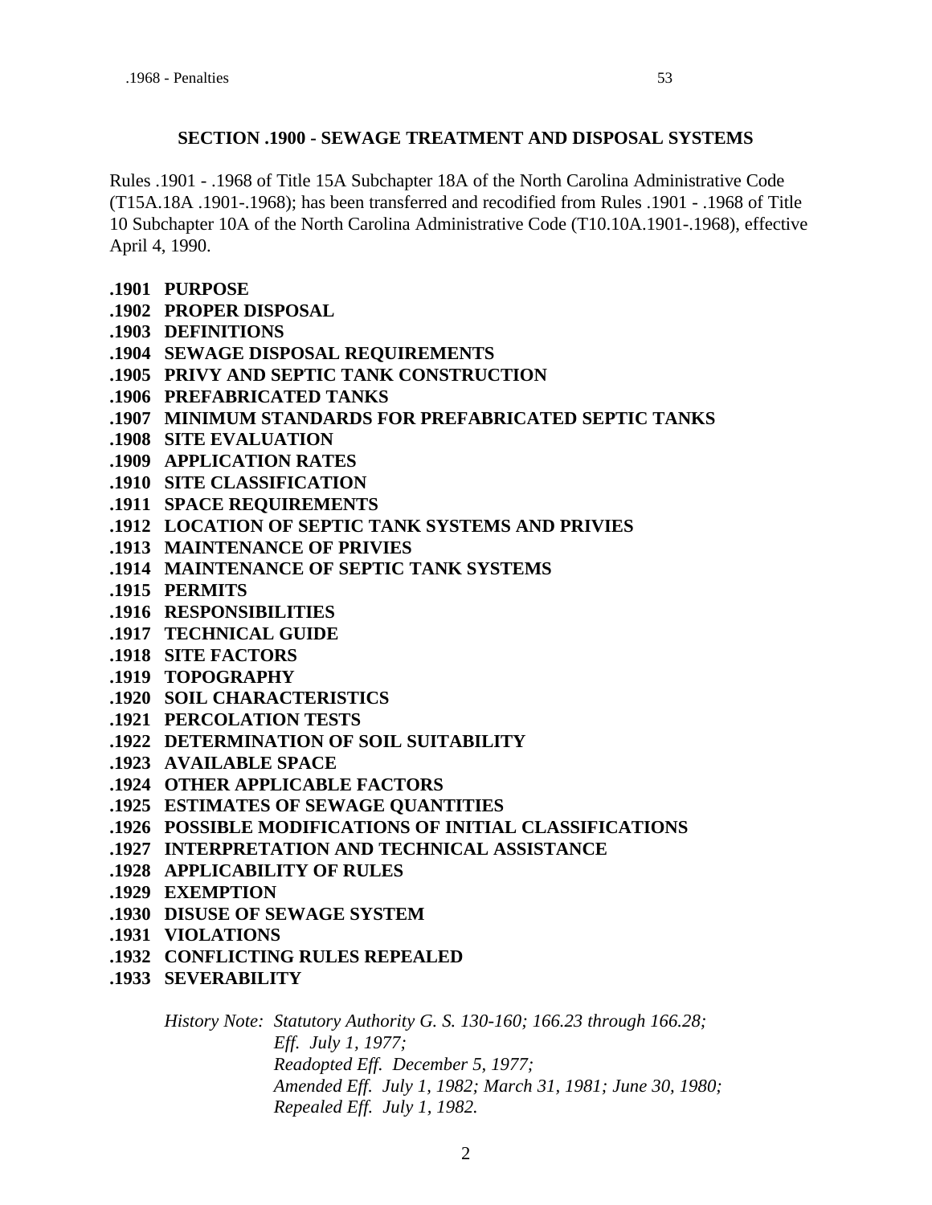.1968 - Penalties 53

## SECTION .1900 - SEWAGE TREATMENT AND DISPOSAL SYSTEMS

Rules .1901 - .1968 of Title 15A Subchapter 18A of the North Carolina Administrative Code (T15A.18A .1901-.1968); has been transferred and recodified from Rules .1901 - .1968 of Title 10 Subchapter 10A of the North Carolina Administrative Code (T10.10A.1901-.1968), effective April 4, 1990.

**.1901 PURPOSE**
**.1902 PROPER DISPOSAL**
**.1903 DEFINITIONS**
**.1904 SEWAGE DISPOSAL REQUIREMENTS**
**.1905 PRIVY AND SEPTIC TANK CONSTRUCTION**
**.1906 PREFABRICATED TANKS**
**.1907 MINIMUM STANDARDS FOR PREFABRICATED SEPTIC TANKS**
**.1908 SITE EVALUATION**
**.1909 APPLICATION RATES**
**.1910 SITE CLASSIFICATION**
**.1911 SPACE REQUIREMENTS**
**.1912 LOCATION OF SEPTIC TANK SYSTEMS AND PRIVIES**
**.1913 MAINTENANCE OF PRIVIES**
**.1914 MAINTENANCE OF SEPTIC TANK SYSTEMS**
**.1915 PERMITS**
**.1916 RESPONSIBILITIES**
**.1917 TECHNICAL GUIDE**
**.1918 SITE FACTORS**
**.1919 TOPOGRAPHY**
**.1920 SOIL CHARACTERISTICS**
**.1921 PERCOLATION TESTS**
**.1922 DETERMINATION OF SOIL SUITABILITY**
**.1923 AVAILABLE SPACE**
**.1924 OTHER APPLICABLE FACTORS**
**.1925 ESTIMATES OF SEWAGE QUANTITIES**
**.1926 POSSIBLE MODIFICATIONS OF INITIAL CLASSIFICATIONS**
**.1927 INTERPRETATION AND TECHNICAL ASSISTANCE**
**.1928 APPLICABILITY OF RULES**
**.1929 EXEMPTION**
**.1930 DISUSE OF SEWAGE SYSTEM**
**.1931 VIOLATIONS**
**.1932 CONFLICTING RULES REPEALED**
**.1933 SEVERABILITY**

*History Note: Statutory Authority G. S. 130-160; 166.23 through 166.28;*
*Eff. July 1, 1977;*
*Readopted Eff. December 5, 1977;*
*Amended Eff. July 1, 1982; March 31, 1981; June 30, 1980;*
*Repealed Eff. July 1, 1982.*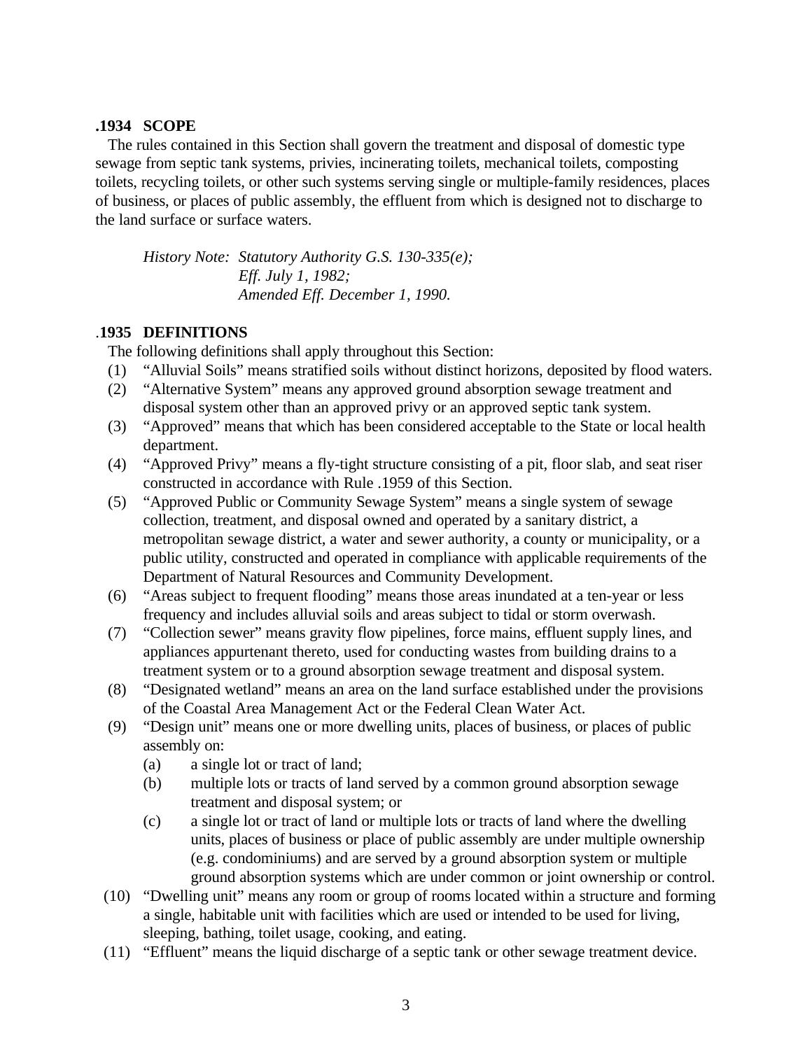### .1934 SCOPE

The rules contained in this Section shall govern the treatment and disposal of domestic type sewage from septic tank systems, privies, incinerating toilets, mechanical toilets, composting toilets, recycling toilets, or other such systems serving single or multiple-family residences, places of business, or places of public assembly, the effluent from which is designed not to discharge to the land surface or surface waters.

*History Note: Statutory Authority G.S. 130-335(e);*
*Eff. July 1, 1982;*
*Amended Eff. December 1, 1990.*

### .1935 DEFINITIONS

The following definitions shall apply throughout this Section:

(1) "Alluvial Soils" means stratified soils without distinct horizons, deposited by flood waters.

(2) "Alternative System" means any approved ground absorption sewage treatment and disposal system other than an approved privy or an approved septic tank system.

(3) "Approved" means that which has been considered acceptable to the State or local health department.

(4) "Approved Privy" means a fly-tight structure consisting of a pit, floor slab, and seat riser constructed in accordance with Rule .1959 of this Section.

(5) "Approved Public or Community Sewage System" means a single system of sewage collection, treatment, and disposal owned and operated by a sanitary district, a metropolitan sewage district, a water and sewer authority, a county or municipality, or a public utility, constructed and operated in compliance with applicable requirements of the Department of Natural Resources and Community Development.

(6) "Areas subject to frequent flooding" means those areas inundated at a ten-year or less frequency and includes alluvial soils and areas subject to tidal or storm overwash.

(7) "Collection sewer" means gravity flow pipelines, force mains, effluent supply lines, and appliances appurtenant thereto, used for conducting wastes from building drains to a treatment system or to a ground absorption sewage treatment and disposal system.

(8) "Designated wetland" means an area on the land surface established under the provisions of the Coastal Area Management Act or the Federal Clean Water Act.

(9) "Design unit" means one or more dwelling units, places of business, or places of public assembly on:

   (a) a single lot or tract of land;

   (b) multiple lots or tracts of land served by a common ground absorption sewage treatment and disposal system; or

   (c) a single lot or tract of land or multiple lots or tracts of land where the dwelling units, places of business or place of public assembly are under multiple ownership (e.g. condominiums) and are served by a ground absorption system or multiple ground absorption systems which are under common or joint ownership or control.

(10) "Dwelling unit" means any room or group of rooms located within a structure and forming a single, habitable unit with facilities which are used or intended to be used for living, sleeping, bathing, toilet usage, cooking, and eating.

(11) "Effluent" means the liquid discharge of a septic tank or other sewage treatment device.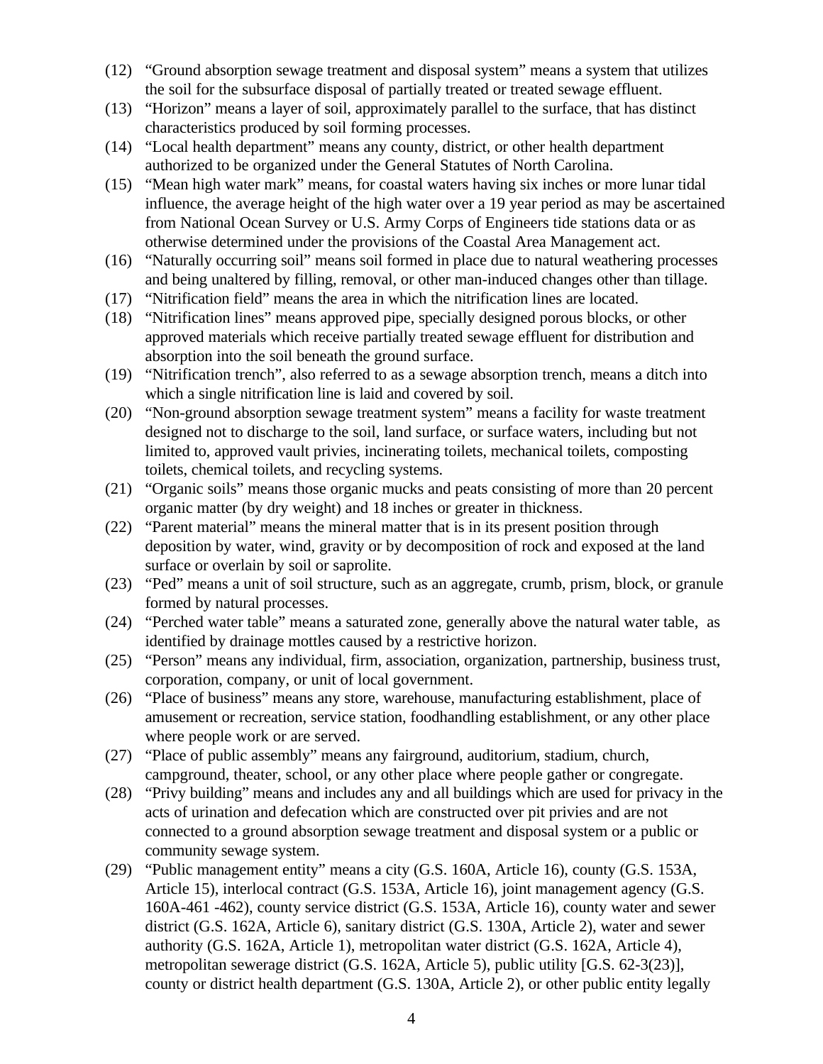(12) "Ground absorption sewage treatment and disposal system" means a system that utilizes the soil for the subsurface disposal of partially treated or treated sewage effluent.

(13) "Horizon" means a layer of soil, approximately parallel to the surface, that has distinct characteristics produced by soil forming processes.

(14) "Local health department" means any county, district, or other health department authorized to be organized under the General Statutes of North Carolina.

(15) "Mean high water mark" means, for coastal waters having six inches or more lunar tidal influence, the average height of the high water over a 19 year period as may be ascertained from National Ocean Survey or U.S. Army Corps of Engineers tide stations data or as otherwise determined under the provisions of the Coastal Area Management act.

(16) "Naturally occurring soil" means soil formed in place due to natural weathering processes and being unaltered by filling, removal, or other man-induced changes other than tillage.

(17) "Nitrification field" means the area in which the nitrification lines are located.

(18) "Nitrification lines" means approved pipe, specially designed porous blocks, or other approved materials which receive partially treated sewage effluent for distribution and absorption into the soil beneath the ground surface.

(19) "Nitrification trench", also referred to as a sewage absorption trench, means a ditch into which a single nitrification line is laid and covered by soil.

(20) "Non-ground absorption sewage treatment system" means a facility for waste treatment designed not to discharge to the soil, land surface, or surface waters, including but not limited to, approved vault privies, incinerating toilets, mechanical toilets, composting toilets, chemical toilets, and recycling systems.

(21) "Organic soils" means those organic mucks and peats consisting of more than 20 percent organic matter (by dry weight) and 18 inches or greater in thickness.

(22) "Parent material" means the mineral matter that is in its present position through deposition by water, wind, gravity or by decomposition of rock and exposed at the land surface or overlain by soil or saprolite.

(23) "Ped" means a unit of soil structure, such as an aggregate, crumb, prism, block, or granule formed by natural processes.

(24) "Perched water table" means a saturated zone, generally above the natural water table, as identified by drainage mottles caused by a restrictive horizon.

(25) "Person" means any individual, firm, association, organization, partnership, business trust, corporation, company, or unit of local government.

(26) "Place of business" means any store, warehouse, manufacturing establishment, place of amusement or recreation, service station, foodhandling establishment, or any other place where people work or are served.

(27) "Place of public assembly" means any fairground, auditorium, stadium, church, campground, theater, school, or any other place where people gather or congregate.

(28) "Privy building" means and includes any and all buildings which are used for privacy in the acts of urination and defecation which are constructed over pit privies and are not connected to a ground absorption sewage treatment and disposal system or a public or community sewage system.

(29) "Public management entity" means a city (G.S. 160A, Article 16), county (G.S. 153A, Article 15), interlocal contract (G.S. 153A, Article 16), joint management agency (G.S. 160A-461 -462), county service district (G.S. 153A, Article 16), county water and sewer district (G.S. 162A, Article 6), sanitary district (G.S. 130A, Article 2), water and sewer authority (G.S. 162A, Article 1), metropolitan water district (G.S. 162A, Article 4), metropolitan sewerage district (G.S. 162A, Article 5), public utility [G.S. 62-3(23)], county or district health department (G.S. 130A, Article 2), or other public entity legally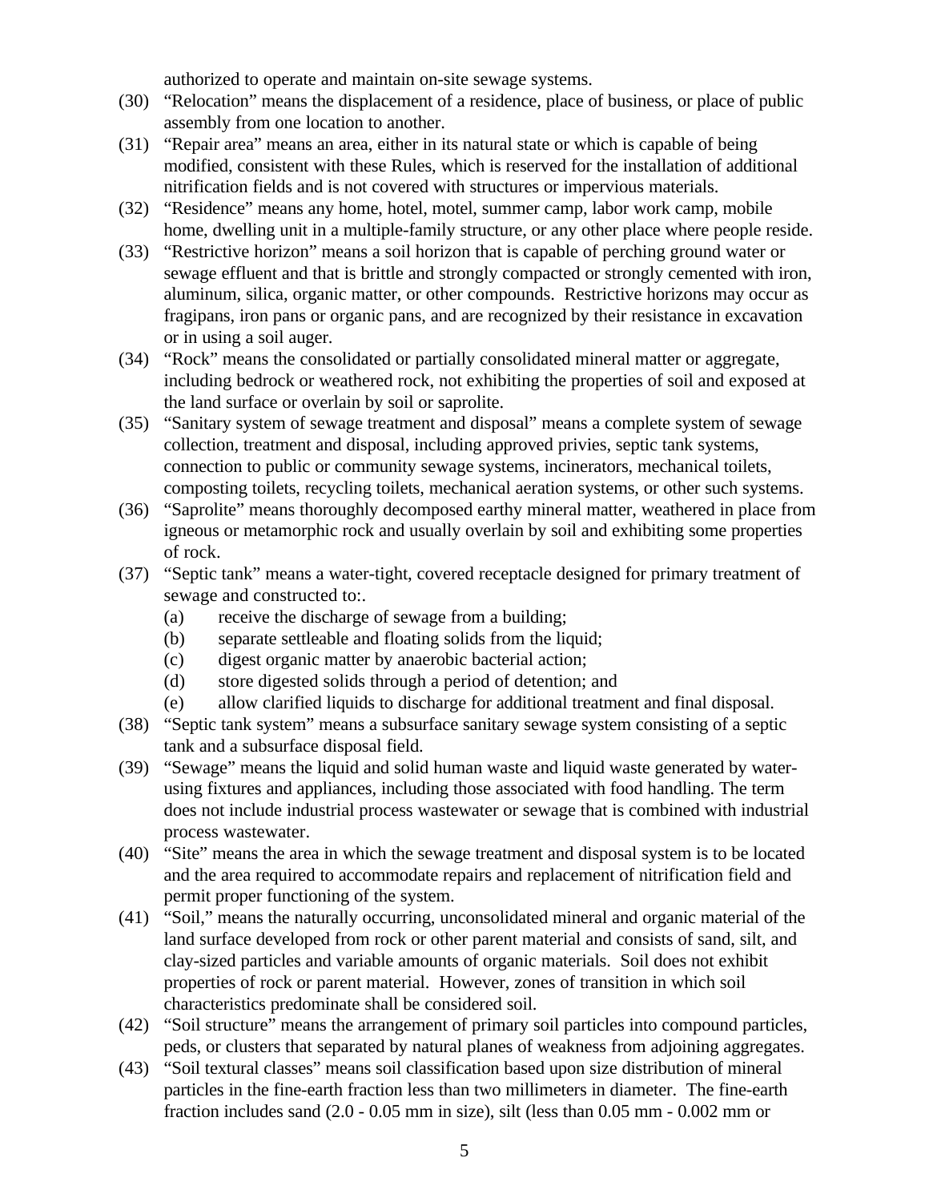authorized to operate and maintain on-site sewage systems.

(30) "Relocation" means the displacement of a residence, place of business, or place of public assembly from one location to another.

(31) "Repair area" means an area, either in its natural state or which is capable of being modified, consistent with these Rules, which is reserved for the installation of additional nitrification fields and is not covered with structures or impervious materials.

(32) "Residence" means any home, hotel, motel, summer camp, labor work camp, mobile home, dwelling unit in a multiple-family structure, or any other place where people reside.

(33) "Restrictive horizon" means a soil horizon that is capable of perching ground water or sewage effluent and that is brittle and strongly compacted or strongly cemented with iron, aluminum, silica, organic matter, or other compounds. Restrictive horizons may occur as fragipans, iron pans or organic pans, and are recognized by their resistance in excavation or in using a soil auger.

(34) "Rock" means the consolidated or partially consolidated mineral matter or aggregate, including bedrock or weathered rock, not exhibiting the properties of soil and exposed at the land surface or overlain by soil or saprolite.

(35) "Sanitary system of sewage treatment and disposal" means a complete system of sewage collection, treatment and disposal, including approved privies, septic tank systems, connection to public or community sewage systems, incinerators, mechanical toilets, composting toilets, recycling toilets, mechanical aeration systems, or other such systems.

(36) "Saprolite" means thoroughly decomposed earthy mineral matter, weathered in place from igneous or metamorphic rock and usually overlain by soil and exhibiting some properties of rock.

(37) "Septic tank" means a water-tight, covered receptacle designed for primary treatment of sewage and constructed to:.
   - (a) receive the discharge of sewage from a building;
   - (b) separate settleable and floating solids from the liquid;
   - (c) digest organic matter by anaerobic bacterial action;
   - (d) store digested solids through a period of detention; and
   - (e) allow clarified liquids to discharge for additional treatment and final disposal.

(38) "Septic tank system" means a subsurface sanitary sewage system consisting of a septic tank and a subsurface disposal field.

(39) "Sewage" means the liquid and solid human waste and liquid waste generated by water-using fixtures and appliances, including those associated with food handling. The term does not include industrial process wastewater or sewage that is combined with industrial process wastewater.

(40) "Site" means the area in which the sewage treatment and disposal system is to be located and the area required to accommodate repairs and replacement of nitrification field and permit proper functioning of the system.

(41) "Soil," means the naturally occurring, unconsolidated mineral and organic material of the land surface developed from rock or other parent material and consists of sand, silt, and clay-sized particles and variable amounts of organic materials. Soil does not exhibit properties of rock or parent material. However, zones of transition in which soil characteristics predominate shall be considered soil.

(42) "Soil structure" means the arrangement of primary soil particles into compound particles, peds, or clusters that separated by natural planes of weakness from adjoining aggregates.

(43) "Soil textural classes" means soil classification based upon size distribution of mineral particles in the fine-earth fraction less than two millimeters in diameter. The fine-earth fraction includes sand (2.0 - 0.05 mm in size), silt (less than 0.05 mm - 0.002 mm or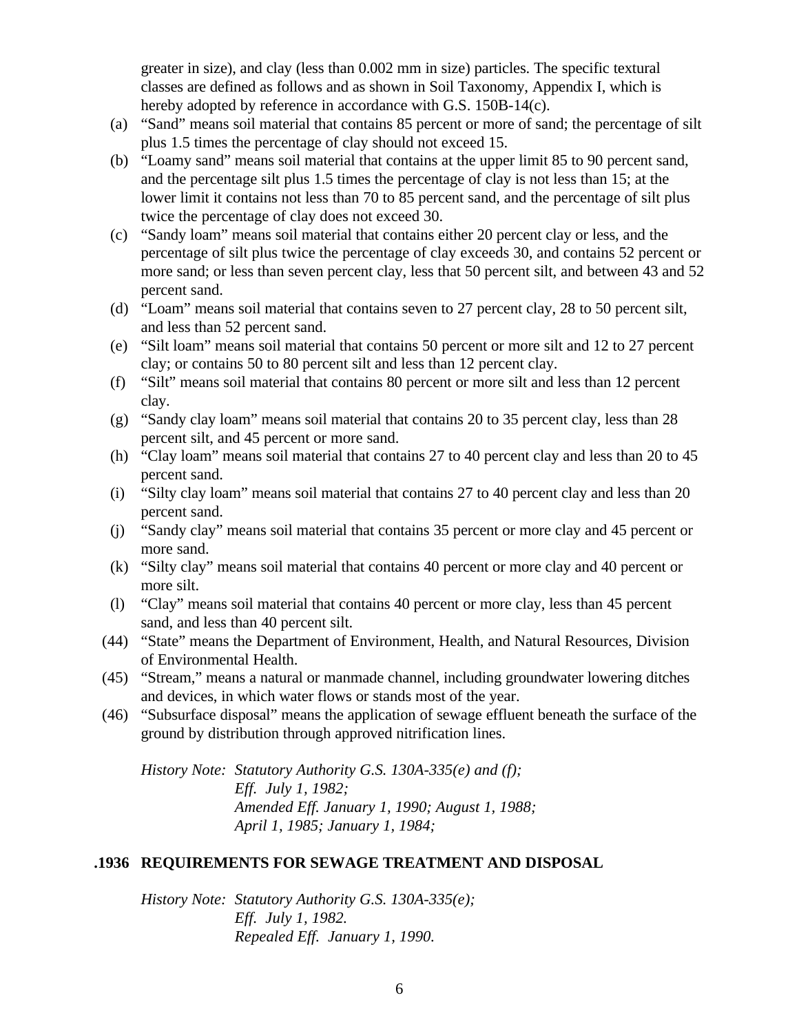greater in size), and clay (less than 0.002 mm in size) particles. The specific textural classes are defined as follows and as shown in Soil Taxonomy, Appendix I, which is hereby adopted by reference in accordance with G.S. 150B-14(c).

- (a) "Sand" means soil material that contains 85 percent or more of sand; the percentage of silt plus 1.5 times the percentage of clay should not exceed 15.
- (b) "Loamy sand" means soil material that contains at the upper limit 85 to 90 percent sand, and the percentage silt plus 1.5 times the percentage of clay is not less than 15; at the lower limit it contains not less than 70 to 85 percent sand, and the percentage of silt plus twice the percentage of clay does not exceed 30.
- (c) "Sandy loam" means soil material that contains either 20 percent clay or less, and the percentage of silt plus twice the percentage of clay exceeds 30, and contains 52 percent or more sand; or less than seven percent clay, less that 50 percent silt, and between 43 and 52 percent sand.
- (d) "Loam" means soil material that contains seven to 27 percent clay, 28 to 50 percent silt, and less than 52 percent sand.
- (e) "Silt loam" means soil material that contains 50 percent or more silt and 12 to 27 percent clay; or contains 50 to 80 percent silt and less than 12 percent clay.
- (f) "Silt" means soil material that contains 80 percent or more silt and less than 12 percent clay.
- (g) "Sandy clay loam" means soil material that contains 20 to 35 percent clay, less than 28 percent silt, and 45 percent or more sand.
- (h) "Clay loam" means soil material that contains 27 to 40 percent clay and less than 20 to 45 percent sand.
- (i) "Silty clay loam" means soil material that contains 27 to 40 percent clay and less than 20 percent sand.
- (j) "Sandy clay" means soil material that contains 35 percent or more clay and 45 percent or more sand.
- (k) "Silty clay" means soil material that contains 40 percent or more clay and 40 percent or more silt.
- (l) "Clay" means soil material that contains 40 percent or more clay, less than 45 percent sand, and less than 40 percent silt.

(44) "State" means the Department of Environment, Health, and Natural Resources, Division of Environmental Health.

(45) "Stream," means a natural or manmade channel, including groundwater lowering ditches and devices, in which water flows or stands most of the year.

(46) "Subsurface disposal" means the application of sewage effluent beneath the surface of the ground by distribution through approved nitrification lines.

*History Note: Statutory Authority G.S. 130A-335(e) and (f);*
*Eff. July 1, 1982;*
*Amended Eff. January 1, 1990; August 1, 1988;*
*April 1, 1985; January 1, 1984;*

## .1936 REQUIREMENTS FOR SEWAGE TREATMENT AND DISPOSAL

*History Note: Statutory Authority G.S. 130A-335(e);*
*Eff. July 1, 1982.*
*Repealed Eff. January 1, 1990.*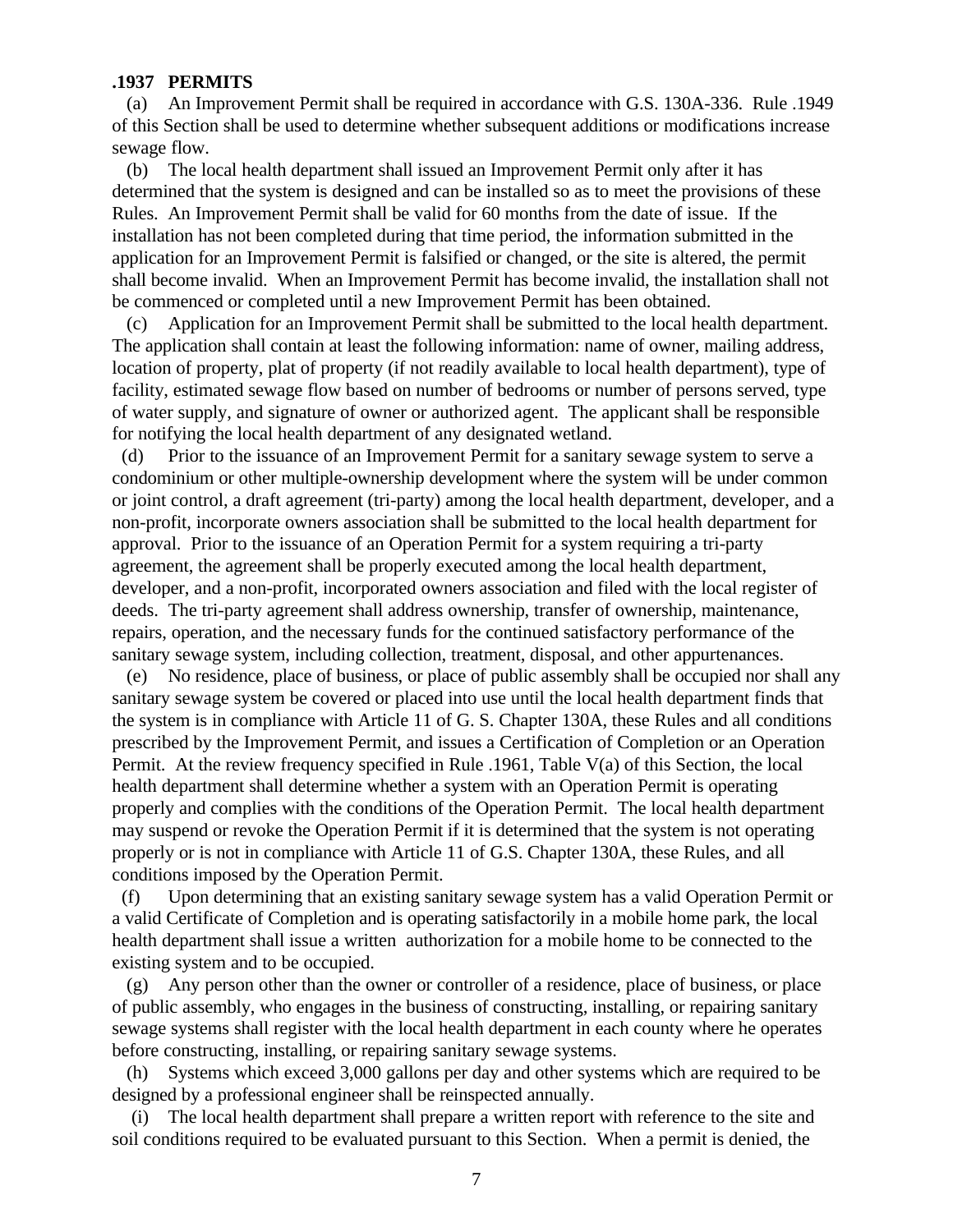**.1937 PERMITS**

(a) An Improvement Permit shall be required in accordance with G.S. 130A-336. Rule .1949 of this Section shall be used to determine whether subsequent additions or modifications increase sewage flow.

(b) The local health department shall issued an Improvement Permit only after it has determined that the system is designed and can be installed so as to meet the provisions of these Rules. An Improvement Permit shall be valid for 60 months from the date of issue. If the installation has not been completed during that time period, the information submitted in the application for an Improvement Permit is falsified or changed, or the site is altered, the permit shall become invalid. When an Improvement Permit has become invalid, the installation shall not be commenced or completed until a new Improvement Permit has been obtained.

(c) Application for an Improvement Permit shall be submitted to the local health department. The application shall contain at least the following information: name of owner, mailing address, location of property, plat of property (if not readily available to local health department), type of facility, estimated sewage flow based on number of bedrooms or number of persons served, type of water supply, and signature of owner or authorized agent. The applicant shall be responsible for notifying the local health department of any designated wetland.

(d) Prior to the issuance of an Improvement Permit for a sanitary sewage system to serve a condominium or other multiple-ownership development where the system will be under common or joint control, a draft agreement (tri-party) among the local health department, developer, and a non-profit, incorporate owners association shall be submitted to the local health department for approval. Prior to the issuance of an Operation Permit for a system requiring a tri-party agreement, the agreement shall be properly executed among the local health department, developer, and a non-profit, incorporated owners association and filed with the local register of deeds. The tri-party agreement shall address ownership, transfer of ownership, maintenance, repairs, operation, and the necessary funds for the continued satisfactory performance of the sanitary sewage system, including collection, treatment, disposal, and other appurtenances.

(e) No residence, place of business, or place of public assembly shall be occupied nor shall any sanitary sewage system be covered or placed into use until the local health department finds that the system is in compliance with Article 11 of G. S. Chapter 130A, these Rules and all conditions prescribed by the Improvement Permit, and issues a Certification of Completion or an Operation Permit. At the review frequency specified in Rule .1961, Table V(a) of this Section, the local health department shall determine whether a system with an Operation Permit is operating properly and complies with the conditions of the Operation Permit. The local health department may suspend or revoke the Operation Permit if it is determined that the system is not operating properly or is not in compliance with Article 11 of G.S. Chapter 130A, these Rules, and all conditions imposed by the Operation Permit.

(f) Upon determining that an existing sanitary sewage system has a valid Operation Permit or a valid Certificate of Completion and is operating satisfactorily in a mobile home park, the local health department shall issue a written authorization for a mobile home to be connected to the existing system and to be occupied.

(g) Any person other than the owner or controller of a residence, place of business, or place of public assembly, who engages in the business of constructing, installing, or repairing sanitary sewage systems shall register with the local health department in each county where he operates before constructing, installing, or repairing sanitary sewage systems.

(h) Systems which exceed 3,000 gallons per day and other systems which are required to be designed by a professional engineer shall be reinspected annually.

(i) The local health department shall prepare a written report with reference to the site and soil conditions required to be evaluated pursuant to this Section. When a permit is denied, the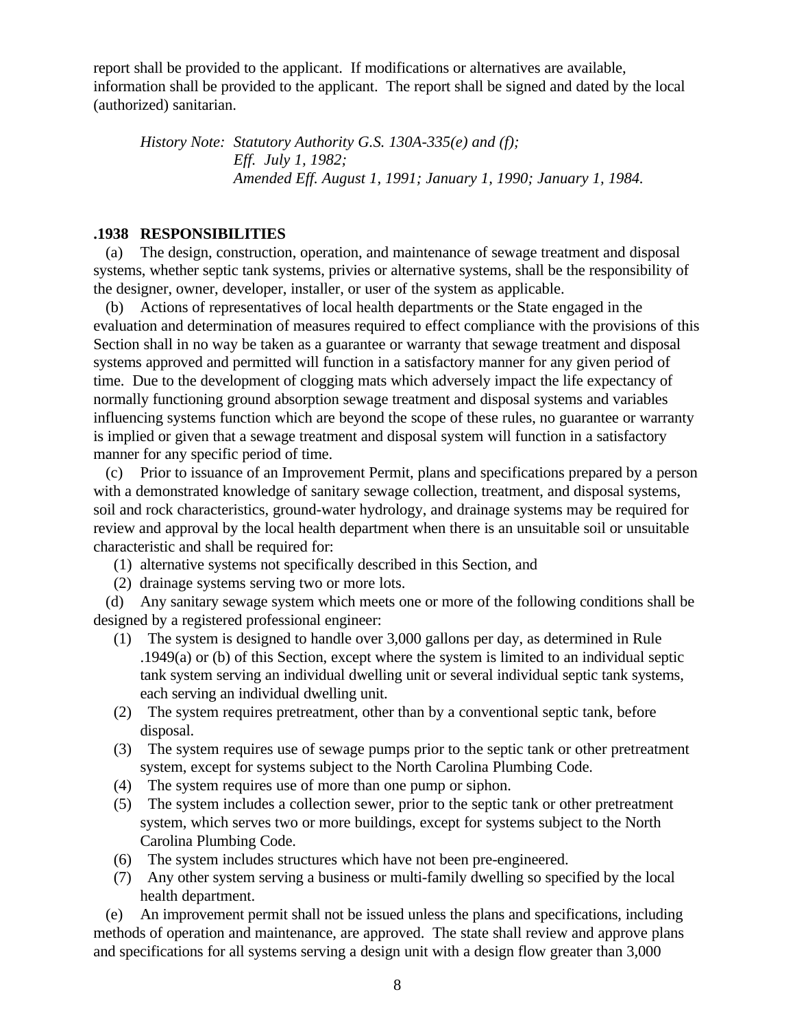report shall be provided to the applicant. If modifications or alternatives are available, information shall be provided to the applicant. The report shall be signed and dated by the local (authorized) sanitarian.

*History Note: Statutory Authority G.S. 130A-335(e) and (f);*
*Eff. July 1, 1982;*
*Amended Eff. August 1, 1991; January 1, 1990; January 1, 1984.*

**.1938 RESPONSIBILITIES**

(a) The design, construction, operation, and maintenance of sewage treatment and disposal systems, whether septic tank systems, privies or alternative systems, shall be the responsibility of the designer, owner, developer, installer, or user of the system as applicable.

(b) Actions of representatives of local health departments or the State engaged in the evaluation and determination of measures required to effect compliance with the provisions of this Section shall in no way be taken as a guarantee or warranty that sewage treatment and disposal systems approved and permitted will function in a satisfactory manner for any given period of time. Due to the development of clogging mats which adversely impact the life expectancy of normally functioning ground absorption sewage treatment and disposal systems and variables influencing systems function which are beyond the scope of these rules, no guarantee or warranty is implied or given that a sewage treatment and disposal system will function in a satisfactory manner for any specific period of time.

(c) Prior to issuance of an Improvement Permit, plans and specifications prepared by a person with a demonstrated knowledge of sanitary sewage collection, treatment, and disposal systems, soil and rock characteristics, ground-water hydrology, and drainage systems may be required for review and approval by the local health department when there is an unsuitable soil or unsuitable characteristic and shall be required for:

(1) alternative systems not specifically described in this Section, and

(2) drainage systems serving two or more lots.

(d) Any sanitary sewage system which meets one or more of the following conditions shall be designed by a registered professional engineer:

(1) The system is designed to handle over 3,000 gallons per day, as determined in Rule .1949(a) or (b) of this Section, except where the system is limited to an individual septic tank system serving an individual dwelling unit or several individual septic tank systems, each serving an individual dwelling unit.

(2) The system requires pretreatment, other than by a conventional septic tank, before disposal.

(3) The system requires use of sewage pumps prior to the septic tank or other pretreatment system, except for systems subject to the North Carolina Plumbing Code.

(4) The system requires use of more than one pump or siphon.

(5) The system includes a collection sewer, prior to the septic tank or other pretreatment system, which serves two or more buildings, except for systems subject to the North Carolina Plumbing Code.

(6) The system includes structures which have not been pre-engineered.

(7) Any other system serving a business or multi-family dwelling so specified by the local health department.

(e) An improvement permit shall not be issued unless the plans and specifications, including methods of operation and maintenance, are approved. The state shall review and approve plans and specifications for all systems serving a design unit with a design flow greater than 3,000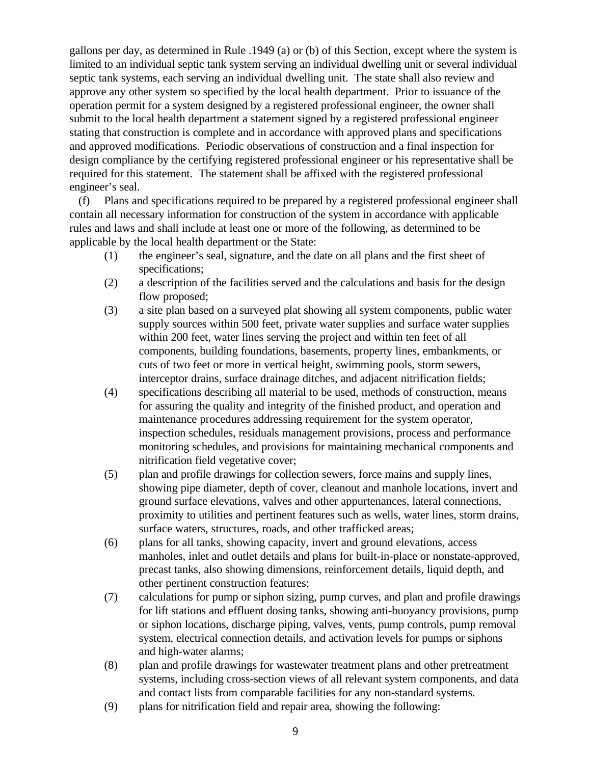gallons per day, as determined in Rule .1949 (a) or (b) of this Section, except where the system is limited to an individual septic tank system serving an individual dwelling unit or several individual septic tank systems, each serving an individual dwelling unit. The state shall also review and approve any other system so specified by the local health department. Prior to issuance of the operation permit for a system designed by a registered professional engineer, the owner shall submit to the local health department a statement signed by a registered professional engineer stating that construction is complete and in accordance with approved plans and specifications and approved modifications. Periodic observations of construction and a final inspection for design compliance by the certifying registered professional engineer or his representative shall be required for this statement. The statement shall be affixed with the registered professional engineer's seal.

(f) Plans and specifications required to be prepared by a registered professional engineer shall contain all necessary information for construction of the system in accordance with applicable rules and laws and shall include at least one or more of the following, as determined to be applicable by the local health department or the State:

(1) the engineer's seal, signature, and the date on all plans and the first sheet of specifications;

(2) a description of the facilities served and the calculations and basis for the design flow proposed;

(3) a site plan based on a surveyed plat showing all system components, public water supply sources within 500 feet, private water supplies and surface water supplies within 200 feet, water lines serving the project and within ten feet of all components, building foundations, basements, property lines, embankments, or cuts of two feet or more in vertical height, swimming pools, storm sewers, interceptor drains, surface drainage ditches, and adjacent nitrification fields;

(4) specifications describing all material to be used, methods of construction, means for assuring the quality and integrity of the finished product, and operation and maintenance procedures addressing requirement for the system operator, inspection schedules, residuals management provisions, process and performance monitoring schedules, and provisions for maintaining mechanical components and nitrification field vegetative cover;

(5) plan and profile drawings for collection sewers, force mains and supply lines, showing pipe diameter, depth of cover, cleanout and manhole locations, invert and ground surface elevations, valves and other appurtenances, lateral connections, proximity to utilities and pertinent features such as wells, water lines, storm drains, surface waters, structures, roads, and other trafficked areas;

(6) plans for all tanks, showing capacity, invert and ground elevations, access manholes, inlet and outlet details and plans for built-in-place or nonstate-approved, precast tanks, also showing dimensions, reinforcement details, liquid depth, and other pertinent construction features;

(7) calculations for pump or siphon sizing, pump curves, and plan and profile drawings for lift stations and effluent dosing tanks, showing anti-buoyancy provisions, pump or siphon locations, discharge piping, valves, vents, pump controls, pump removal system, electrical connection details, and activation levels for pumps or siphons and high-water alarms;

(8) plan and profile drawings for wastewater treatment plans and other pretreatment systems, including cross-section views of all relevant system components, and data and contact lists from comparable facilities for any non-standard systems.

(9) plans for nitrification field and repair area, showing the following: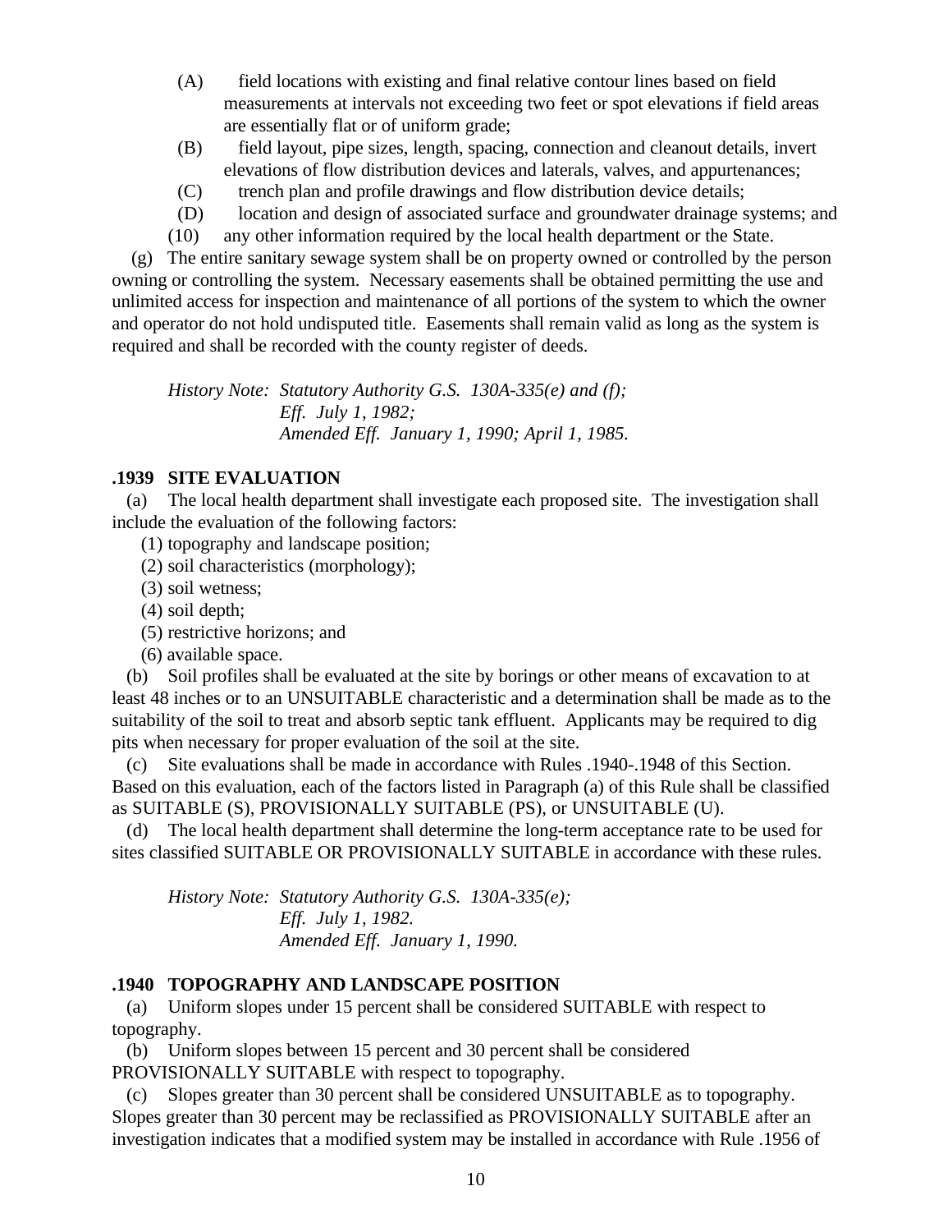(A) field locations with existing and final relative contour lines based on field measurements at intervals not exceeding two feet or spot elevations if field areas are essentially flat or of uniform grade;

(B) field layout, pipe sizes, length, spacing, connection and cleanout details, invert elevations of flow distribution devices and laterals, valves, and appurtenances;

(C) trench plan and profile drawings and flow distribution device details;

(D) location and design of associated surface and groundwater drainage systems; and

(10) any other information required by the local health department or the State.

(g) The entire sanitary sewage system shall be on property owned or controlled by the person owning or controlling the system. Necessary easements shall be obtained permitting the use and unlimited access for inspection and maintenance of all portions of the system to which the owner and operator do not hold undisputed title. Easements shall remain valid as long as the system is required and shall be recorded with the county register of deeds.

*History Note: Statutory Authority G.S. 130A-335(e) and (f);*
*Eff. July 1, 1982;*
*Amended Eff. January 1, 1990; April 1, 1985.*

**.1939 SITE EVALUATION**

(a) The local health department shall investigate each proposed site. The investigation shall include the evaluation of the following factors:

(1) topography and landscape position;
(2) soil characteristics (morphology);
(3) soil wetness;
(4) soil depth;
(5) restrictive horizons; and
(6) available space.

(b) Soil profiles shall be evaluated at the site by borings or other means of excavation to at least 48 inches or to an UNSUITABLE characteristic and a determination shall be made as to the suitability of the soil to treat and absorb septic tank effluent. Applicants may be required to dig pits when necessary for proper evaluation of the soil at the site.

(c) Site evaluations shall be made in accordance with Rules .1940-.1948 of this Section. Based on this evaluation, each of the factors listed in Paragraph (a) of this Rule shall be classified as SUITABLE (S), PROVISIONALLY SUITABLE (PS), or UNSUITABLE (U).

(d) The local health department shall determine the long-term acceptance rate to be used for sites classified SUITABLE OR PROVISIONALLY SUITABLE in accordance with these rules.

*History Note: Statutory Authority G.S. 130A-335(e);*
*Eff. July 1, 1982.*
*Amended Eff. January 1, 1990.*

**.1940 TOPOGRAPHY AND LANDSCAPE POSITION**

(a) Uniform slopes under 15 percent shall be considered SUITABLE with respect to topography.

(b) Uniform slopes between 15 percent and 30 percent shall be considered PROVISIONALLY SUITABLE with respect to topography.

(c) Slopes greater than 30 percent shall be considered UNSUITABLE as to topography. Slopes greater than 30 percent may be reclassified as PROVISIONALLY SUITABLE after an investigation indicates that a modified system may be installed in accordance with Rule .1956 of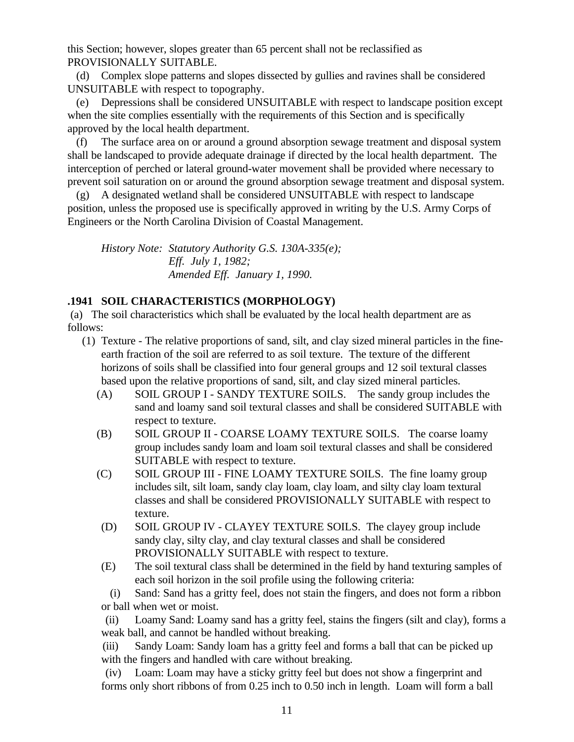this Section; however, slopes greater than 65 percent shall not be reclassified as PROVISIONALLY SUITABLE.

(d) Complex slope patterns and slopes dissected by gullies and ravines shall be considered UNSUITABLE with respect to topography.

(e) Depressions shall be considered UNSUITABLE with respect to landscape position except when the site complies essentially with the requirements of this Section and is specifically approved by the local health department.

(f) The surface area on or around a ground absorption sewage treatment and disposal system shall be landscaped to provide adequate drainage if directed by the local health department. The interception of perched or lateral ground-water movement shall be provided where necessary to prevent soil saturation on or around the ground absorption sewage treatment and disposal system.

(g) A designated wetland shall be considered UNSUITABLE with respect to landscape position, unless the proposed use is specifically approved in writing by the U.S. Army Corps of Engineers or the North Carolina Division of Coastal Management.

*History Note: Statutory Authority G.S. 130A-335(e);*
*Eff. July 1, 1982;*
*Amended Eff. January 1, 1990.*

**.1941 SOIL CHARACTERISTICS (MORPHOLOGY)**

(a) The soil characteristics which shall be evaluated by the local health department are as follows:

(1) Texture - The relative proportions of sand, silt, and clay sized mineral particles in the fine-earth fraction of the soil are referred to as soil texture. The texture of the different horizons of soils shall be classified into four general groups and 12 soil textural classes based upon the relative proportions of sand, silt, and clay sized mineral particles.

(A) SOIL GROUP I - SANDY TEXTURE SOILS. The sandy group includes the sand and loamy sand soil textural classes and shall be considered SUITABLE with respect to texture.

(B) SOIL GROUP II - COARSE LOAMY TEXTURE SOILS. The coarse loamy group includes sandy loam and loam soil textural classes and shall be considered SUITABLE with respect to texture.

(C) SOIL GROUP III - FINE LOAMY TEXTURE SOILS. The fine loamy group includes silt, silt loam, sandy clay loam, clay loam, and silty clay loam textural classes and shall be considered PROVISIONALLY SUITABLE with respect to texture.

(D) SOIL GROUP IV - CLAYEY TEXTURE SOILS. The clayey group include sandy clay, silty clay, and clay textural classes and shall be considered PROVISIONALLY SUITABLE with respect to texture.

(E) The soil textural class shall be determined in the field by hand texturing samples of each soil horizon in the soil profile using the following criteria:

(i) Sand: Sand has a gritty feel, does not stain the fingers, and does not form a ribbon or ball when wet or moist.

(ii) Loamy Sand: Loamy sand has a gritty feel, stains the fingers (silt and clay), forms a weak ball, and cannot be handled without breaking.

(iii) Sandy Loam: Sandy loam has a gritty feel and forms a ball that can be picked up with the fingers and handled with care without breaking.

(iv) Loam: Loam may have a sticky gritty feel but does not show a fingerprint and forms only short ribbons of from 0.25 inch to 0.50 inch in length. Loam will form a ball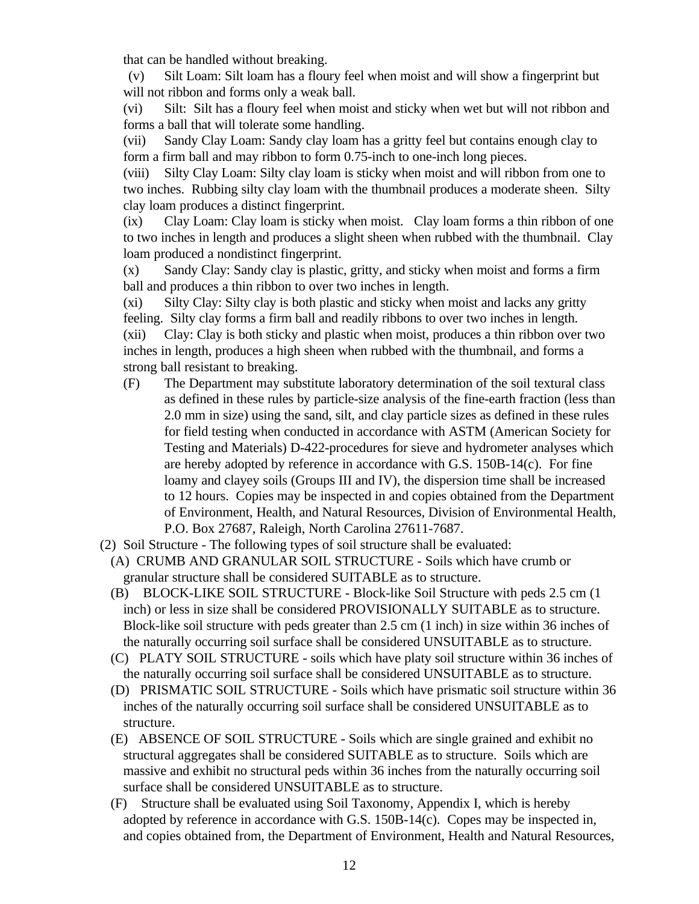that can be handled without breaking.

(v) Silt Loam: Silt loam has a floury feel when moist and will show a fingerprint but will not ribbon and forms only a weak ball.

(vi) Silt: Silt has a floury feel when moist and sticky when wet but will not ribbon and forms a ball that will tolerate some handling.

(vii) Sandy Clay Loam: Sandy clay loam has a gritty feel but contains enough clay to form a firm ball and may ribbon to form 0.75-inch to one-inch long pieces.

(viii) Silty Clay Loam: Silty clay loam is sticky when moist and will ribbon from one to two inches. Rubbing silty clay loam with the thumbnail produces a moderate sheen. Silty clay loam produces a distinct fingerprint.

(ix) Clay Loam: Clay loam is sticky when moist. Clay loam forms a thin ribbon of one to two inches in length and produces a slight sheen when rubbed with the thumbnail. Clay loam produced a nondistinct fingerprint.

(x) Sandy Clay: Sandy clay is plastic, gritty, and sticky when moist and forms a firm ball and produces a thin ribbon to over two inches in length.

(xi) Silty Clay: Silty clay is both plastic and sticky when moist and lacks any gritty feeling. Silty clay forms a firm ball and readily ribbons to over two inches in length.

(xii) Clay: Clay is both sticky and plastic when moist, produces a thin ribbon over two inches in length, produces a high sheen when rubbed with the thumbnail, and forms a strong ball resistant to breaking.

(F) The Department may substitute laboratory determination of the soil textural class as defined in these rules by particle-size analysis of the fine-earth fraction (less than 2.0 mm in size) using the sand, silt, and clay particle sizes as defined in these rules for field testing when conducted in accordance with ASTM (American Society for Testing and Materials) D-422-procedures for sieve and hydrometer analyses which are hereby adopted by reference in accordance with G.S. 150B-14(c). For fine loamy and clayey soils (Groups III and IV), the dispersion time shall be increased to 12 hours. Copies may be inspected in and copies obtained from the Department of Environment, Health, and Natural Resources, Division of Environmental Health, P.O. Box 27687, Raleigh, North Carolina 27611-7687.

(2) Soil Structure - The following types of soil structure shall be evaluated:

(A) CRUMB AND GRANULAR SOIL STRUCTURE - Soils which have crumb or granular structure shall be considered SUITABLE as to structure.

(B) BLOCK-LIKE SOIL STRUCTURE - Block-like Soil Structure with peds 2.5 cm (1 inch) or less in size shall be considered PROVISIONALLY SUITABLE as to structure. Block-like soil structure with peds greater than 2.5 cm (1 inch) in size within 36 inches of the naturally occurring soil surface shall be considered UNSUITABLE as to structure.

(C) PLATY SOIL STRUCTURE - soils which have platy soil structure within 36 inches of the naturally occurring soil surface shall be considered UNSUITABLE as to structure.

(D) PRISMATIC SOIL STRUCTURE - Soils which have prismatic soil structure within 36 inches of the naturally occurring soil surface shall be considered UNSUITABLE as to structure.

(E) ABSENCE OF SOIL STRUCTURE - Soils which are single grained and exhibit no structural aggregates shall be considered SUITABLE as to structure. Soils which are massive and exhibit no structural peds within 36 inches from the naturally occurring soil surface shall be considered UNSUITABLE as to structure.

(F) Structure shall be evaluated using Soil Taxonomy, Appendix I, which is hereby adopted by reference in accordance with G.S. 150B-14(c). Copes may be inspected in, and copies obtained from, the Department of Environment, Health and Natural Resources,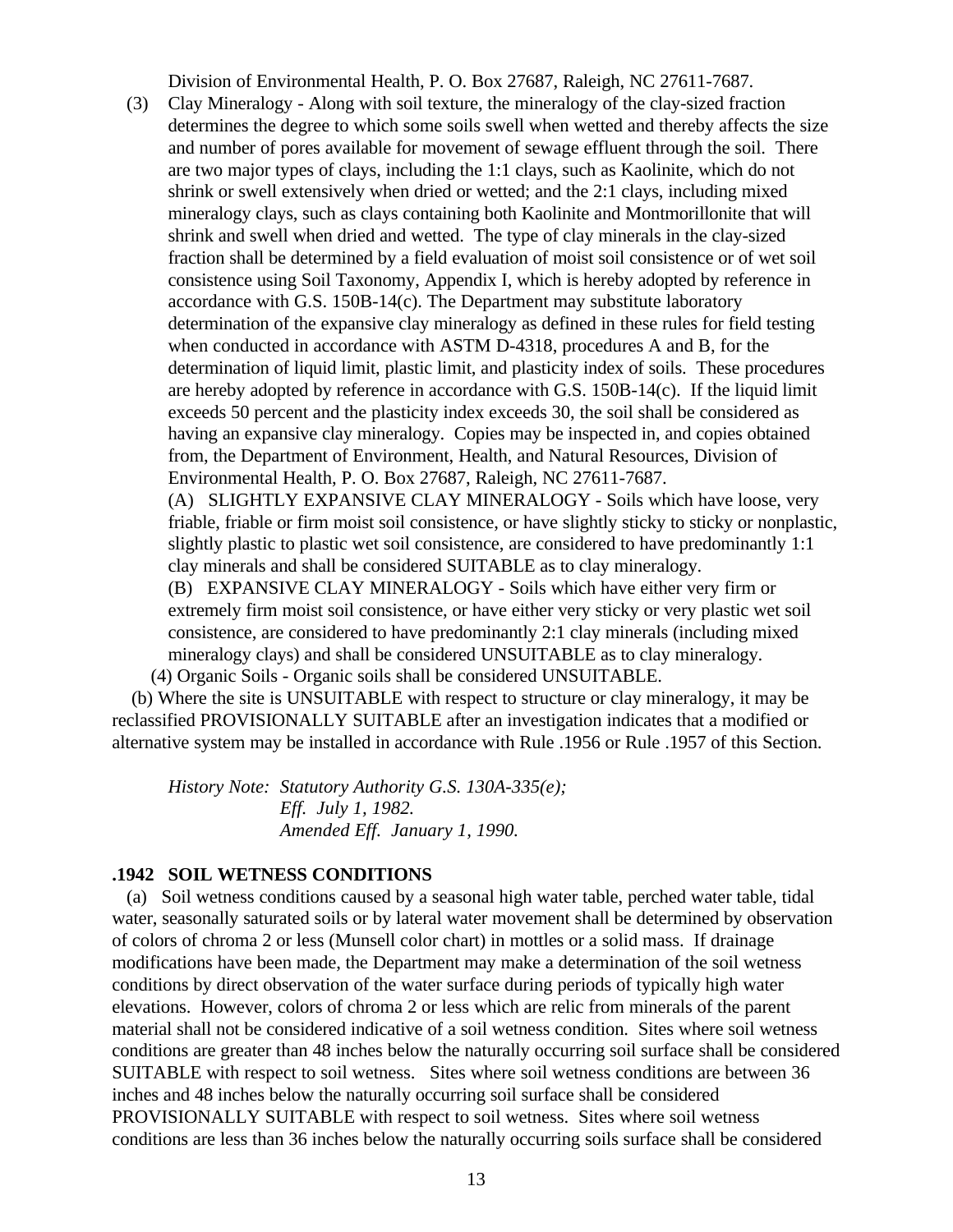Division of Environmental Health, P. O. Box 27687, Raleigh, NC 27611-7687.

(3) Clay Mineralogy - Along with soil texture, the mineralogy of the clay-sized fraction determines the degree to which some soils swell when wetted and thereby affects the size and number of pores available for movement of sewage effluent through the soil. There are two major types of clays, including the 1:1 clays, such as Kaolinite, which do not shrink or swell extensively when dried or wetted; and the 2:1 clays, including mixed mineralogy clays, such as clays containing both Kaolinite and Montmorillonite that will shrink and swell when dried and wetted. The type of clay minerals in the clay-sized fraction shall be determined by a field evaluation of moist soil consistence or of wet soil consistence using Soil Taxonomy, Appendix I, which is hereby adopted by reference in accordance with G.S. 150B-14(c). The Department may substitute laboratory determination of the expansive clay mineralogy as defined in these rules for field testing when conducted in accordance with ASTM D-4318, procedures A and B, for the determination of liquid limit, plastic limit, and plasticity index of soils. These procedures are hereby adopted by reference in accordance with G.S. 150B-14(c). If the liquid limit exceeds 50 percent and the plasticity index exceeds 30, the soil shall be considered as having an expansive clay mineralogy. Copies may be inspected in, and copies obtained from, the Department of Environment, Health, and Natural Resources, Division of Environmental Health, P. O. Box 27687, Raleigh, NC 27611-7687.

(A) SLIGHTLY EXPANSIVE CLAY MINERALOGY - Soils which have loose, very friable, friable or firm moist soil consistence, or have slightly sticky to sticky or nonplastic, slightly plastic to plastic wet soil consistence, are considered to have predominantly 1:1 clay minerals and shall be considered SUITABLE as to clay mineralogy.

(B) EXPANSIVE CLAY MINERALOGY - Soils which have either very firm or extremely firm moist soil consistence, or have either very sticky or very plastic wet soil consistence, are considered to have predominantly 2:1 clay minerals (including mixed mineralogy clays) and shall be considered UNSUITABLE as to clay mineralogy.

(4) Organic Soils - Organic soils shall be considered UNSUITABLE.

(b) Where the site is UNSUITABLE with respect to structure or clay mineralogy, it may be reclassified PROVISIONALLY SUITABLE after an investigation indicates that a modified or alternative system may be installed in accordance with Rule .1956 or Rule .1957 of this Section.

*History Note: Statutory Authority G.S. 130A-335(e);*
*Eff. July 1, 1982.*
*Amended Eff. January 1, 1990.*

### .1942 SOIL WETNESS CONDITIONS

(a) Soil wetness conditions caused by a seasonal high water table, perched water table, tidal water, seasonally saturated soils or by lateral water movement shall be determined by observation of colors of chroma 2 or less (Munsell color chart) in mottles or a solid mass. If drainage modifications have been made, the Department may make a determination of the soil wetness conditions by direct observation of the water surface during periods of typically high water elevations. However, colors of chroma 2 or less which are relic from minerals of the parent material shall not be considered indicative of a soil wetness condition. Sites where soil wetness conditions are greater than 48 inches below the naturally occurring soil surface shall be considered SUITABLE with respect to soil wetness. Sites where soil wetness conditions are between 36 inches and 48 inches below the naturally occurring soil surface shall be considered PROVISIONALLY SUITABLE with respect to soil wetness. Sites where soil wetness conditions are less than 36 inches below the naturally occurring soils surface shall be considered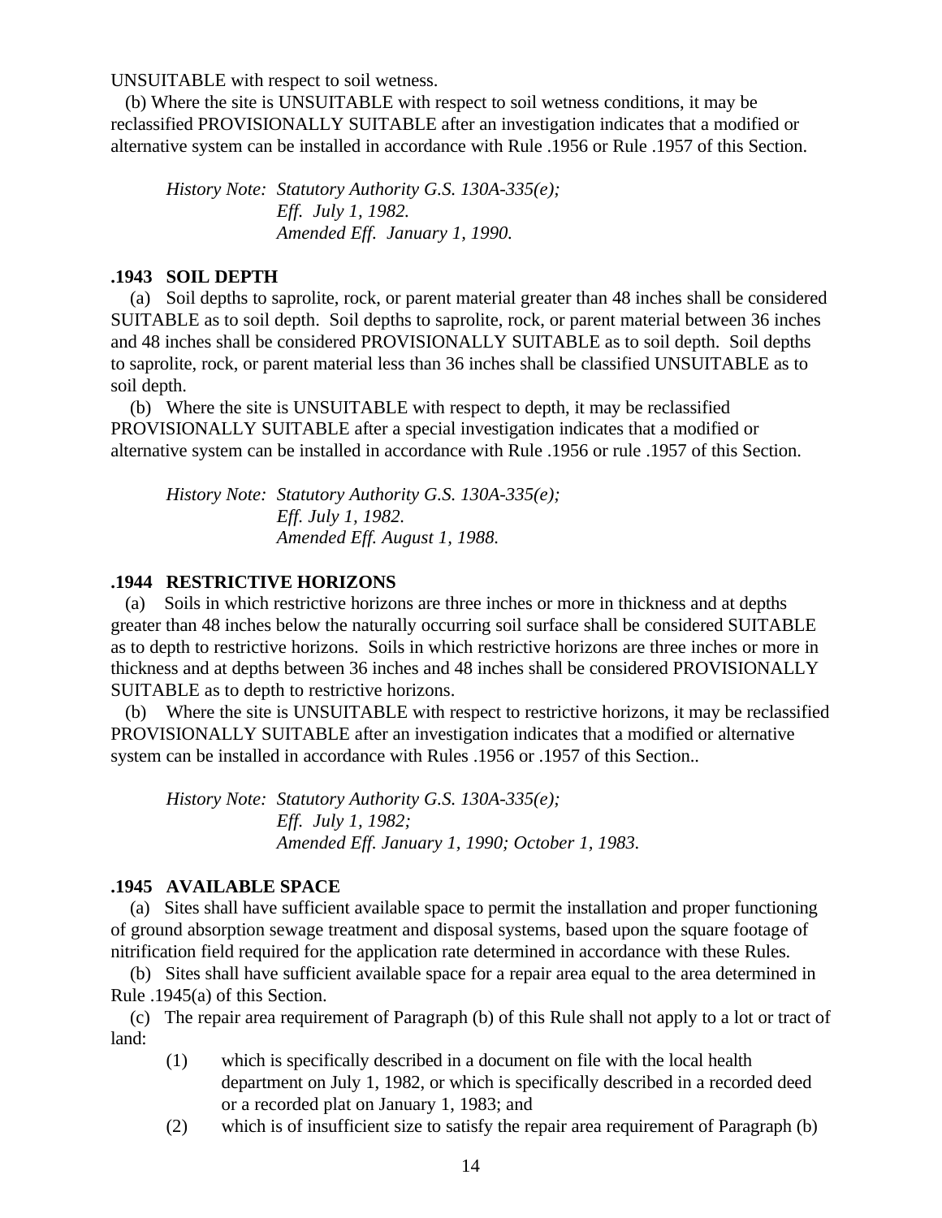UNSUITABLE with respect to soil wetness.

(b) Where the site is UNSUITABLE with respect to soil wetness conditions, it may be reclassified PROVISIONALLY SUITABLE after an investigation indicates that a modified or alternative system can be installed in accordance with Rule .1956 or Rule .1957 of this Section.

*History Note: Statutory Authority G.S. 130A-335(e);*
*Eff. July 1, 1982.*
*Amended Eff. January 1, 1990.*

**.1943 SOIL DEPTH**

(a) Soil depths to saprolite, rock, or parent material greater than 48 inches shall be considered SUITABLE as to soil depth. Soil depths to saprolite, rock, or parent material between 36 inches and 48 inches shall be considered PROVISIONALLY SUITABLE as to soil depth. Soil depths to saprolite, rock, or parent material less than 36 inches shall be classified UNSUITABLE as to soil depth.

(b) Where the site is UNSUITABLE with respect to depth, it may be reclassified PROVISIONALLY SUITABLE after a special investigation indicates that a modified or alternative system can be installed in accordance with Rule .1956 or rule .1957 of this Section.

*History Note: Statutory Authority G.S. 130A-335(e);*
*Eff. July 1, 1982.*
*Amended Eff. August 1, 1988.*

**.1944 RESTRICTIVE HORIZONS**

(a) Soils in which restrictive horizons are three inches or more in thickness and at depths greater than 48 inches below the naturally occurring soil surface shall be considered SUITABLE as to depth to restrictive horizons. Soils in which restrictive horizons are three inches or more in thickness and at depths between 36 inches and 48 inches shall be considered PROVISIONALLY SUITABLE as to depth to restrictive horizons.

(b) Where the site is UNSUITABLE with respect to restrictive horizons, it may be reclassified PROVISIONALLY SUITABLE after an investigation indicates that a modified or alternative system can be installed in accordance with Rules .1956 or .1957 of this Section..

*History Note: Statutory Authority G.S. 130A-335(e);*
*Eff. July 1, 1982;*
*Amended Eff. January 1, 1990; October 1, 1983.*

**.1945 AVAILABLE SPACE**

(a) Sites shall have sufficient available space to permit the installation and proper functioning of ground absorption sewage treatment and disposal systems, based upon the square footage of nitrification field required for the application rate determined in accordance with these Rules.

(b) Sites shall have sufficient available space for a repair area equal to the area determined in Rule .1945(a) of this Section.

(c) The repair area requirement of Paragraph (b) of this Rule shall not apply to a lot or tract of land:

(1) which is specifically described in a document on file with the local health department on July 1, 1982, or which is specifically described in a recorded deed or a recorded plat on January 1, 1983; and

(2) which is of insufficient size to satisfy the repair area requirement of Paragraph (b)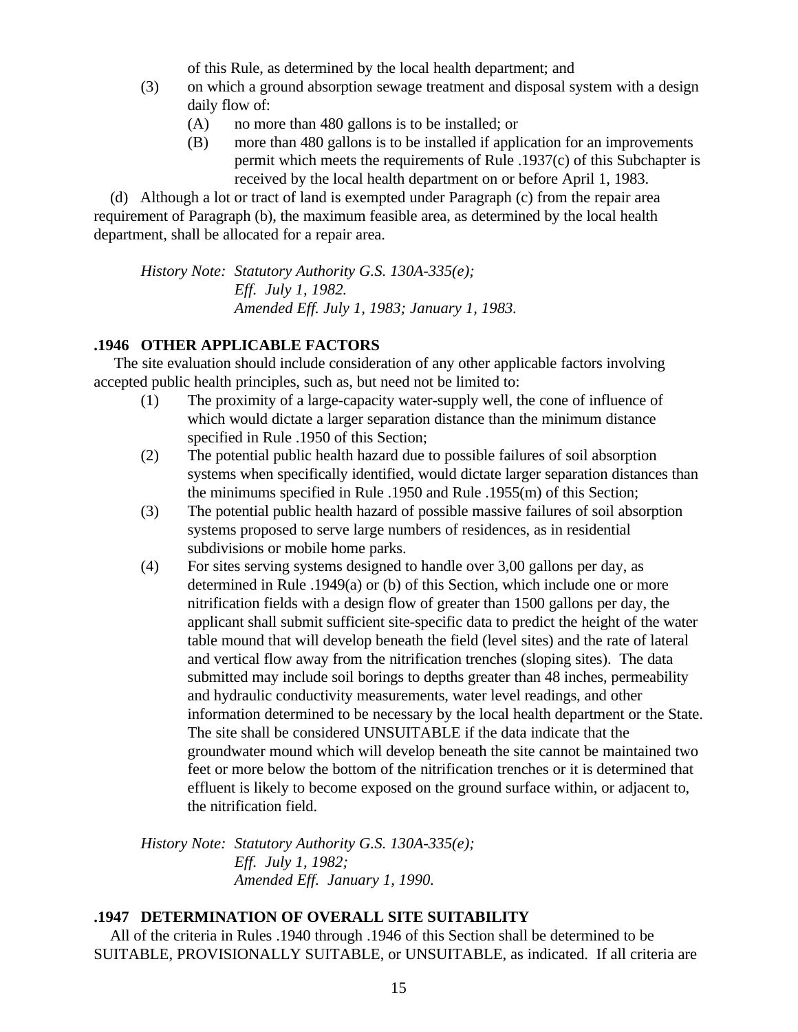of this Rule, as determined by the local health department; and

(3) on which a ground absorption sewage treatment and disposal system with a design daily flow of:

 (A) no more than 480 gallons is to be installed; or

 (B) more than 480 gallons is to be installed if application for an improvements permit which meets the requirements of Rule .1937(c) of this Subchapter is received by the local health department on or before April 1, 1983.

(d) Although a lot or tract of land is exempted under Paragraph (c) from the repair area requirement of Paragraph (b), the maximum feasible area, as determined by the local health department, shall be allocated for a repair area.

*History Note: Statutory Authority G.S. 130A-335(e);*
*Eff. July 1, 1982.*
*Amended Eff. July 1, 1983; January 1, 1983.*

### .1946 OTHER APPLICABLE FACTORS

The site evaluation should include consideration of any other applicable factors involving accepted public health principles, such as, but need not be limited to:

(1) The proximity of a large-capacity water-supply well, the cone of influence of which would dictate a larger separation distance than the minimum distance specified in Rule .1950 of this Section;

(2) The potential public health hazard due to possible failures of soil absorption systems when specifically identified, would dictate larger separation distances than the minimums specified in Rule .1950 and Rule .1955(m) of this Section;

(3) The potential public health hazard of possible massive failures of soil absorption systems proposed to serve large numbers of residences, as in residential subdivisions or mobile home parks.

(4) For sites serving systems designed to handle over 3,00 gallons per day, as determined in Rule .1949(a) or (b) of this Section, which include one or more nitrification fields with a design flow of greater than 1500 gallons per day, the applicant shall submit sufficient site-specific data to predict the height of the water table mound that will develop beneath the field (level sites) and the rate of lateral and vertical flow away from the nitrification trenches (sloping sites). The data submitted may include soil borings to depths greater than 48 inches, permeability and hydraulic conductivity measurements, water level readings, and other information determined to be necessary by the local health department or the State. The site shall be considered UNSUITABLE if the data indicate that the groundwater mound which will develop beneath the site cannot be maintained two feet or more below the bottom of the nitrification trenches or it is determined that effluent is likely to become exposed on the ground surface within, or adjacent to, the nitrification field.

*History Note: Statutory Authority G.S. 130A-335(e);*
*Eff. July 1, 1982;*
*Amended Eff. January 1, 1990.*

### .1947 DETERMINATION OF OVERALL SITE SUITABILITY

All of the criteria in Rules .1940 through .1946 of this Section shall be determined to be SUITABLE, PROVISIONALLY SUITABLE, or UNSUITABLE, as indicated. If all criteria are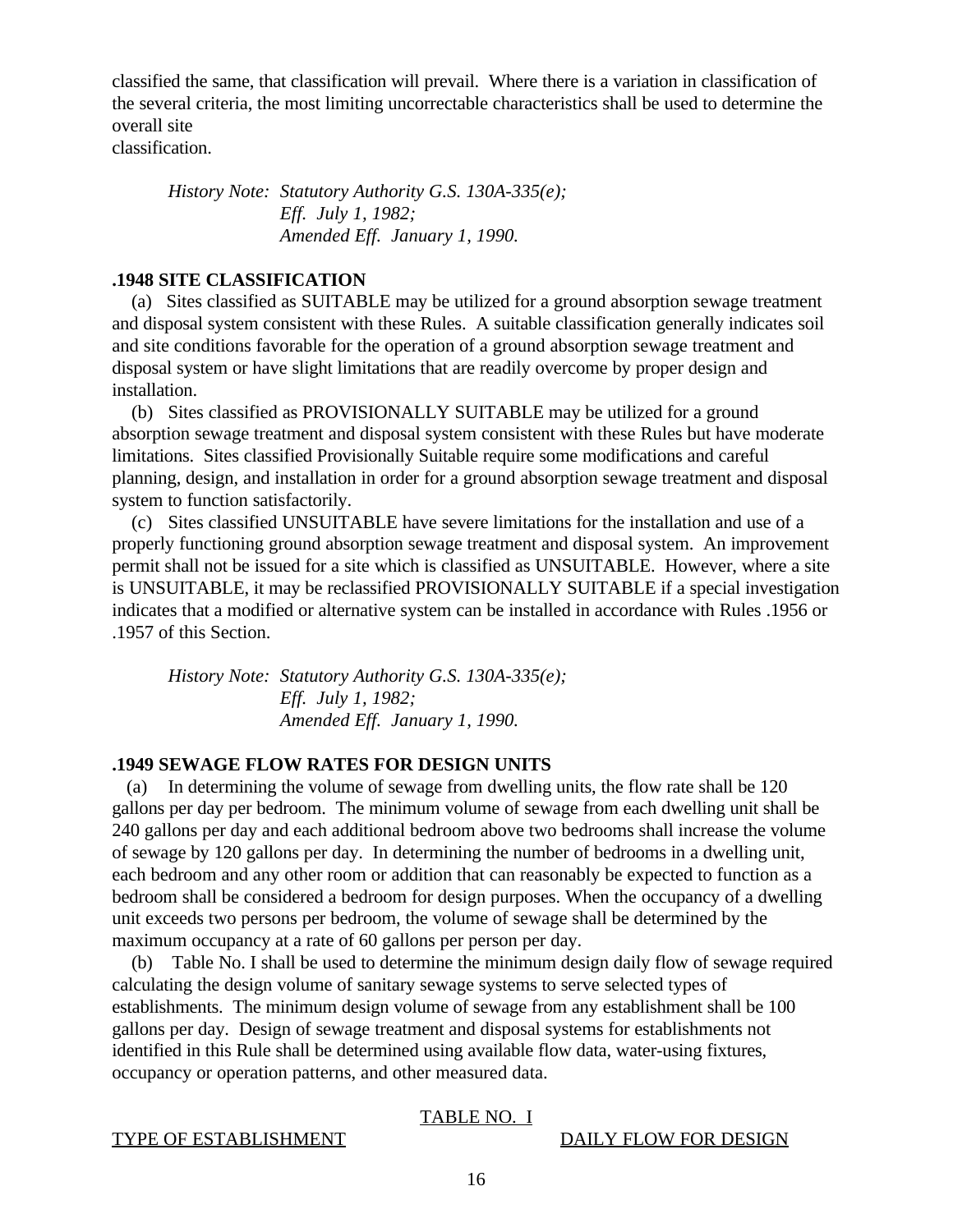classified the same, that classification will prevail. Where there is a variation in classification of the several criteria, the most limiting uncorrectable characteristics shall be used to determine the overall site
classification.

*History Note: Statutory Authority G.S. 130A-335(e);*
*Eff. July 1, 1982;*
*Amended Eff. January 1, 1990.*

**.1948 SITE CLASSIFICATION**

(a) Sites classified as SUITABLE may be utilized for a ground absorption sewage treatment and disposal system consistent with these Rules. A suitable classification generally indicates soil and site conditions favorable for the operation of a ground absorption sewage treatment and disposal system or have slight limitations that are readily overcome by proper design and installation.

(b) Sites classified as PROVISIONALLY SUITABLE may be utilized for a ground absorption sewage treatment and disposal system consistent with these Rules but have moderate limitations. Sites classified Provisionally Suitable require some modifications and careful planning, design, and installation in order for a ground absorption sewage treatment and disposal system to function satisfactorily.

(c) Sites classified UNSUITABLE have severe limitations for the installation and use of a properly functioning ground absorption sewage treatment and disposal system. An improvement permit shall not be issued for a site which is classified as UNSUITABLE. However, where a site is UNSUITABLE, it may be reclassified PROVISIONALLY SUITABLE if a special investigation indicates that a modified or alternative system can be installed in accordance with Rules .1956 or .1957 of this Section.

*History Note: Statutory Authority G.S. 130A-335(e);*
*Eff. July 1, 1982;*
*Amended Eff. January 1, 1990.*

**.1949 SEWAGE FLOW RATES FOR DESIGN UNITS**

(a) In determining the volume of sewage from dwelling units, the flow rate shall be 120 gallons per day per bedroom. The minimum volume of sewage from each dwelling unit shall be 240 gallons per day and each additional bedroom above two bedrooms shall increase the volume of sewage by 120 gallons per day. In determining the number of bedrooms in a dwelling unit, each bedroom and any other room or addition that can reasonably be expected to function as a bedroom shall be considered a bedroom for design purposes. When the occupancy of a dwelling unit exceeds two persons per bedroom, the volume of sewage shall be determined by the maximum occupancy at a rate of 60 gallons per person per day.

(b) Table No. I shall be used to determine the minimum design daily flow of sewage required calculating the design volume of sanitary sewage systems to serve selected types of establishments. The minimum design volume of sewage from any establishment shall be 100 gallons per day. Design of sewage treatment and disposal systems for establishments not identified in this Rule shall be determined using available flow data, water-using fixtures, occupancy or operation patterns, and other measured data.

TABLE NO. I

| TYPE OF ESTABLISHMENT | DAILY FLOW FOR DESIGN |
|---|---|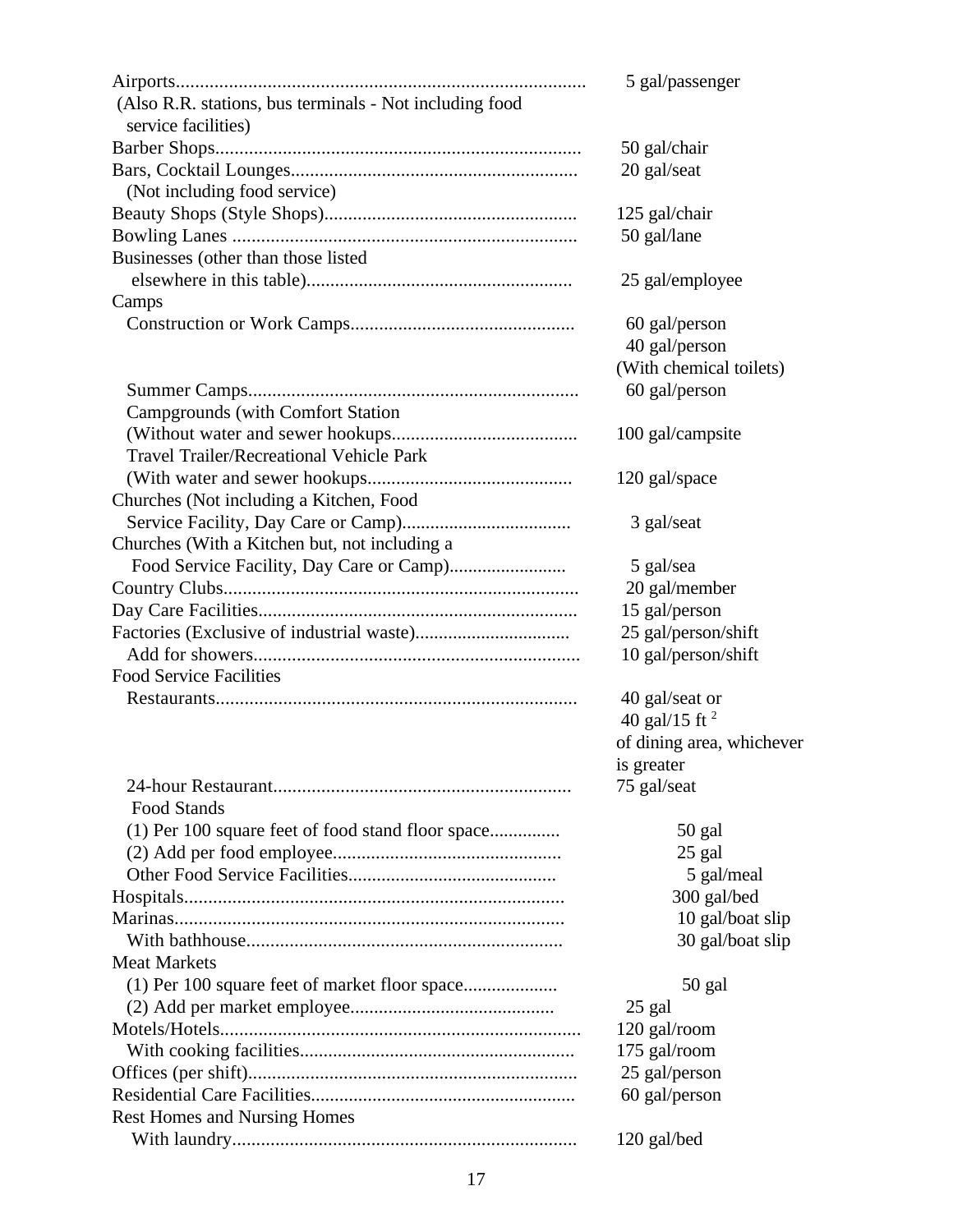| Establishment | Flow |
|---|---|
| Airports (Also R.R. stations, bus terminals - Not including food service facilities) | 5 gal/passenger |
| Barber Shops | 50 gal/chair |
| Bars, Cocktail Lounges (Not including food service) | 20 gal/seat |
| Beauty Shops (Style Shops) | 125 gal/chair |
| Bowling Lanes | 50 gal/lane |
| Businesses (other than those listed elsewhere in this table) | 25 gal/employee |
| Camps | |
| Construction or Work Camps | 60 gal/person |
| | 40 gal/person (With chemical toilets) |
| Summer Camps | 60 gal/person |
| Campgrounds (with Comfort Station (Without water and sewer hookups | 100 gal/campsite |
| Travel Trailer/Recreational Vehicle Park (With water and sewer hookups | 120 gal/space |
| Churches (Not including a Kitchen, Food Service Facility, Day Care or Camp) | 3 gal/seat |
| Churches (With a Kitchen but, not including a Food Service Facility, Day Care or Camp) | 5 gal/sea |
| Country Clubs | 20 gal/member |
| Day Care Facilities | 15 gal/person |
| Factories (Exclusive of industrial waste) | 25 gal/person/shift |
| Add for showers | 10 gal/person/shift |
| Food Service Facilities | |
| Restaurants | 40 gal/seat or 40 gal/15 $ft^2$ of dining area, whichever is greater |
| 24-hour Restaurant | 75 gal/seat |
| Food Stands | |
| (1) Per 100 square feet of food stand floor space | 50 gal |
| (2) Add per food employee | 25 gal |
| Other Food Service Facilities | 5 gal/meal |
| Hospitals | 300 gal/bed |
| Marinas | 10 gal/boat slip |
| With bathhouse | 30 gal/boat slip |
| Meat Markets | |
| (1) Per 100 square feet of market floor space | 50 gal |
| (2) Add per market employee | 25 gal |
| Motels/Hotels | 120 gal/room |
| With cooking facilities | 175 gal/room |
| Offices (per shift) | 25 gal/person |
| Residential Care Facilities | 60 gal/person |
| Rest Homes and Nursing Homes | |
| With laundry | 120 gal/bed |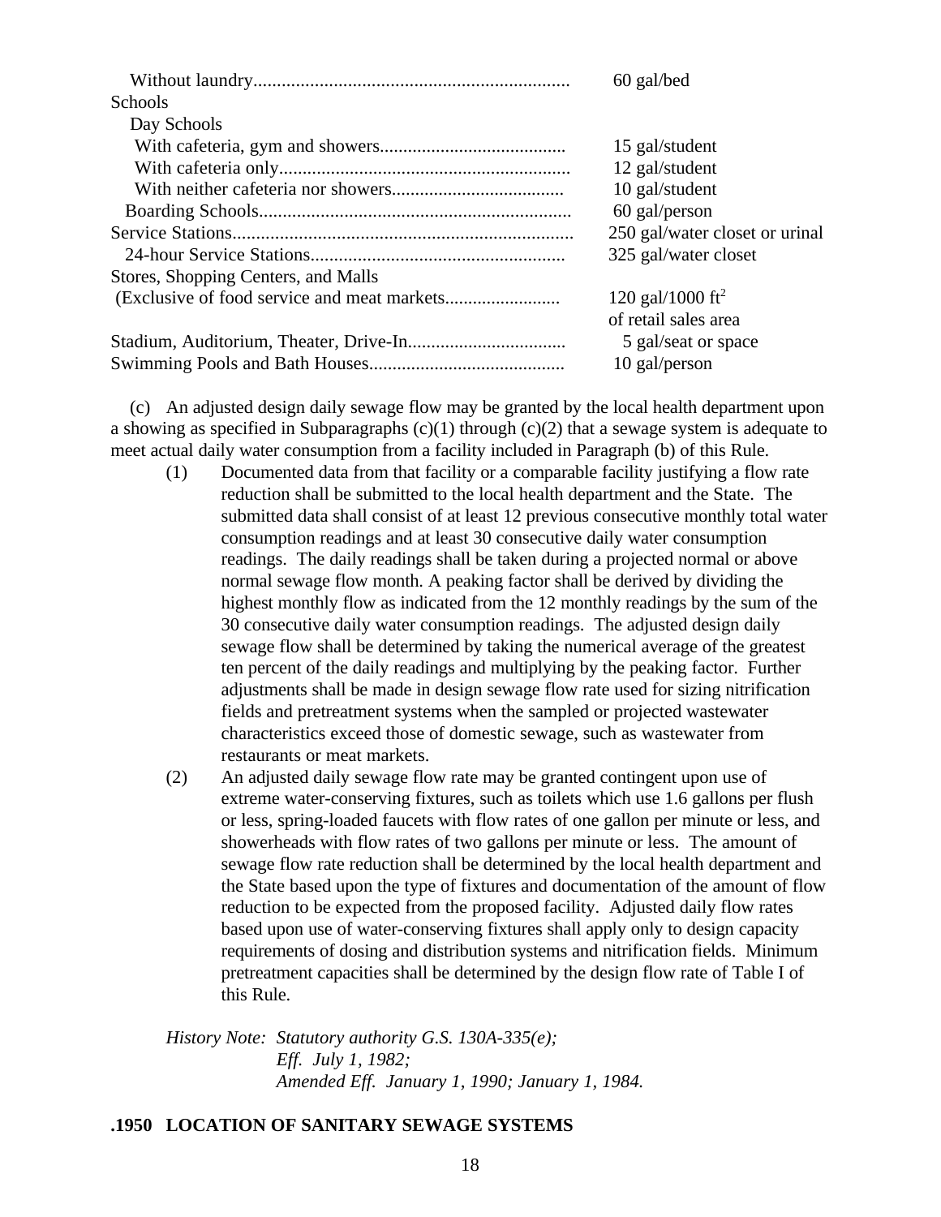| | |
|---|---|
| Without laundry | 60 gal/bed |
| Schools | |
| Day Schools | |
| With cafeteria, gym and showers | 15 gal/student |
| With cafeteria only | 12 gal/student |
| With neither cafeteria nor showers | 10 gal/student |
| Boarding Schools | 60 gal/person |
| Service Stations | 250 gal/water closet or urinal |
| 24-hour Service Stations | 325 gal/water closet |
| Stores, Shopping Centers, and Malls | |
| (Exclusive of food service and meat markets | 120 gal/1000 $ft^2$ of retail sales area |
| Stadium, Auditorium, Theater, Drive-In | 5 gal/seat or space |
| Swimming Pools and Bath Houses | 10 gal/person |

(c) An adjusted design daily sewage flow may be granted by the local health department upon a showing as specified in Subparagraphs (c)(1) through (c)(2) that a sewage system is adequate to meet actual daily water consumption from a facility included in Paragraph (b) of this Rule.

(1) Documented data from that facility or a comparable facility justifying a flow rate reduction shall be submitted to the local health department and the State. The submitted data shall consist of at least 12 previous consecutive monthly total water consumption readings and at least 30 consecutive daily water consumption readings. The daily readings shall be taken during a projected normal or above normal sewage flow month. A peaking factor shall be derived by dividing the highest monthly flow as indicated from the 12 monthly readings by the sum of the 30 consecutive daily water consumption readings. The adjusted design daily sewage flow shall be determined by taking the numerical average of the greatest ten percent of the daily readings and multiplying by the peaking factor. Further adjustments shall be made in design sewage flow rate used for sizing nitrification fields and pretreatment systems when the sampled or projected wastewater characteristics exceed those of domestic sewage, such as wastewater from restaurants or meat markets.

(2) An adjusted daily sewage flow rate may be granted contingent upon use of extreme water-conserving fixtures, such as toilets which use 1.6 gallons per flush or less, spring-loaded faucets with flow rates of one gallon per minute or less, and showerheads with flow rates of two gallons per minute or less. The amount of sewage flow rate reduction shall be determined by the local health department and the State based upon the type of fixtures and documentation of the amount of flow reduction to be expected from the proposed facility. Adjusted daily flow rates based upon use of water-conserving fixtures shall apply only to design capacity requirements of dosing and distribution systems and nitrification fields. Minimum pretreatment capacities shall be determined by the design flow rate of Table I of this Rule.

*History Note: Statutory authority G.S. 130A-335(e);*
*Eff. July 1, 1982;*
*Amended Eff. January 1, 1990; January 1, 1984.*

## .1950 LOCATION OF SANITARY SEWAGE SYSTEMS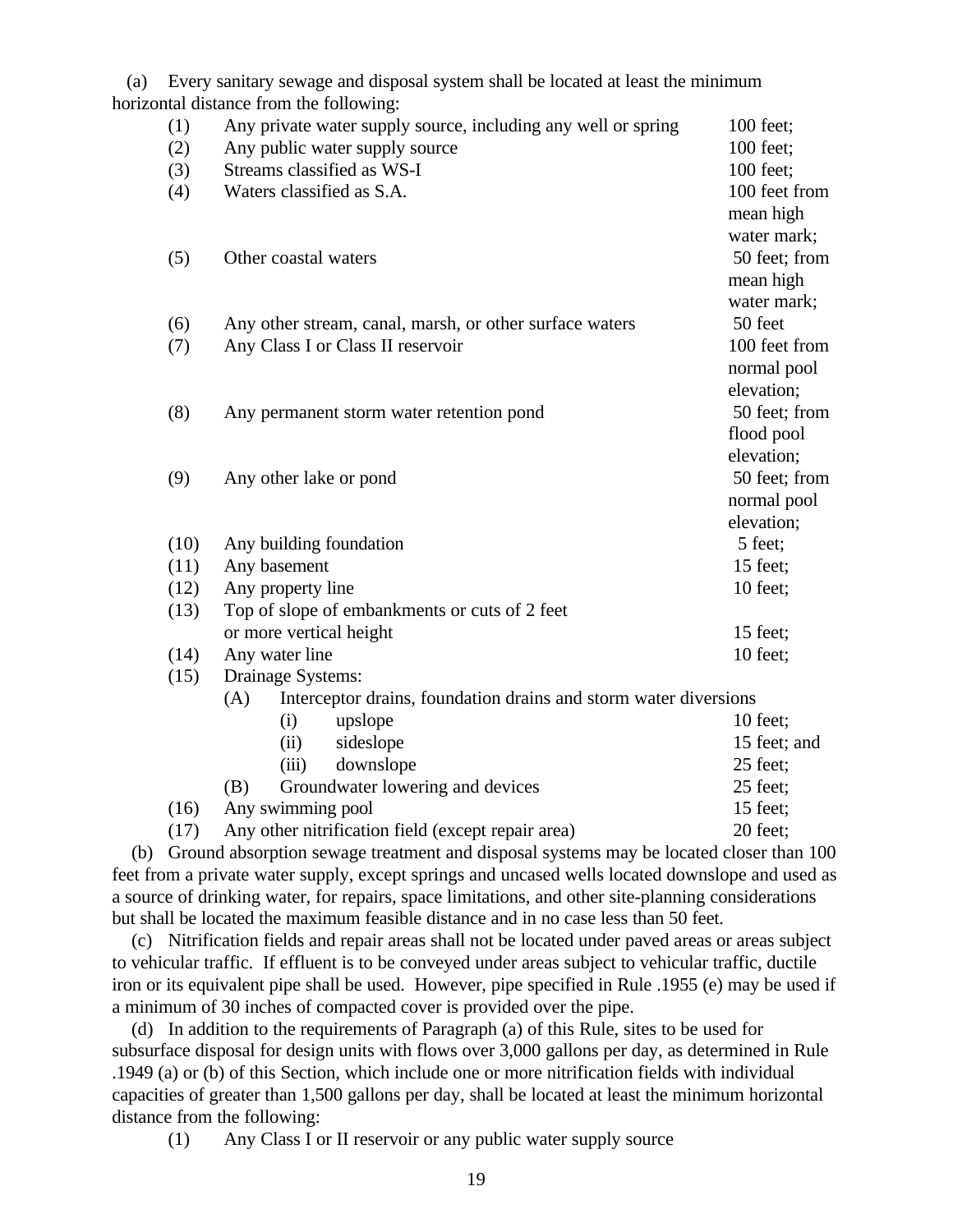(a) Every sanitary sewage and disposal system shall be located at least the minimum horizontal distance from the following:

| | | |
|---|---|---|
| (1) | Any private water supply source, including any well or spring | 100 feet; |
| (2) | Any public water supply source | 100 feet; |
| (3) | Streams classified as WS-I | 100 feet; |
| (4) | Waters classified as S.A. | 100 feet from mean high water mark; |
| (5) | Other coastal waters | 50 feet; from mean high water mark; |
| (6) | Any other stream, canal, marsh, or other surface waters | 50 feet |
| (7) | Any Class I or Class II reservoir | 100 feet from normal pool elevation; |
| (8) | Any permanent storm water retention pond | 50 feet; from flood pool elevation; |
| (9) | Any other lake or pond | 50 feet; from normal pool elevation; |
| (10) | Any building foundation | 5 feet; |
| (11) | Any basement | 15 feet; |
| (12) | Any property line | 10 feet; |
| (13) | Top of slope of embankments or cuts of 2 feet or more vertical height | 15 feet; |
| (14) | Any water line | 10 feet; |
| (15) | Drainage Systems: | |
| | (A) Interceptor drains, foundation drains and storm water diversions | |
| | (i) upslope | 10 feet; |
| | (ii) sideslope | 15 feet; and |
| | (iii) downslope | 25 feet; |
| | (B) Groundwater lowering and devices | 25 feet; |
| (16) | Any swimming pool | 15 feet; |
| (17) | Any other nitrification field (except repair area) | 20 feet; |

(b) Ground absorption sewage treatment and disposal systems may be located closer than 100 feet from a private water supply, except springs and uncased wells located downslope and used as a source of drinking water, for repairs, space limitations, and other site-planning considerations but shall be located the maximum feasible distance and in no case less than 50 feet.

(c) Nitrification fields and repair areas shall not be located under paved areas or areas subject to vehicular traffic. If effluent is to be conveyed under areas subject to vehicular traffic, ductile iron or its equivalent pipe shall be used. However, pipe specified in Rule .1955 (e) may be used if a minimum of 30 inches of compacted cover is provided over the pipe.

(d) In addition to the requirements of Paragraph (a) of this Rule, sites to be used for subsurface disposal for design units with flows over 3,000 gallons per day, as determined in Rule .1949 (a) or (b) of this Section, which include one or more nitrification fields with individual capacities of greater than 1,500 gallons per day, shall be located at least the minimum horizontal distance from the following:

(1) Any Class I or II reservoir or any public water supply source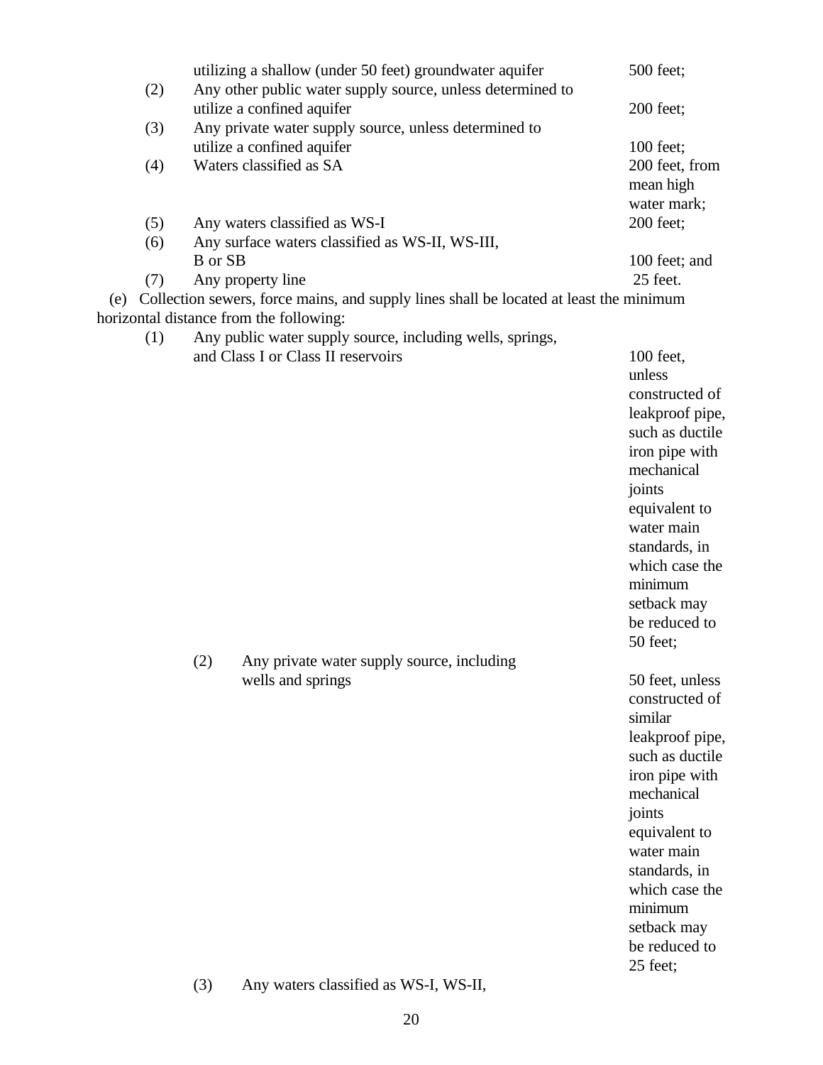utilizing a shallow (under 50 feet) groundwater aquifer — 500 feet;

(2) Any other public water supply source, unless determined to utilize a confined aquifer — 200 feet;

(3) Any private water supply source, unless determined to utilize a confined aquifer — 100 feet;

(4) Waters classified as SA — 200 feet, from mean high water mark;

(5) Any waters classified as WS-I — 200 feet;

(6) Any surface waters classified as WS-II, WS-III, B or SB — 100 feet; and

(7) Any property line — 25 feet.

(e) Collection sewers, force mains, and supply lines shall be located at least the minimum horizontal distance from the following:

(1) Any public water supply source, including wells, springs, and Class I or Class II reservoirs — 100 feet, unless constructed of leakproof pipe, such as ductile iron pipe with mechanical joints equivalent to water main standards, in which case the minimum setback may be reduced to 50 feet;

(2) Any private water supply source, including wells and springs — 50 feet, unless constructed of similar leakproof pipe, such as ductile iron pipe with mechanical joints equivalent to water main standards, in which case the minimum setback may be reduced to 25 feet;

(3) Any waters classified as WS-I, WS-II,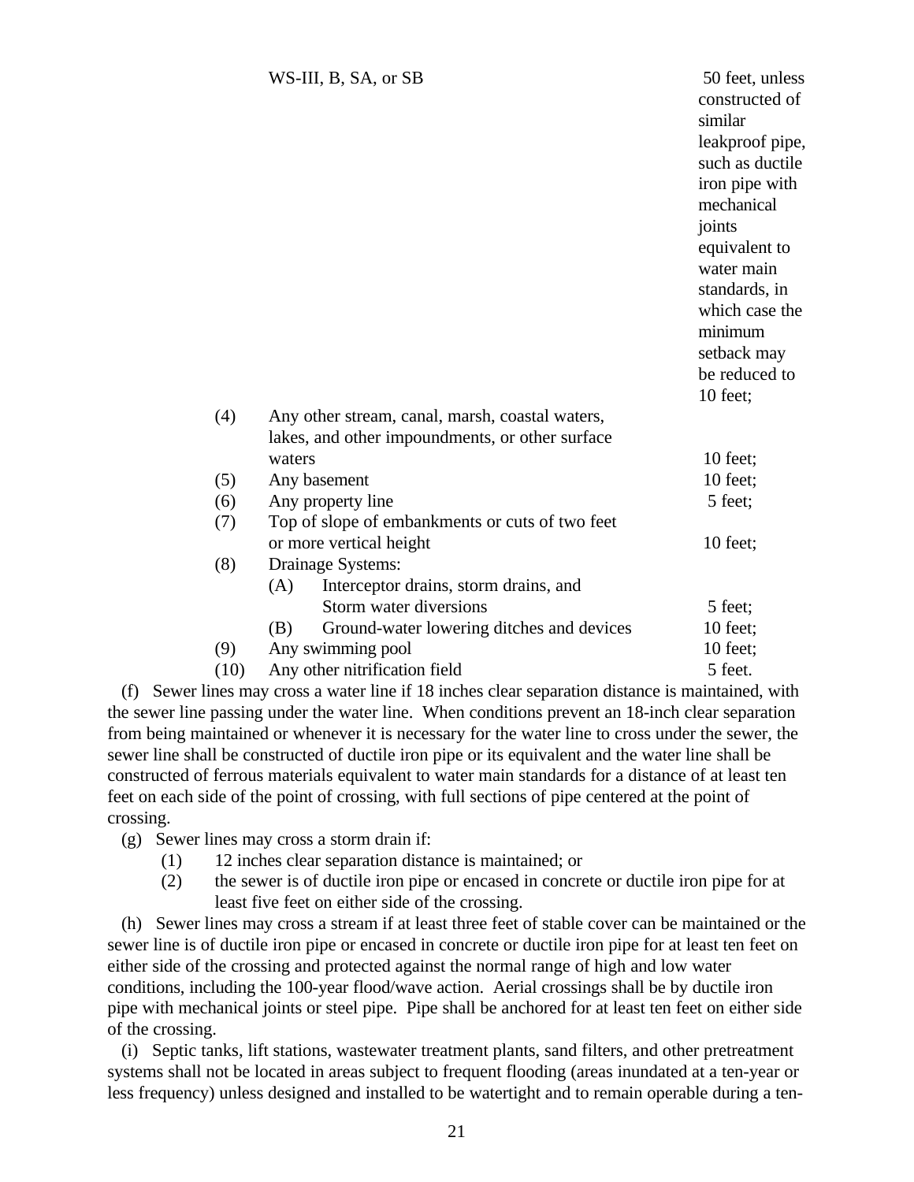| | | |
|---|---|---|
| | WS-III, B, SA, or SB | 50 feet, unless constructed of similar leakproof pipe, such as ductile iron pipe with mechanical joints equivalent to water main standards, in which case the minimum setback may be reduced to 10 feet; |
| (4) | Any other stream, canal, marsh, coastal waters, lakes, and other impoundments, or other surface waters | 10 feet; |
| (5) | Any basement | 10 feet; |
| (6) | Any property line | 5 feet; |
| (7) | Top of slope of embankments or cuts of two feet or more vertical height | 10 feet; |
| (8) | Drainage Systems: | |
| | (A) Interceptor drains, storm drains, and Storm water diversions | 5 feet; |
| | (B) Ground-water lowering ditches and devices | 10 feet; |
| (9) | Any swimming pool | 10 feet; |
| (10) | Any other nitrification field | 5 feet. |

(f) Sewer lines may cross a water line if 18 inches clear separation distance is maintained, with the sewer line passing under the water line. When conditions prevent an 18-inch clear separation from being maintained or whenever it is necessary for the water line to cross under the sewer, the sewer line shall be constructed of ductile iron pipe or its equivalent and the water line shall be constructed of ferrous materials equivalent to water main standards for a distance of at least ten feet on each side of the point of crossing, with full sections of pipe centered at the point of crossing.

(g) Sewer lines may cross a storm drain if:

(1) 12 inches clear separation distance is maintained; or

(2) the sewer is of ductile iron pipe or encased in concrete or ductile iron pipe for at least five feet on either side of the crossing.

(h) Sewer lines may cross a stream if at least three feet of stable cover can be maintained or the sewer line is of ductile iron pipe or encased in concrete or ductile iron pipe for at least ten feet on either side of the crossing and protected against the normal range of high and low water conditions, including the 100-year flood/wave action. Aerial crossings shall be by ductile iron pipe with mechanical joints or steel pipe. Pipe shall be anchored for at least ten feet on either side of the crossing.

(i) Septic tanks, lift stations, wastewater treatment plants, sand filters, and other pretreatment systems shall not be located in areas subject to frequent flooding (areas inundated at a ten-year or less frequency) unless designed and installed to be watertight and to remain operable during a ten-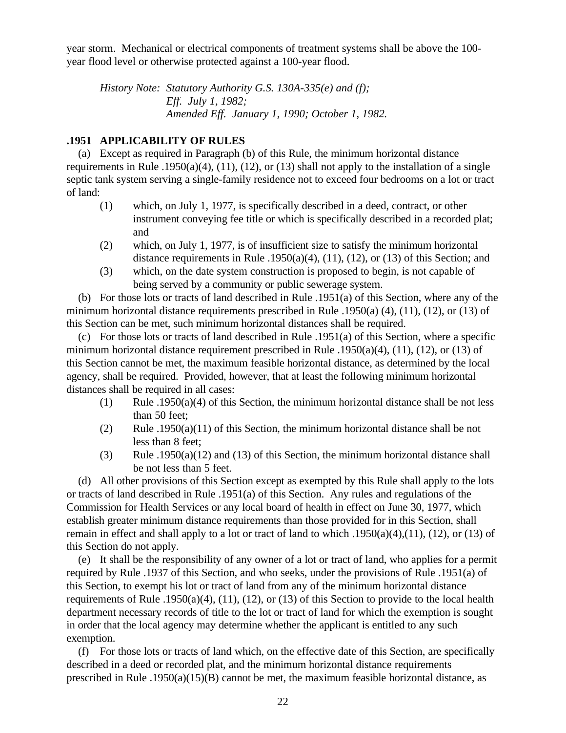year storm. Mechanical or electrical components of treatment systems shall be above the 100-year flood level or otherwise protected against a 100-year flood.

*History Note: Statutory Authority G.S. 130A-335(e) and (f);*
*Eff. July 1, 1982;*
*Amended Eff. January 1, 1990; October 1, 1982.*

**.1951 APPLICABILITY OF RULES**

(a) Except as required in Paragraph (b) of this Rule, the minimum horizontal distance requirements in Rule .1950(a)(4), (11), (12), or (13) shall not apply to the installation of a single septic tank system serving a single-family residence not to exceed four bedrooms on a lot or tract of land:

(1) which, on July 1, 1977, is specifically described in a deed, contract, or other instrument conveying fee title or which is specifically described in a recorded plat; and

(2) which, on July 1, 1977, is of insufficient size to satisfy the minimum horizontal distance requirements in Rule .1950(a)(4), (11), (12), or (13) of this Section; and

(3) which, on the date system construction is proposed to begin, is not capable of being served by a community or public sewerage system.

(b) For those lots or tracts of land described in Rule .1951(a) of this Section, where any of the minimum horizontal distance requirements prescribed in Rule .1950(a) (4), (11), (12), or (13) of this Section can be met, such minimum horizontal distances shall be required.

(c) For those lots or tracts of land described in Rule .1951(a) of this Section, where a specific minimum horizontal distance requirement prescribed in Rule .1950(a)(4), (11), (12), or (13) of this Section cannot be met, the maximum feasible horizontal distance, as determined by the local agency, shall be required. Provided, however, that at least the following minimum horizontal distances shall be required in all cases:

(1) Rule .1950(a)(4) of this Section, the minimum horizontal distance shall be not less than 50 feet;

(2) Rule .1950(a)(11) of this Section, the minimum horizontal distance shall be not less than 8 feet;

(3) Rule .1950(a)(12) and (13) of this Section, the minimum horizontal distance shall be not less than 5 feet.

(d) All other provisions of this Section except as exempted by this Rule shall apply to the lots or tracts of land described in Rule .1951(a) of this Section. Any rules and regulations of the Commission for Health Services or any local board of health in effect on June 30, 1977, which establish greater minimum distance requirements than those provided for in this Section, shall remain in effect and shall apply to a lot or tract of land to which .1950(a)(4),(11), (12), or (13) of this Section do not apply.

(e) It shall be the responsibility of any owner of a lot or tract of land, who applies for a permit required by Rule .1937 of this Section, and who seeks, under the provisions of Rule .1951(a) of this Section, to exempt his lot or tract of land from any of the minimum horizontal distance requirements of Rule .1950(a)(4), (11), (12), or (13) of this Section to provide to the local health department necessary records of title to the lot or tract of land for which the exemption is sought in order that the local agency may determine whether the applicant is entitled to any such exemption.

(f) For those lots or tracts of land which, on the effective date of this Section, are specifically described in a deed or recorded plat, and the minimum horizontal distance requirements prescribed in Rule .1950(a)(15)(B) cannot be met, the maximum feasible horizontal distance, as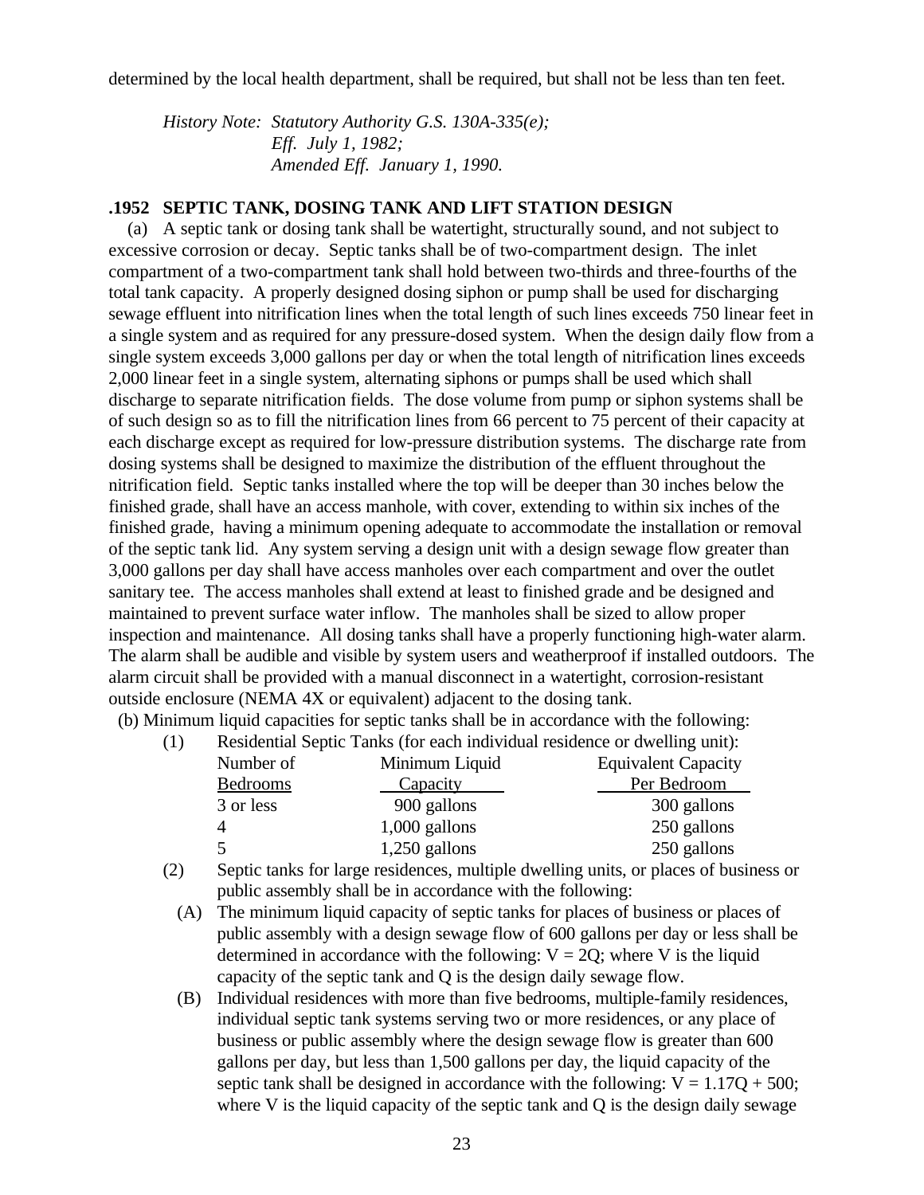determined by the local health department, shall be required, but shall not be less than ten feet.

*History Note: Statutory Authority G.S. 130A-335(e);*
*Eff. July 1, 1982;*
*Amended Eff. January 1, 1990.*

**.1952 SEPTIC TANK, DOSING TANK AND LIFT STATION DESIGN**

(a) A septic tank or dosing tank shall be watertight, structurally sound, and not subject to excessive corrosion or decay. Septic tanks shall be of two-compartment design. The inlet compartment of a two-compartment tank shall hold between two-thirds and three-fourths of the total tank capacity. A properly designed dosing siphon or pump shall be used for discharging sewage effluent into nitrification lines when the total length of such lines exceeds 750 linear feet in a single system and as required for any pressure-dosed system. When the design daily flow from a single system exceeds 3,000 gallons per day or when the total length of nitrification lines exceeds 2,000 linear feet in a single system, alternating siphons or pumps shall be used which shall discharge to separate nitrification fields. The dose volume from pump or siphon systems shall be of such design so as to fill the nitrification lines from 66 percent to 75 percent of their capacity at each discharge except as required for low-pressure distribution systems. The discharge rate from dosing systems shall be designed to maximize the distribution of the effluent throughout the nitrification field. Septic tanks installed where the top will be deeper than 30 inches below the finished grade, shall have an access manhole, with cover, extending to within six inches of the finished grade, having a minimum opening adequate to accommodate the installation or removal of the septic tank lid. Any system serving a design unit with a design sewage flow greater than 3,000 gallons per day shall have access manholes over each compartment and over the outlet sanitary tee. The access manholes shall extend at least to finished grade and be designed and maintained to prevent surface water inflow. The manholes shall be sized to allow proper inspection and maintenance. All dosing tanks shall have a properly functioning high-water alarm. The alarm shall be audible and visible by system users and weatherproof if installed outdoors. The alarm circuit shall be provided with a manual disconnect in a watertight, corrosion-resistant outside enclosure (NEMA 4X or equivalent) adjacent to the dosing tank.

(b) Minimum liquid capacities for septic tanks shall be in accordance with the following:

(1) Residential Septic Tanks (for each individual residence or dwelling unit):

| Number of Bedrooms | Minimum Liquid Capacity | Equivalent Capacity Per Bedroom |
|---|---|---|
| 3 or less | 900 gallons | 300 gallons |
| 4 | 1,000 gallons | 250 gallons |
| 5 | 1,250 gallons | 250 gallons |

(2) Septic tanks for large residences, multiple dwelling units, or places of business or public assembly shall be in accordance with the following:

(A) The minimum liquid capacity of septic tanks for places of business or places of public assembly with a design sewage flow of 600 gallons per day or less shall be determined in accordance with the following: $V = 2Q$; where V is the liquid capacity of the septic tank and Q is the design daily sewage flow.

(B) Individual residences with more than five bedrooms, multiple-family residences, individual septic tank systems serving two or more residences, or any place of business or public assembly where the design sewage flow is greater than 600 gallons per day, but less than 1,500 gallons per day, the liquid capacity of the septic tank shall be designed in accordance with the following: $V = 1.17Q + 500$; where V is the liquid capacity of the septic tank and Q is the design daily sewage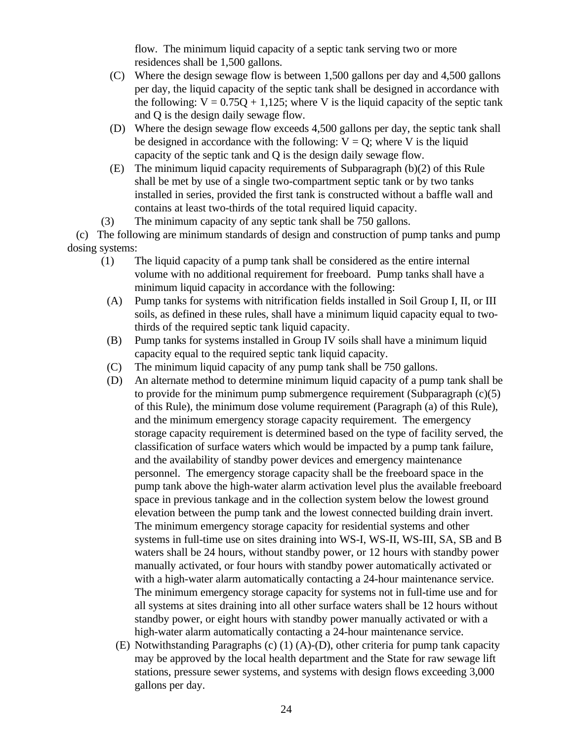flow. The minimum liquid capacity of a septic tank serving two or more residences shall be 1,500 gallons.

(C) Where the design sewage flow is between 1,500 gallons per day and 4,500 gallons per day, the liquid capacity of the septic tank shall be designed in accordance with the following: $V = 0.75Q + 1{,}125$; where V is the liquid capacity of the septic tank and Q is the design daily sewage flow.

(D) Where the design sewage flow exceeds 4,500 gallons per day, the septic tank shall be designed in accordance with the following: $V = Q$; where V is the liquid capacity of the septic tank and Q is the design daily sewage flow.

(E) The minimum liquid capacity requirements of Subparagraph (b)(2) of this Rule shall be met by use of a single two-compartment septic tank or by two tanks installed in series, provided the first tank is constructed without a baffle wall and contains at least two-thirds of the total required liquid capacity.

(3) The minimum capacity of any septic tank shall be 750 gallons.

(c) The following are minimum standards of design and construction of pump tanks and pump dosing systems:

(1) The liquid capacity of a pump tank shall be considered as the entire internal volume with no additional requirement for freeboard. Pump tanks shall have a minimum liquid capacity in accordance with the following:

(A) Pump tanks for systems with nitrification fields installed in Soil Group I, II, or III soils, as defined in these rules, shall have a minimum liquid capacity equal to two-thirds of the required septic tank liquid capacity.

(B) Pump tanks for systems installed in Group IV soils shall have a minimum liquid capacity equal to the required septic tank liquid capacity.

(C) The minimum liquid capacity of any pump tank shall be 750 gallons.

(D) An alternate method to determine minimum liquid capacity of a pump tank shall be to provide for the minimum pump submergence requirement (Subparagraph (c)(5) of this Rule), the minimum dose volume requirement (Paragraph (a) of this Rule), and the minimum emergency storage capacity requirement. The emergency storage capacity requirement is determined based on the type of facility served, the classification of surface waters which would be impacted by a pump tank failure, and the availability of standby power devices and emergency maintenance personnel. The emergency storage capacity shall be the freeboard space in the pump tank above the high-water alarm activation level plus the available freeboard space in previous tankage and in the collection system below the lowest ground elevation between the pump tank and the lowest connected building drain invert. The minimum emergency storage capacity for residential systems and other systems in full-time use on sites draining into WS-I, WS-II, WS-III, SA, SB and B waters shall be 24 hours, without standby power, or 12 hours with standby power manually activated, or four hours with standby power automatically activated or with a high-water alarm automatically contacting a 24-hour maintenance service. The minimum emergency storage capacity for systems not in full-time use and for all systems at sites draining into all other surface waters shall be 12 hours without standby power, or eight hours with standby power manually activated or with a high-water alarm automatically contacting a 24-hour maintenance service.

(E) Notwithstanding Paragraphs (c) (1) (A)-(D), other criteria for pump tank capacity may be approved by the local health department and the State for raw sewage lift stations, pressure sewer systems, and systems with design flows exceeding 3,000 gallons per day.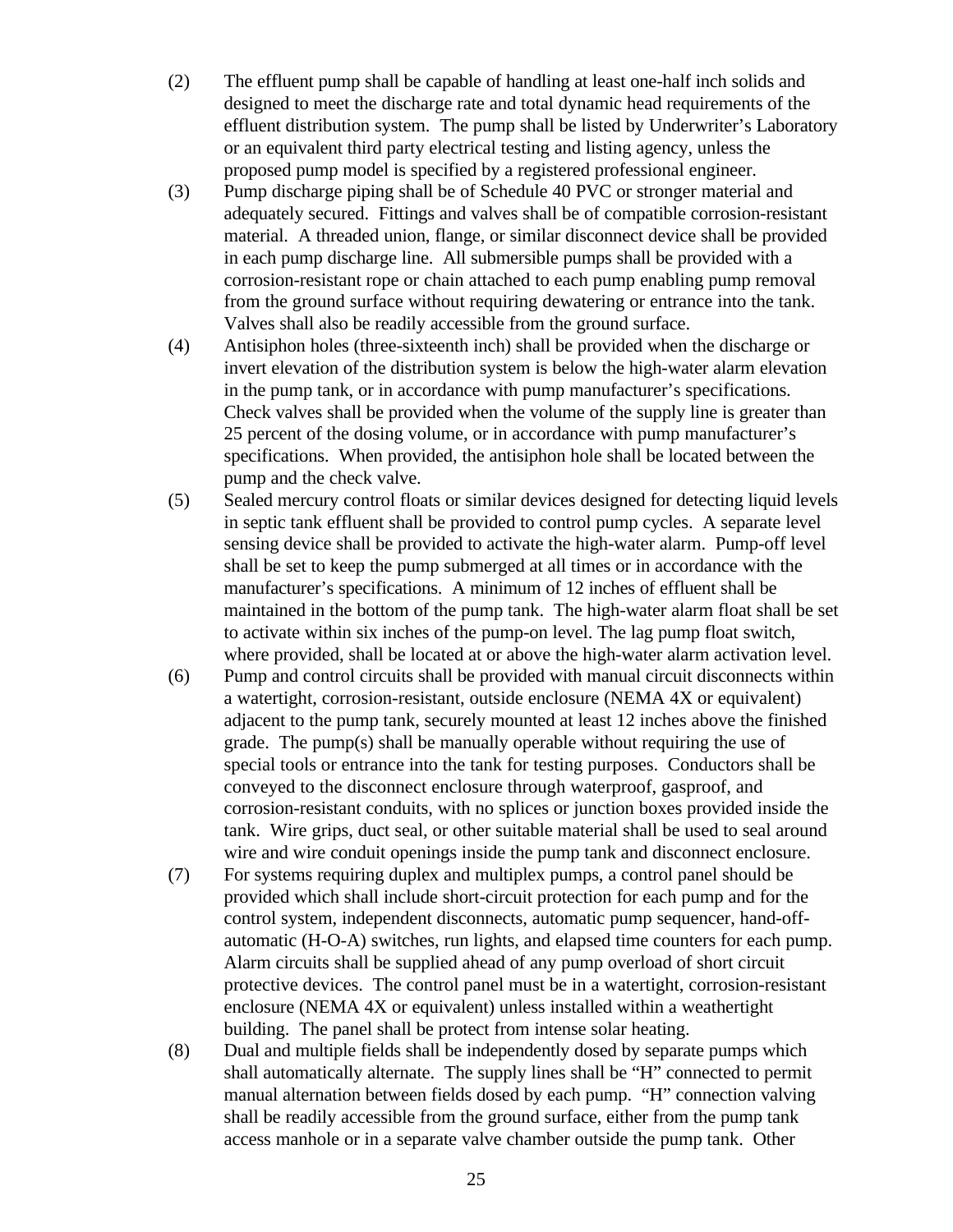(2) The effluent pump shall be capable of handling at least one-half inch solids and designed to meet the discharge rate and total dynamic head requirements of the effluent distribution system. The pump shall be listed by Underwriter's Laboratory or an equivalent third party electrical testing and listing agency, unless the proposed pump model is specified by a registered professional engineer.

(3) Pump discharge piping shall be of Schedule 40 PVC or stronger material and adequately secured. Fittings and valves shall be of compatible corrosion-resistant material. A threaded union, flange, or similar disconnect device shall be provided in each pump discharge line. All submersible pumps shall be provided with a corrosion-resistant rope or chain attached to each pump enabling pump removal from the ground surface without requiring dewatering or entrance into the tank. Valves shall also be readily accessible from the ground surface.

(4) Antisiphon holes (three-sixteenth inch) shall be provided when the discharge or invert elevation of the distribution system is below the high-water alarm elevation in the pump tank, or in accordance with pump manufacturer's specifications. Check valves shall be provided when the volume of the supply line is greater than 25 percent of the dosing volume, or in accordance with pump manufacturer's specifications. When provided, the antisiphon hole shall be located between the pump and the check valve.

(5) Sealed mercury control floats or similar devices designed for detecting liquid levels in septic tank effluent shall be provided to control pump cycles. A separate level sensing device shall be provided to activate the high-water alarm. Pump-off level shall be set to keep the pump submerged at all times or in accordance with the manufacturer's specifications. A minimum of 12 inches of effluent shall be maintained in the bottom of the pump tank. The high-water alarm float shall be set to activate within six inches of the pump-on level. The lag pump float switch, where provided, shall be located at or above the high-water alarm activation level.

(6) Pump and control circuits shall be provided with manual circuit disconnects within a watertight, corrosion-resistant, outside enclosure (NEMA 4X or equivalent) adjacent to the pump tank, securely mounted at least 12 inches above the finished grade. The pump(s) shall be manually operable without requiring the use of special tools or entrance into the tank for testing purposes. Conductors shall be conveyed to the disconnect enclosure through waterproof, gasproof, and corrosion-resistant conduits, with no splices or junction boxes provided inside the tank. Wire grips, duct seal, or other suitable material shall be used to seal around wire and wire conduit openings inside the pump tank and disconnect enclosure.

(7) For systems requiring duplex and multiplex pumps, a control panel should be provided which shall include short-circuit protection for each pump and for the control system, independent disconnects, automatic pump sequencer, hand-off-automatic (H-O-A) switches, run lights, and elapsed time counters for each pump. Alarm circuits shall be supplied ahead of any pump overload of short circuit protective devices. The control panel must be in a watertight, corrosion-resistant enclosure (NEMA 4X or equivalent) unless installed within a weathertight building. The panel shall be protect from intense solar heating.

(8) Dual and multiple fields shall be independently dosed by separate pumps which shall automatically alternate. The supply lines shall be "H" connected to permit manual alternation between fields dosed by each pump. "H" connection valving shall be readily accessible from the ground surface, either from the pump tank access manhole or in a separate valve chamber outside the pump tank. Other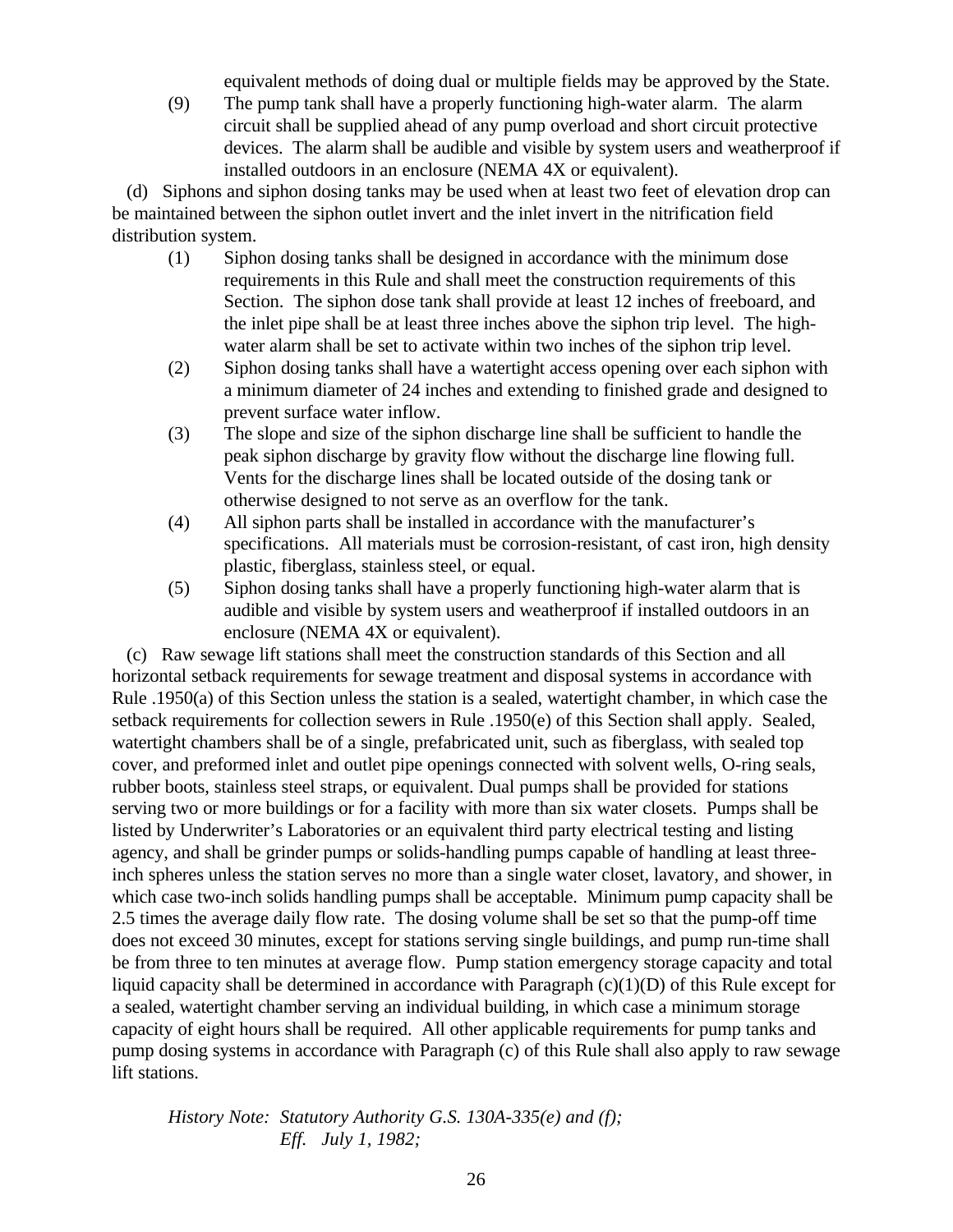equivalent methods of doing dual or multiple fields may be approved by the State.

(9) The pump tank shall have a properly functioning high-water alarm. The alarm circuit shall be supplied ahead of any pump overload and short circuit protective devices. The alarm shall be audible and visible by system users and weatherproof if installed outdoors in an enclosure (NEMA 4X or equivalent).

(d) Siphons and siphon dosing tanks may be used when at least two feet of elevation drop can be maintained between the siphon outlet invert and the inlet invert in the nitrification field distribution system.

(1) Siphon dosing tanks shall be designed in accordance with the minimum dose requirements in this Rule and shall meet the construction requirements of this Section. The siphon dose tank shall provide at least 12 inches of freeboard, and the inlet pipe shall be at least three inches above the siphon trip level. The high-water alarm shall be set to activate within two inches of the siphon trip level.

(2) Siphon dosing tanks shall have a watertight access opening over each siphon with a minimum diameter of 24 inches and extending to finished grade and designed to prevent surface water inflow.

(3) The slope and size of the siphon discharge line shall be sufficient to handle the peak siphon discharge by gravity flow without the discharge line flowing full. Vents for the discharge lines shall be located outside of the dosing tank or otherwise designed to not serve as an overflow for the tank.

(4) All siphon parts shall be installed in accordance with the manufacturer's specifications. All materials must be corrosion-resistant, of cast iron, high density plastic, fiberglass, stainless steel, or equal.

(5) Siphon dosing tanks shall have a properly functioning high-water alarm that is audible and visible by system users and weatherproof if installed outdoors in an enclosure (NEMA 4X or equivalent).

(c) Raw sewage lift stations shall meet the construction standards of this Section and all horizontal setback requirements for sewage treatment and disposal systems in accordance with Rule .1950(a) of this Section unless the station is a sealed, watertight chamber, in which case the setback requirements for collection sewers in Rule .1950(e) of this Section shall apply. Sealed, watertight chambers shall be of a single, prefabricated unit, such as fiberglass, with sealed top cover, and preformed inlet and outlet pipe openings connected with solvent wells, O-ring seals, rubber boots, stainless steel straps, or equivalent. Dual pumps shall be provided for stations serving two or more buildings or for a facility with more than six water closets. Pumps shall be listed by Underwriter's Laboratories or an equivalent third party electrical testing and listing agency, and shall be grinder pumps or solids-handling pumps capable of handling at least three-inch spheres unless the station serves no more than a single water closet, lavatory, and shower, in which case two-inch solids handling pumps shall be acceptable. Minimum pump capacity shall be 2.5 times the average daily flow rate. The dosing volume shall be set so that the pump-off time does not exceed 30 minutes, except for stations serving single buildings, and pump run-time shall be from three to ten minutes at average flow. Pump station emergency storage capacity and total liquid capacity shall be determined in accordance with Paragraph (c)(1)(D) of this Rule except for a sealed, watertight chamber serving an individual building, in which case a minimum storage capacity of eight hours shall be required. All other applicable requirements for pump tanks and pump dosing systems in accordance with Paragraph (c) of this Rule shall also apply to raw sewage lift stations.

*History Note: Statutory Authority G.S. 130A-335(e) and (f);*
*Eff. July 1, 1982;*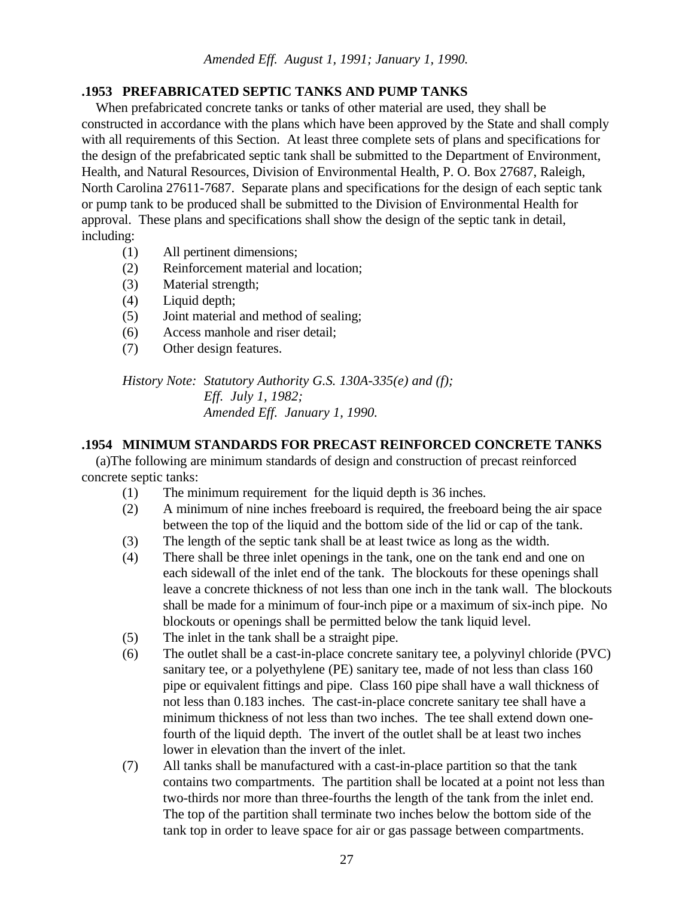*Amended Eff. August 1, 1991; January 1, 1990.*

### .1953 PREFABRICATED SEPTIC TANKS AND PUMP TANKS

When prefabricated concrete tanks or tanks of other material are used, they shall be constructed in accordance with the plans which have been approved by the State and shall comply with all requirements of this Section. At least three complete sets of plans and specifications for the design of the prefabricated septic tank shall be submitted to the Department of Environment, Health, and Natural Resources, Division of Environmental Health, P. O. Box 27687, Raleigh, North Carolina 27611-7687. Separate plans and specifications for the design of each septic tank or pump tank to be produced shall be submitted to the Division of Environmental Health for approval. These plans and specifications shall show the design of the septic tank in detail, including:

(1) All pertinent dimensions;
(2) Reinforcement material and location;
(3) Material strength;
(4) Liquid depth;
(5) Joint material and method of sealing;
(6) Access manhole and riser detail;
(7) Other design features.

*History Note: Statutory Authority G.S. 130A-335(e) and (f);*
*Eff. July 1, 1982;*
*Amended Eff. January 1, 1990.*

### .1954 MINIMUM STANDARDS FOR PRECAST REINFORCED CONCRETE TANKS

(a)The following are minimum standards of design and construction of precast reinforced concrete septic tanks:

(1) The minimum requirement for the liquid depth is 36 inches.
(2) A minimum of nine inches freeboard is required, the freeboard being the air space between the top of the liquid and the bottom side of the lid or cap of the tank.
(3) The length of the septic tank shall be at least twice as long as the width.
(4) There shall be three inlet openings in the tank, one on the tank end and one on each sidewall of the inlet end of the tank. The blockouts for these openings shall leave a concrete thickness of not less than one inch in the tank wall. The blockouts shall be made for a minimum of four-inch pipe or a maximum of six-inch pipe. No blockouts or openings shall be permitted below the tank liquid level.
(5) The inlet in the tank shall be a straight pipe.
(6) The outlet shall be a cast-in-place concrete sanitary tee, a polyvinyl chloride (PVC) sanitary tee, or a polyethylene (PE) sanitary tee, made of not less than class 160 pipe or equivalent fittings and pipe. Class 160 pipe shall have a wall thickness of not less than 0.183 inches. The cast-in-place concrete sanitary tee shall have a minimum thickness of not less than two inches. The tee shall extend down one-fourth of the liquid depth. The invert of the outlet shall be at least two inches lower in elevation than the invert of the inlet.
(7) All tanks shall be manufactured with a cast-in-place partition so that the tank contains two compartments. The partition shall be located at a point not less than two-thirds nor more than three-fourths the length of the tank from the inlet end. The top of the partition shall terminate two inches below the bottom side of the tank top in order to leave space for air or gas passage between compartments.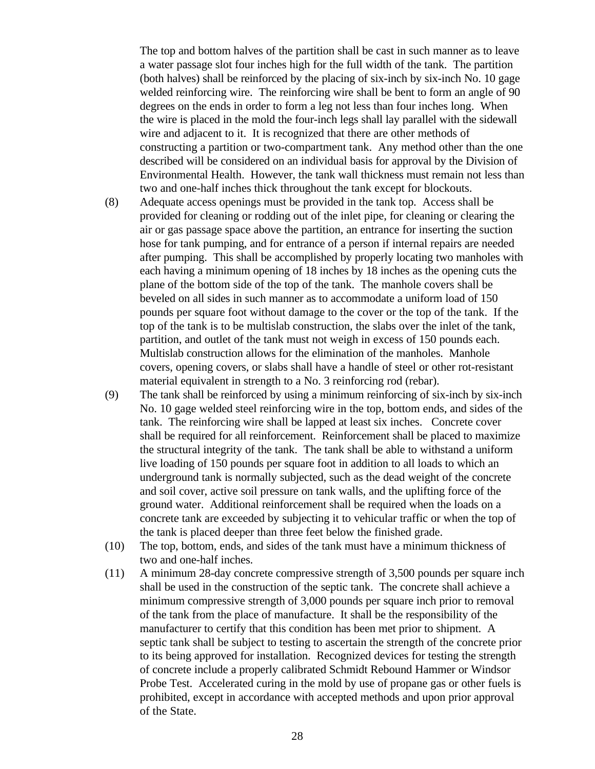The top and bottom halves of the partition shall be cast in such manner as to leave a water passage slot four inches high for the full width of the tank. The partition (both halves) shall be reinforced by the placing of six-inch by six-inch No. 10 gage welded reinforcing wire. The reinforcing wire shall be bent to form an angle of 90 degrees on the ends in order to form a leg not less than four inches long. When the wire is placed in the mold the four-inch legs shall lay parallel with the sidewall wire and adjacent to it. It is recognized that there are other methods of constructing a partition or two-compartment tank. Any method other than the one described will be considered on an individual basis for approval by the Division of Environmental Health. However, the tank wall thickness must remain not less than two and one-half inches thick throughout the tank except for blockouts.

(8) Adequate access openings must be provided in the tank top. Access shall be provided for cleaning or rodding out of the inlet pipe, for cleaning or clearing the air or gas passage space above the partition, an entrance for inserting the suction hose for tank pumping, and for entrance of a person if internal repairs are needed after pumping. This shall be accomplished by properly locating two manholes with each having a minimum opening of 18 inches by 18 inches as the opening cuts the plane of the bottom side of the top of the tank. The manhole covers shall be beveled on all sides in such manner as to accommodate a uniform load of 150 pounds per square foot without damage to the cover or the top of the tank. If the top of the tank is to be multislab construction, the slabs over the inlet of the tank, partition, and outlet of the tank must not weigh in excess of 150 pounds each. Multislab construction allows for the elimination of the manholes. Manhole covers, opening covers, or slabs shall have a handle of steel or other rot-resistant material equivalent in strength to a No. 3 reinforcing rod (rebar).

(9) The tank shall be reinforced by using a minimum reinforcing of six-inch by six-inch No. 10 gage welded steel reinforcing wire in the top, bottom ends, and sides of the tank. The reinforcing wire shall be lapped at least six inches. Concrete cover shall be required for all reinforcement. Reinforcement shall be placed to maximize the structural integrity of the tank. The tank shall be able to withstand a uniform live loading of 150 pounds per square foot in addition to all loads to which an underground tank is normally subjected, such as the dead weight of the concrete and soil cover, active soil pressure on tank walls, and the uplifting force of the ground water. Additional reinforcement shall be required when the loads on a concrete tank are exceeded by subjecting it to vehicular traffic or when the top of the tank is placed deeper than three feet below the finished grade.

(10) The top, bottom, ends, and sides of the tank must have a minimum thickness of two and one-half inches.

(11) A minimum 28-day concrete compressive strength of 3,500 pounds per square inch shall be used in the construction of the septic tank. The concrete shall achieve a minimum compressive strength of 3,000 pounds per square inch prior to removal of the tank from the place of manufacture. It shall be the responsibility of the manufacturer to certify that this condition has been met prior to shipment. A septic tank shall be subject to testing to ascertain the strength of the concrete prior to its being approved for installation. Recognized devices for testing the strength of concrete include a properly calibrated Schmidt Rebound Hammer or Windsor Probe Test. Accelerated curing in the mold by use of propane gas or other fuels is prohibited, except in accordance with accepted methods and upon prior approval of the State.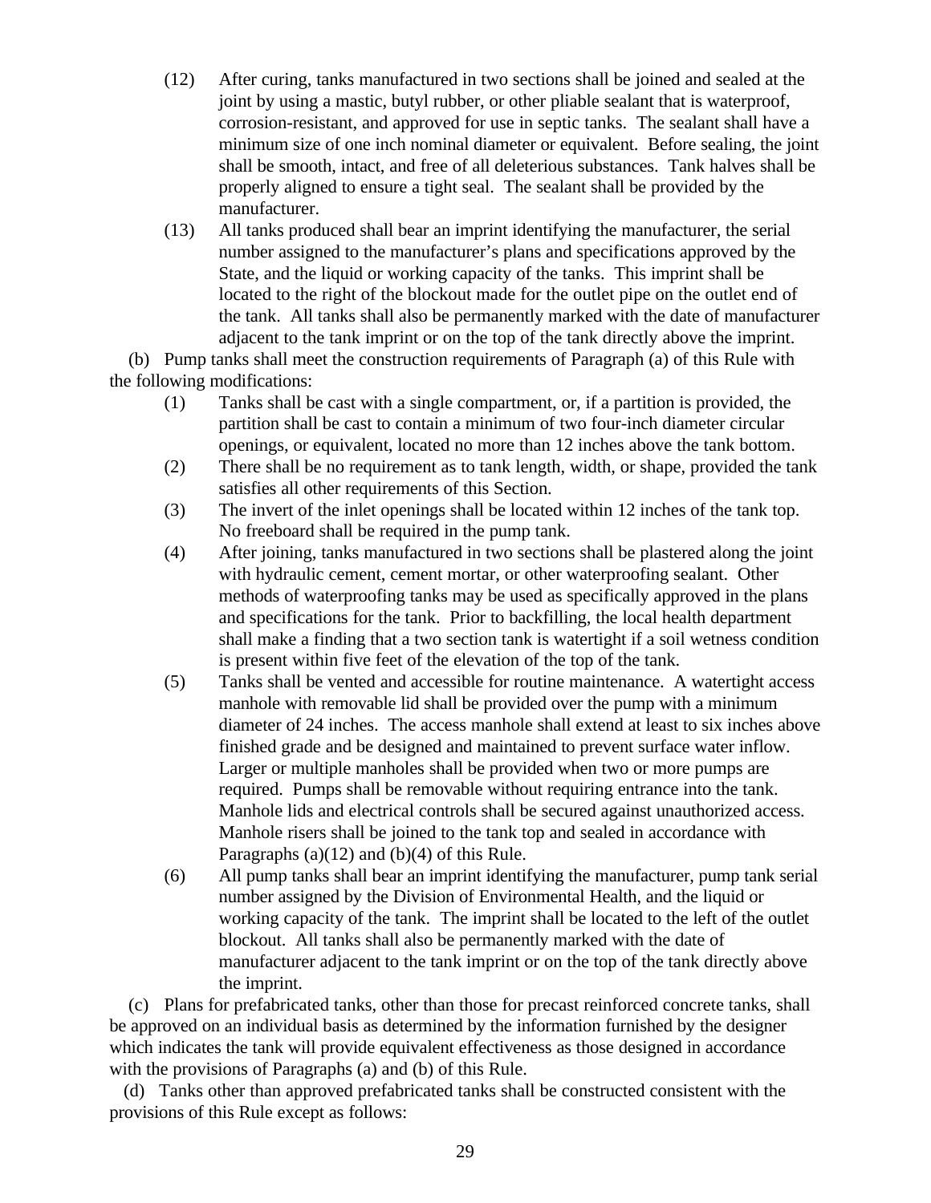(12) After curing, tanks manufactured in two sections shall be joined and sealed at the joint by using a mastic, butyl rubber, or other pliable sealant that is waterproof, corrosion-resistant, and approved for use in septic tanks. The sealant shall have a minimum size of one inch nominal diameter or equivalent. Before sealing, the joint shall be smooth, intact, and free of all deleterious substances. Tank halves shall be properly aligned to ensure a tight seal. The sealant shall be provided by the manufacturer.

(13) All tanks produced shall bear an imprint identifying the manufacturer, the serial number assigned to the manufacturer's plans and specifications approved by the State, and the liquid or working capacity of the tanks. This imprint shall be located to the right of the blockout made for the outlet pipe on the outlet end of the tank. All tanks shall also be permanently marked with the date of manufacturer adjacent to the tank imprint or on the top of the tank directly above the imprint.

(b) Pump tanks shall meet the construction requirements of Paragraph (a) of this Rule with the following modifications:

(1) Tanks shall be cast with a single compartment, or, if a partition is provided, the partition shall be cast to contain a minimum of two four-inch diameter circular openings, or equivalent, located no more than 12 inches above the tank bottom.

(2) There shall be no requirement as to tank length, width, or shape, provided the tank satisfies all other requirements of this Section.

(3) The invert of the inlet openings shall be located within 12 inches of the tank top. No freeboard shall be required in the pump tank.

(4) After joining, tanks manufactured in two sections shall be plastered along the joint with hydraulic cement, cement mortar, or other waterproofing sealant. Other methods of waterproofing tanks may be used as specifically approved in the plans and specifications for the tank. Prior to backfilling, the local health department shall make a finding that a two section tank is watertight if a soil wetness condition is present within five feet of the elevation of the top of the tank.

(5) Tanks shall be vented and accessible for routine maintenance. A watertight access manhole with removable lid shall be provided over the pump with a minimum diameter of 24 inches. The access manhole shall extend at least to six inches above finished grade and be designed and maintained to prevent surface water inflow. Larger or multiple manholes shall be provided when two or more pumps are required. Pumps shall be removable without requiring entrance into the tank. Manhole lids and electrical controls shall be secured against unauthorized access. Manhole risers shall be joined to the tank top and sealed in accordance with Paragraphs (a)(12) and (b)(4) of this Rule.

(6) All pump tanks shall bear an imprint identifying the manufacturer, pump tank serial number assigned by the Division of Environmental Health, and the liquid or working capacity of the tank. The imprint shall be located to the left of the outlet blockout. All tanks shall also be permanently marked with the date of manufacturer adjacent to the tank imprint or on the top of the tank directly above the imprint.

(c) Plans for prefabricated tanks, other than those for precast reinforced concrete tanks, shall be approved on an individual basis as determined by the information furnished by the designer which indicates the tank will provide equivalent effectiveness as those designed in accordance with the provisions of Paragraphs (a) and (b) of this Rule.

(d) Tanks other than approved prefabricated tanks shall be constructed consistent with the provisions of this Rule except as follows: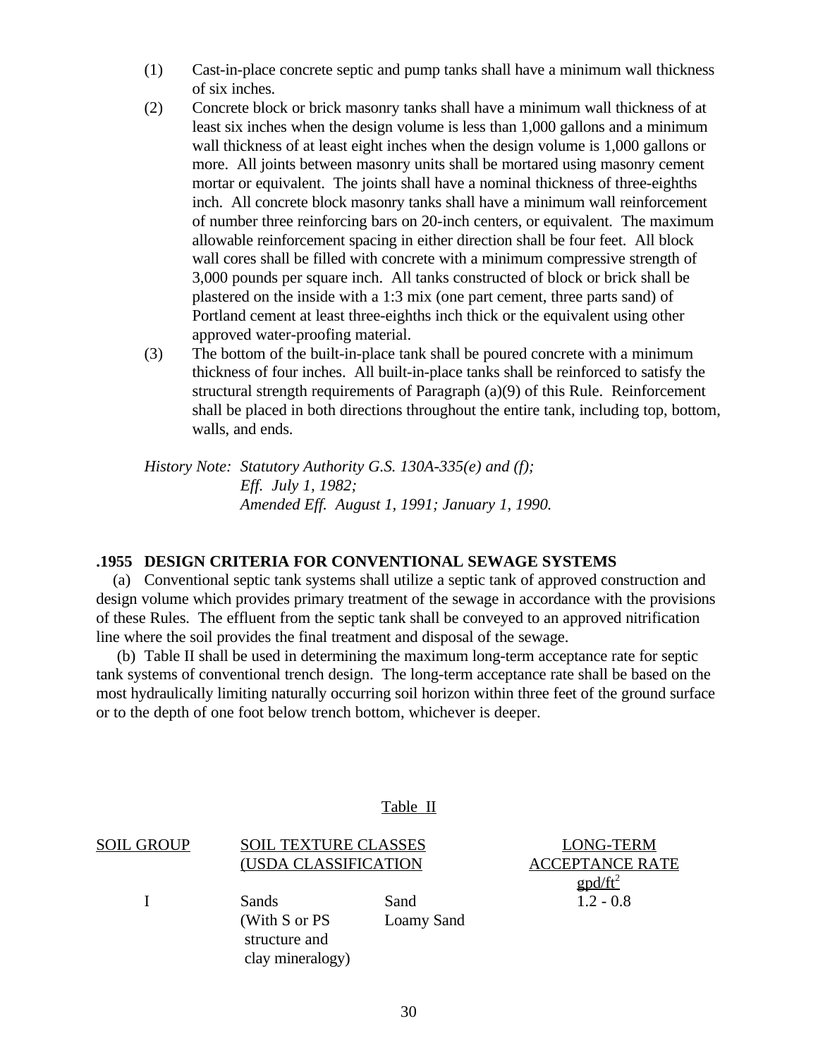(1) Cast-in-place concrete septic and pump tanks shall have a minimum wall thickness of six inches.

(2) Concrete block or brick masonry tanks shall have a minimum wall thickness of at least six inches when the design volume is less than 1,000 gallons and a minimum wall thickness of at least eight inches when the design volume is 1,000 gallons or more. All joints between masonry units shall be mortared using masonry cement mortar or equivalent. The joints shall have a nominal thickness of three-eighths inch. All concrete block masonry tanks shall have a minimum wall reinforcement of number three reinforcing bars on 20-inch centers, or equivalent. The maximum allowable reinforcement spacing in either direction shall be four feet. All block wall cores shall be filled with concrete with a minimum compressive strength of 3,000 pounds per square inch. All tanks constructed of block or brick shall be plastered on the inside with a 1:3 mix (one part cement, three parts sand) of Portland cement at least three-eighths inch thick or the equivalent using other approved water-proofing material.

(3) The bottom of the built-in-place tank shall be poured concrete with a minimum thickness of four inches. All built-in-place tanks shall be reinforced to satisfy the structural strength requirements of Paragraph (a)(9) of this Rule. Reinforcement shall be placed in both directions throughout the entire tank, including top, bottom, walls, and ends.

*History Note: Statutory Authority G.S. 130A-335(e) and (f);*
*Eff. July 1, 1982;*
*Amended Eff. August 1, 1991; January 1, 1990.*

## .1955 DESIGN CRITERIA FOR CONVENTIONAL SEWAGE SYSTEMS

(a) Conventional septic tank systems shall utilize a septic tank of approved construction and design volume which provides primary treatment of the sewage in accordance with the provisions of these Rules. The effluent from the septic tank shall be conveyed to an approved nitrification line where the soil provides the final treatment and disposal of the sewage.

(b) Table II shall be used in determining the maximum long-term acceptance rate for septic tank systems of conventional trench design. The long-term acceptance rate shall be based on the most hydraulically limiting naturally occurring soil horizon within three feet of the ground surface or to the depth of one foot below trench bottom, whichever is deeper.

Table II

| SOIL GROUP | SOIL TEXTURE CLASSES (USDA CLASSIFICATION | | LONG-TERM ACCEPTANCE RATE gpd/ft$^2$ |
|---|---|---|---|
| I | Sands (With S or PS structure and clay mineralogy) | Sand<br>Loamy Sand | 1.2 - 0.8 |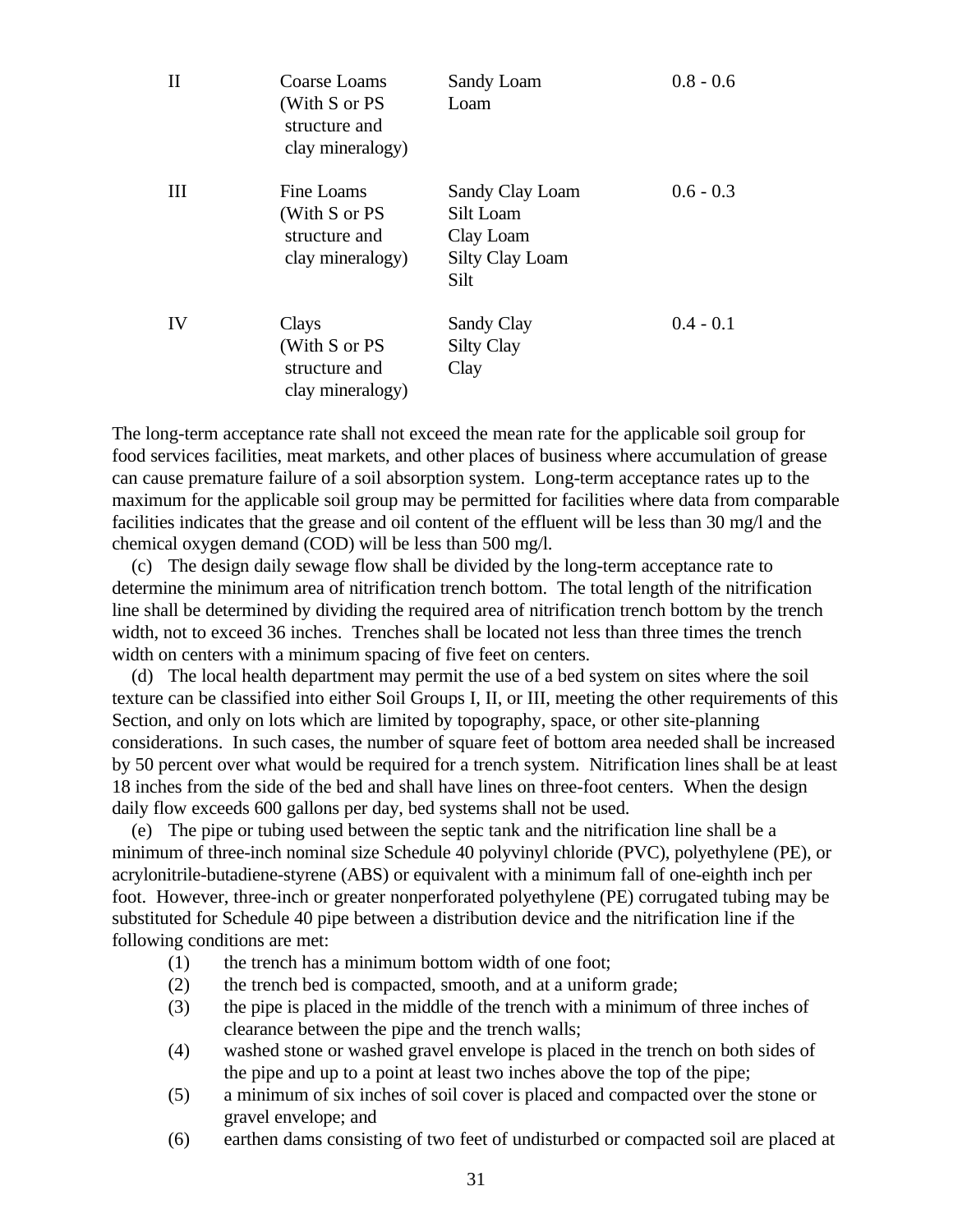| | | | |
|---|---|---|---|
| II | Coarse Loams (With S or PS structure and clay mineralogy) | Sandy Loam<br>Loam | 0.8 - 0.6 |
| III | Fine Loams (With S or PS structure and clay mineralogy) | Sandy Clay Loam<br>Silt Loam<br>Clay Loam<br>Silty Clay Loam<br>Silt | 0.6 - 0.3 |
| IV | Clays (With S or PS structure and clay mineralogy) | Sandy Clay<br>Silty Clay<br>Clay | 0.4 - 0.1 |

The long-term acceptance rate shall not exceed the mean rate for the applicable soil group for food services facilities, meat markets, and other places of business where accumulation of grease can cause premature failure of a soil absorption system. Long-term acceptance rates up to the maximum for the applicable soil group may be permitted for facilities where data from comparable facilities indicates that the grease and oil content of the effluent will be less than 30 mg/l and the chemical oxygen demand (COD) will be less than 500 mg/l.

(c) The design daily sewage flow shall be divided by the long-term acceptance rate to determine the minimum area of nitrification trench bottom. The total length of the nitrification line shall be determined by dividing the required area of nitrification trench bottom by the trench width, not to exceed 36 inches. Trenches shall be located not less than three times the trench width on centers with a minimum spacing of five feet on centers.

(d) The local health department may permit the use of a bed system on sites where the soil texture can be classified into either Soil Groups I, II, or III, meeting the other requirements of this Section, and only on lots which are limited by topography, space, or other site-planning considerations. In such cases, the number of square feet of bottom area needed shall be increased by 50 percent over what would be required for a trench system. Nitrification lines shall be at least 18 inches from the side of the bed and shall have lines on three-foot centers. When the design daily flow exceeds 600 gallons per day, bed systems shall not be used.

(e) The pipe or tubing used between the septic tank and the nitrification line shall be a minimum of three-inch nominal size Schedule 40 polyvinyl chloride (PVC), polyethylene (PE), or acrylonitrile-butadiene-styrene (ABS) or equivalent with a minimum fall of one-eighth inch per foot. However, three-inch or greater nonperforated polyethylene (PE) corrugated tubing may be substituted for Schedule 40 pipe between a distribution device and the nitrification line if the following conditions are met:

(1) the trench has a minimum bottom width of one foot;
(2) the trench bed is compacted, smooth, and at a uniform grade;
(3) the pipe is placed in the middle of the trench with a minimum of three inches of clearance between the pipe and the trench walls;
(4) washed stone or washed gravel envelope is placed in the trench on both sides of the pipe and up to a point at least two inches above the top of the pipe;
(5) a minimum of six inches of soil cover is placed and compacted over the stone or gravel envelope; and
(6) earthen dams consisting of two feet of undisturbed or compacted soil are placed at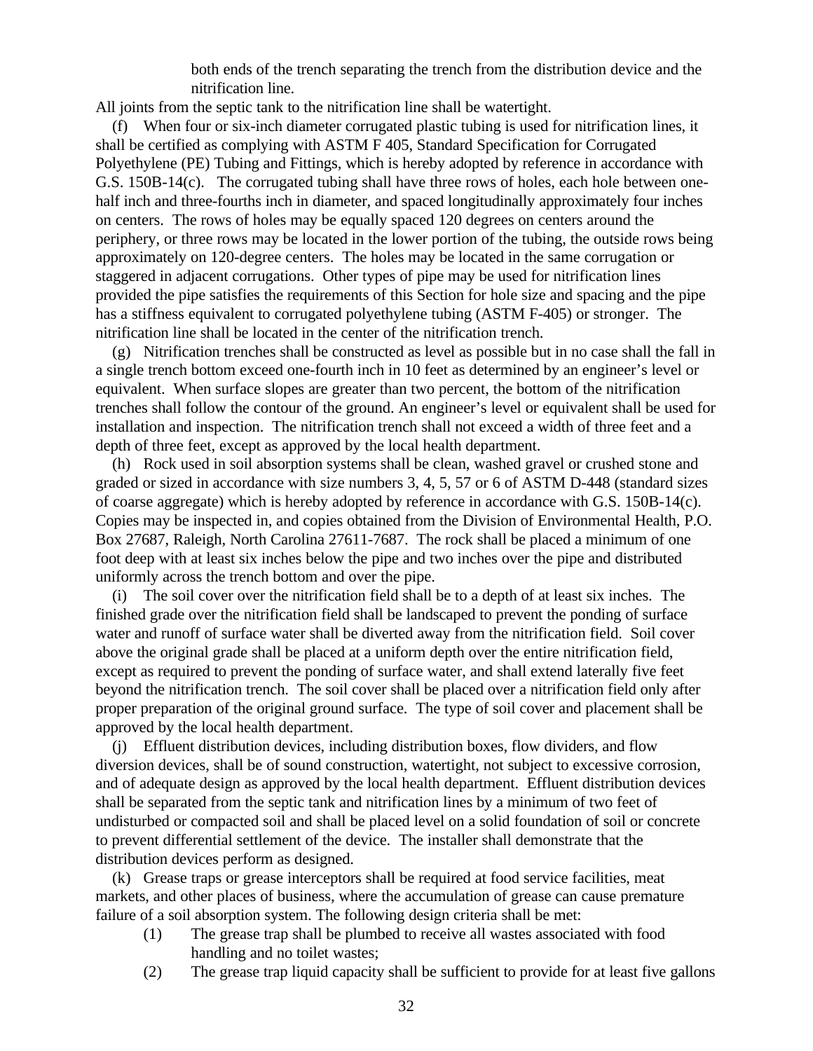both ends of the trench separating the trench from the distribution device and the nitrification line.

All joints from the septic tank to the nitrification line shall be watertight.

(f) When four or six-inch diameter corrugated plastic tubing is used for nitrification lines, it shall be certified as complying with ASTM F 405, Standard Specification for Corrugated Polyethylene (PE) Tubing and Fittings, which is hereby adopted by reference in accordance with G.S. 150B-14(c). The corrugated tubing shall have three rows of holes, each hole between one-half inch and three-fourths inch in diameter, and spaced longitudinally approximately four inches on centers. The rows of holes may be equally spaced 120 degrees on centers around the periphery, or three rows may be located in the lower portion of the tubing, the outside rows being approximately on 120-degree centers. The holes may be located in the same corrugation or staggered in adjacent corrugations. Other types of pipe may be used for nitrification lines provided the pipe satisfies the requirements of this Section for hole size and spacing and the pipe has a stiffness equivalent to corrugated polyethylene tubing (ASTM F-405) or stronger. The nitrification line shall be located in the center of the nitrification trench.

(g) Nitrification trenches shall be constructed as level as possible but in no case shall the fall in a single trench bottom exceed one-fourth inch in 10 feet as determined by an engineer's level or equivalent. When surface slopes are greater than two percent, the bottom of the nitrification trenches shall follow the contour of the ground. An engineer's level or equivalent shall be used for installation and inspection. The nitrification trench shall not exceed a width of three feet and a depth of three feet, except as approved by the local health department.

(h) Rock used in soil absorption systems shall be clean, washed gravel or crushed stone and graded or sized in accordance with size numbers 3, 4, 5, 57 or 6 of ASTM D-448 (standard sizes of coarse aggregate) which is hereby adopted by reference in accordance with G.S. 150B-14(c). Copies may be inspected in, and copies obtained from the Division of Environmental Health, P.O. Box 27687, Raleigh, North Carolina 27611-7687. The rock shall be placed a minimum of one foot deep with at least six inches below the pipe and two inches over the pipe and distributed uniformly across the trench bottom and over the pipe.

(i) The soil cover over the nitrification field shall be to a depth of at least six inches. The finished grade over the nitrification field shall be landscaped to prevent the ponding of surface water and runoff of surface water shall be diverted away from the nitrification field. Soil cover above the original grade shall be placed at a uniform depth over the entire nitrification field, except as required to prevent the ponding of surface water, and shall extend laterally five feet beyond the nitrification trench. The soil cover shall be placed over a nitrification field only after proper preparation of the original ground surface. The type of soil cover and placement shall be approved by the local health department.

(j) Effluent distribution devices, including distribution boxes, flow dividers, and flow diversion devices, shall be of sound construction, watertight, not subject to excessive corrosion, and of adequate design as approved by the local health department. Effluent distribution devices shall be separated from the septic tank and nitrification lines by a minimum of two feet of undisturbed or compacted soil and shall be placed level on a solid foundation of soil or concrete to prevent differential settlement of the device. The installer shall demonstrate that the distribution devices perform as designed.

(k) Grease traps or grease interceptors shall be required at food service facilities, meat markets, and other places of business, where the accumulation of grease can cause premature failure of a soil absorption system. The following design criteria shall be met:

(1) The grease trap shall be plumbed to receive all wastes associated with food handling and no toilet wastes;

(2) The grease trap liquid capacity shall be sufficient to provide for at least five gallons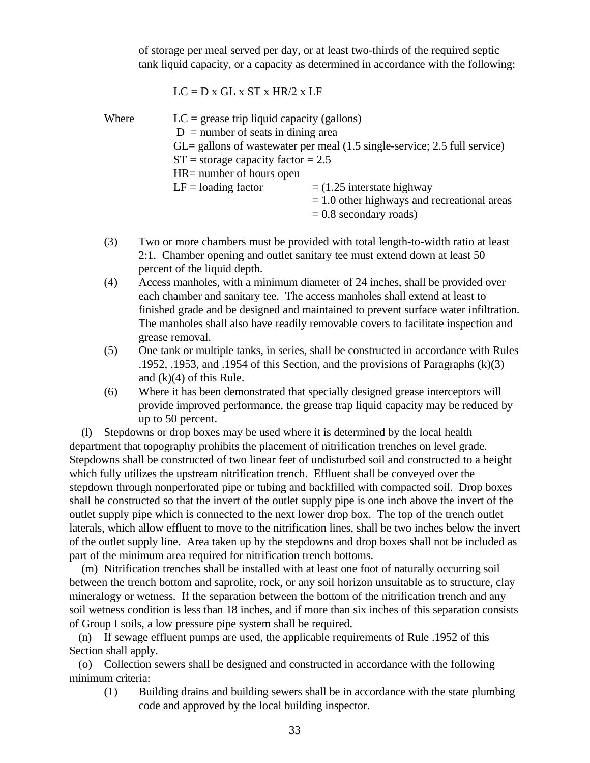of storage per meal served per day, or at least two-thirds of the required septic tank liquid capacity, or a capacity as determined in accordance with the following:

$$LC = D \times GL \times ST \times HR/2 \times LF$$

Where
- LC = grease trip liquid capacity (gallons)
- D = number of seats in dining area
- GL= gallons of wastewater per meal (1.5 single-service; 2.5 full service)
- ST = storage capacity factor = 2.5
- HR= number of hours open
- LF = loading factor = (1.25 interstate highway
  = 1.0 other highways and recreational areas
  = 0.8 secondary roads)

(3) Two or more chambers must be provided with total length-to-width ratio at least 2:1. Chamber opening and outlet sanitary tee must extend down at least 50 percent of the liquid depth.

(4) Access manholes, with a minimum diameter of 24 inches, shall be provided over each chamber and sanitary tee. The access manholes shall extend at least to finished grade and be designed and maintained to prevent surface water infiltration. The manholes shall also have readily removable covers to facilitate inspection and grease removal.

(5) One tank or multiple tanks, in series, shall be constructed in accordance with Rules .1952, .1953, and .1954 of this Section, and the provisions of Paragraphs (k)(3) and (k)(4) of this Rule.

(6) Where it has been demonstrated that specially designed grease interceptors will provide improved performance, the grease trap liquid capacity may be reduced by up to 50 percent.

(l) Stepdowns or drop boxes may be used where it is determined by the local health department that topography prohibits the placement of nitrification trenches on level grade. Stepdowns shall be constructed of two linear feet of undisturbed soil and constructed to a height which fully utilizes the upstream nitrification trench. Effluent shall be conveyed over the stepdown through nonperforated pipe or tubing and backfilled with compacted soil. Drop boxes shall be constructed so that the invert of the outlet supply pipe is one inch above the invert of the outlet supply pipe which is connected to the next lower drop box. The top of the trench outlet laterals, which allow effluent to move to the nitrification lines, shall be two inches below the invert of the outlet supply line. Area taken up by the stepdowns and drop boxes shall not be included as part of the minimum area required for nitrification trench bottoms.

(m) Nitrification trenches shall be installed with at least one foot of naturally occurring soil between the trench bottom and saprolite, rock, or any soil horizon unsuitable as to structure, clay mineralogy or wetness. If the separation between the bottom of the nitrification trench and any soil wetness condition is less than 18 inches, and if more than six inches of this separation consists of Group I soils, a low pressure pipe system shall be required.

(n) If sewage effluent pumps are used, the applicable requirements of Rule .1952 of this Section shall apply.

(o) Collection sewers shall be designed and constructed in accordance with the following minimum criteria:

(1) Building drains and building sewers shall be in accordance with the state plumbing code and approved by the local building inspector.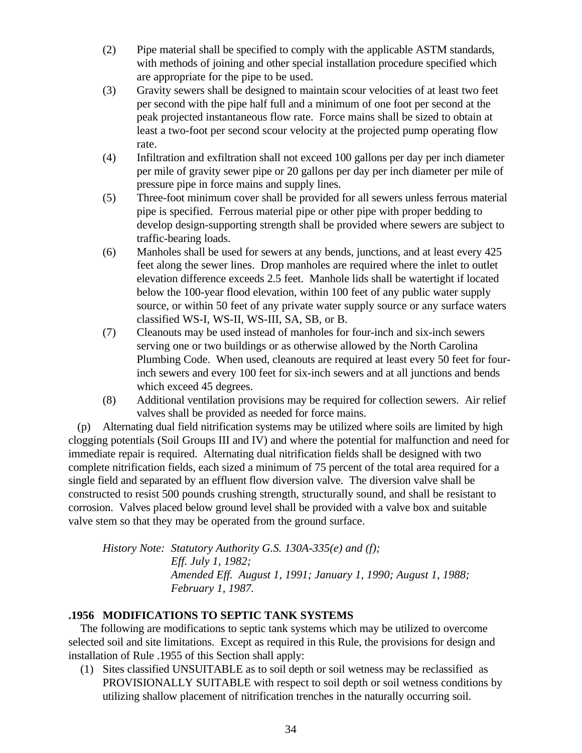(2) Pipe material shall be specified to comply with the applicable ASTM standards, with methods of joining and other special installation procedure specified which are appropriate for the pipe to be used.

(3) Gravity sewers shall be designed to maintain scour velocities of at least two feet per second with the pipe half full and a minimum of one foot per second at the peak projected instantaneous flow rate. Force mains shall be sized to obtain at least a two-foot per second scour velocity at the projected pump operating flow rate.

(4) Infiltration and exfiltration shall not exceed 100 gallons per day per inch diameter per mile of gravity sewer pipe or 20 gallons per day per inch diameter per mile of pressure pipe in force mains and supply lines.

(5) Three-foot minimum cover shall be provided for all sewers unless ferrous material pipe is specified. Ferrous material pipe or other pipe with proper bedding to develop design-supporting strength shall be provided where sewers are subject to traffic-bearing loads.

(6) Manholes shall be used for sewers at any bends, junctions, and at least every 425 feet along the sewer lines. Drop manholes are required where the inlet to outlet elevation difference exceeds 2.5 feet. Manhole lids shall be watertight if located below the 100-year flood elevation, within 100 feet of any public water supply source, or within 50 feet of any private water supply source or any surface waters classified WS-I, WS-II, WS-III, SA, SB, or B.

(7) Cleanouts may be used instead of manholes for four-inch and six-inch sewers serving one or two buildings or as otherwise allowed by the North Carolina Plumbing Code. When used, cleanouts are required at least every 50 feet for four-inch sewers and every 100 feet for six-inch sewers and at all junctions and bends which exceed 45 degrees.

(8) Additional ventilation provisions may be required for collection sewers. Air relief valves shall be provided as needed for force mains.

(p) Alternating dual field nitrification systems may be utilized where soils are limited by high clogging potentials (Soil Groups III and IV) and where the potential for malfunction and need for immediate repair is required. Alternating dual nitrification fields shall be designed with two complete nitrification fields, each sized a minimum of 75 percent of the total area required for a single field and separated by an effluent flow diversion valve. The diversion valve shall be constructed to resist 500 pounds crushing strength, structurally sound, and shall be resistant to corrosion. Valves placed below ground level shall be provided with a valve box and suitable valve stem so that they may be operated from the ground surface.

*History Note: Statutory Authority G.S. 130A-335(e) and (f);*
*Eff. July 1, 1982;*
*Amended Eff. August 1, 1991; January 1, 1990; August 1, 1988; February 1, 1987.*

### .1956 MODIFICATIONS TO SEPTIC TANK SYSTEMS

The following are modifications to septic tank systems which may be utilized to overcome selected soil and site limitations. Except as required in this Rule, the provisions for design and installation of Rule .1955 of this Section shall apply:

(1) Sites classified UNSUITABLE as to soil depth or soil wetness may be reclassified as PROVISIONALLY SUITABLE with respect to soil depth or soil wetness conditions by utilizing shallow placement of nitrification trenches in the naturally occurring soil.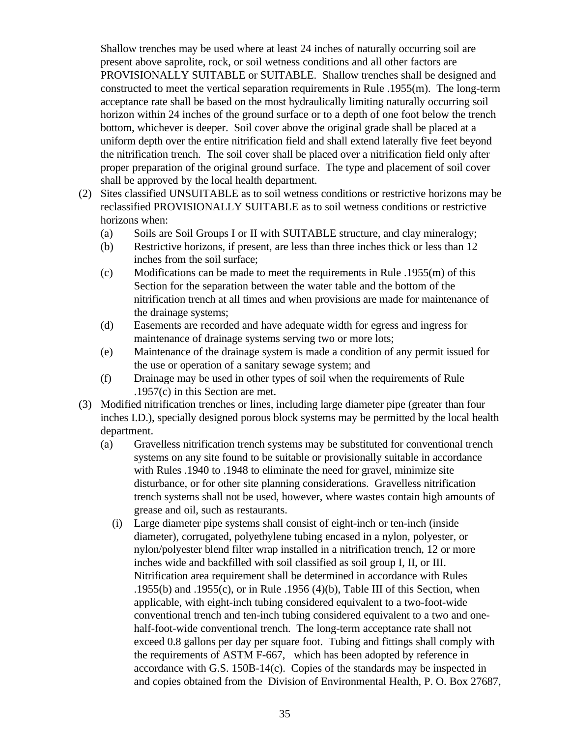Shallow trenches may be used where at least 24 inches of naturally occurring soil are present above saprolite, rock, or soil wetness conditions and all other factors are PROVISIONALLY SUITABLE or SUITABLE. Shallow trenches shall be designed and constructed to meet the vertical separation requirements in Rule .1955(m). The long-term acceptance rate shall be based on the most hydraulically limiting naturally occurring soil horizon within 24 inches of the ground surface or to a depth of one foot below the trench bottom, whichever is deeper. Soil cover above the original grade shall be placed at a uniform depth over the entire nitrification field and shall extend laterally five feet beyond the nitrification trench. The soil cover shall be placed over a nitrification field only after proper preparation of the original ground surface. The type and placement of soil cover shall be approved by the local health department.

(2) Sites classified UNSUITABLE as to soil wetness conditions or restrictive horizons may be reclassified PROVISIONALLY SUITABLE as to soil wetness conditions or restrictive horizons when:

- (a) Soils are Soil Groups I or II with SUITABLE structure, and clay mineralogy;
- (b) Restrictive horizons, if present, are less than three inches thick or less than 12 inches from the soil surface;
- (c) Modifications can be made to meet the requirements in Rule .1955(m) of this Section for the separation between the water table and the bottom of the nitrification trench at all times and when provisions are made for maintenance of the drainage systems;
- (d) Easements are recorded and have adequate width for egress and ingress for maintenance of drainage systems serving two or more lots;
- (e) Maintenance of the drainage system is made a condition of any permit issued for the use or operation of a sanitary sewage system; and
- (f) Drainage may be used in other types of soil when the requirements of Rule .1957(c) in this Section are met.

(3) Modified nitrification trenches or lines, including large diameter pipe (greater than four inches I.D.), specially designed porous block systems may be permitted by the local health department.

- (a) Gravelless nitrification trench systems may be substituted for conventional trench systems on any site found to be suitable or provisionally suitable in accordance with Rules .1940 to .1948 to eliminate the need for gravel, minimize site disturbance, or for other site planning considerations. Gravelless nitrification trench systems shall not be used, however, where wastes contain high amounts of grease and oil, such as restaurants.
  - (i) Large diameter pipe systems shall consist of eight-inch or ten-inch (inside diameter), corrugated, polyethylene tubing encased in a nylon, polyester, or nylon/polyester blend filter wrap installed in a nitrification trench, 12 or more inches wide and backfilled with soil classified as soil group I, II, or III. Nitrification area requirement shall be determined in accordance with Rules .1955(b) and .1955(c), or in Rule .1956 (4)(b), Table III of this Section, when applicable, with eight-inch tubing considered equivalent to a two-foot-wide conventional trench and ten-inch tubing considered equivalent to a two and one-half-foot-wide conventional trench. The long-term acceptance rate shall not exceed 0.8 gallons per day per square foot. Tubing and fittings shall comply with the requirements of ASTM F-667, which has been adopted by reference in accordance with G.S. 150B-14(c). Copies of the standards may be inspected in and copies obtained from the Division of Environmental Health, P. O. Box 27687,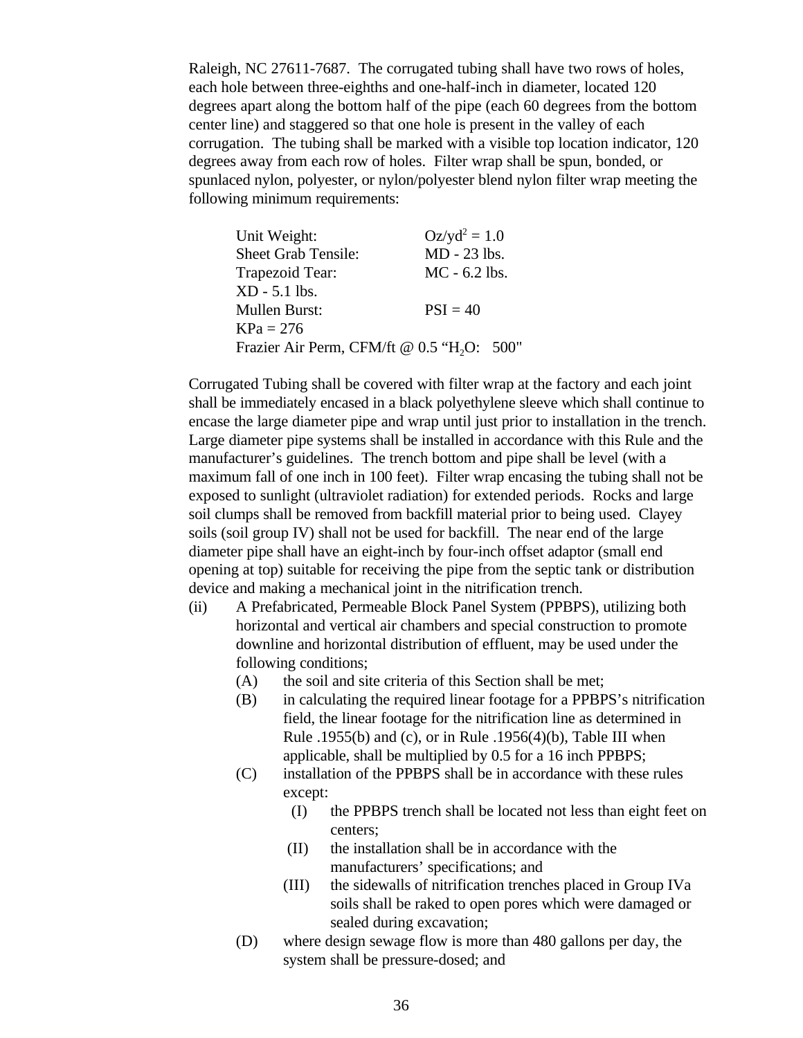Raleigh, NC 27611-7687. The corrugated tubing shall have two rows of holes, each hole between three-eighths and one-half-inch in diameter, located 120 degrees apart along the bottom half of the pipe (each 60 degrees from the bottom center line) and staggered so that one hole is present in the valley of each corrugation. The tubing shall be marked with a visible top location indicator, 120 degrees away from each row of holes. Filter wrap shall be spun, bonded, or spunlaced nylon, polyester, or nylon/polyester blend nylon filter wrap meeting the following minimum requirements:

Unit Weight: $Oz/yd^2 = 1.0$
Sheet Grab Tensile: MD - 23 lbs.
Trapezoid Tear: MC - 6.2 lbs.
XD - 5.1 lbs.
Mullen Burst: PSI = 40
KPa = 276
Frazier Air Perm, CFM/ft @ 0.5 "$H_2O$: 500"

Corrugated Tubing shall be covered with filter wrap at the factory and each joint shall be immediately encased in a black polyethylene sleeve which shall continue to encase the large diameter pipe and wrap until just prior to installation in the trench. Large diameter pipe systems shall be installed in accordance with this Rule and the manufacturer's guidelines. The trench bottom and pipe shall be level (with a maximum fall of one inch in 100 feet). Filter wrap encasing the tubing shall not be exposed to sunlight (ultraviolet radiation) for extended periods. Rocks and large soil clumps shall be removed from backfill material prior to being used. Clayey soils (soil group IV) shall not be used for backfill. The near end of the large diameter pipe shall have an eight-inch by four-inch offset adaptor (small end opening at top) suitable for receiving the pipe from the septic tank or distribution device and making a mechanical joint in the nitrification trench.

(ii) A Prefabricated, Permeable Block Panel System (PPBPS), utilizing both horizontal and vertical air chambers and special construction to promote downline and horizontal distribution of effluent, may be used under the following conditions;
   - (A) the soil and site criteria of this Section shall be met;
   - (B) in calculating the required linear footage for a PPBPS's nitrification field, the linear footage for the nitrification line as determined in Rule .1955(b) and (c), or in Rule .1956(4)(b), Table III when applicable, shall be multiplied by 0.5 for a 16 inch PPBPS;
   - (C) installation of the PPBPS shall be in accordance with these rules except:
     - (I) the PPBPS trench shall be located not less than eight feet on centers;
     - (II) the installation shall be in accordance with the manufacturers' specifications; and
     - (III) the sidewalls of nitrification trenches placed in Group IVa soils shall be raked to open pores which were damaged or sealed during excavation;
   - (D) where design sewage flow is more than 480 gallons per day, the system shall be pressure-dosed; and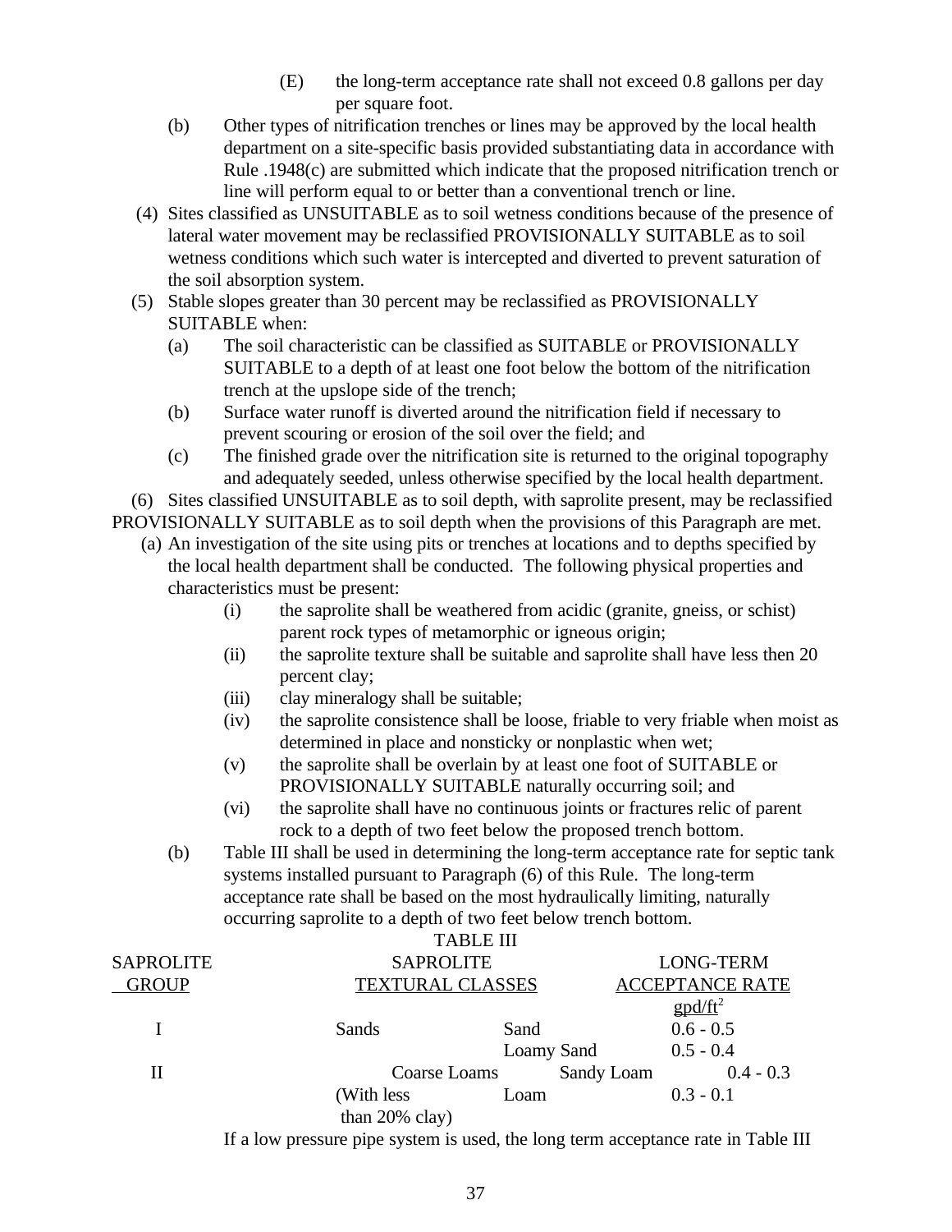(E) the long-term acceptance rate shall not exceed 0.8 gallons per day per square foot.

(b) Other types of nitrification trenches or lines may be approved by the local health department on a site-specific basis provided substantiating data in accordance with Rule .1948(c) are submitted which indicate that the proposed nitrification trench or line will perform equal to or better than a conventional trench or line.

(4) Sites classified as UNSUITABLE as to soil wetness conditions because of the presence of lateral water movement may be reclassified PROVISIONALLY SUITABLE as to soil wetness conditions which such water is intercepted and diverted to prevent saturation of the soil absorption system.

(5) Stable slopes greater than 30 percent may be reclassified as PROVISIONALLY SUITABLE when:

(a) The soil characteristic can be classified as SUITABLE or PROVISIONALLY SUITABLE to a depth of at least one foot below the bottom of the nitrification trench at the upslope side of the trench;

(b) Surface water runoff is diverted around the nitrification field if necessary to prevent scouring or erosion of the soil over the field; and

(c) The finished grade over the nitrification site is returned to the original topography and adequately seeded, unless otherwise specified by the local health department.

(6) Sites classified UNSUITABLE as to soil depth, with saprolite present, may be reclassified PROVISIONALLY SUITABLE as to soil depth when the provisions of this Paragraph are met.

(a) An investigation of the site using pits or trenches at locations and to depths specified by the local health department shall be conducted. The following physical properties and characteristics must be present:

(i) the saprolite shall be weathered from acidic (granite, gneiss, or schist) parent rock types of metamorphic or igneous origin;

(ii) the saprolite texture shall be suitable and saprolite shall have less then 20 percent clay;

(iii) clay mineralogy shall be suitable;

(iv) the saprolite consistence shall be loose, friable to very friable when moist as determined in place and nonsticky or nonplastic when wet;

(v) the saprolite shall be overlain by at least one foot of SUITABLE or PROVISIONALLY SUITABLE naturally occurring soil; and

(vi) the saprolite shall have no continuous joints or fractures relic of parent rock to a depth of two feet below the proposed trench bottom.

(b) Table III shall be used in determining the long-term acceptance rate for septic tank systems installed pursuant to Paragraph (6) of this Rule. The long-term acceptance rate shall be based on the most hydraulically limiting, naturally occurring saprolite to a depth of two feet below trench bottom.

TABLE III

| SAPROLITE GROUP | SAPROLITE TEXTURAL CLASSES | | LONG-TERM ACCEPTANCE RATE gpd/ft$^2$ |
|---|---|---|---|
| I | Sands | Sand | 0.6 - 0.5 |
| | | Loamy Sand | 0.5 - 0.4 |
| II | Coarse Loams | Sandy Loam | 0.4 - 0.3 |
| | (With less than 20% clay) | Loam | 0.3 - 0.1 |

If a low pressure pipe system is used, the long term acceptance rate in Table III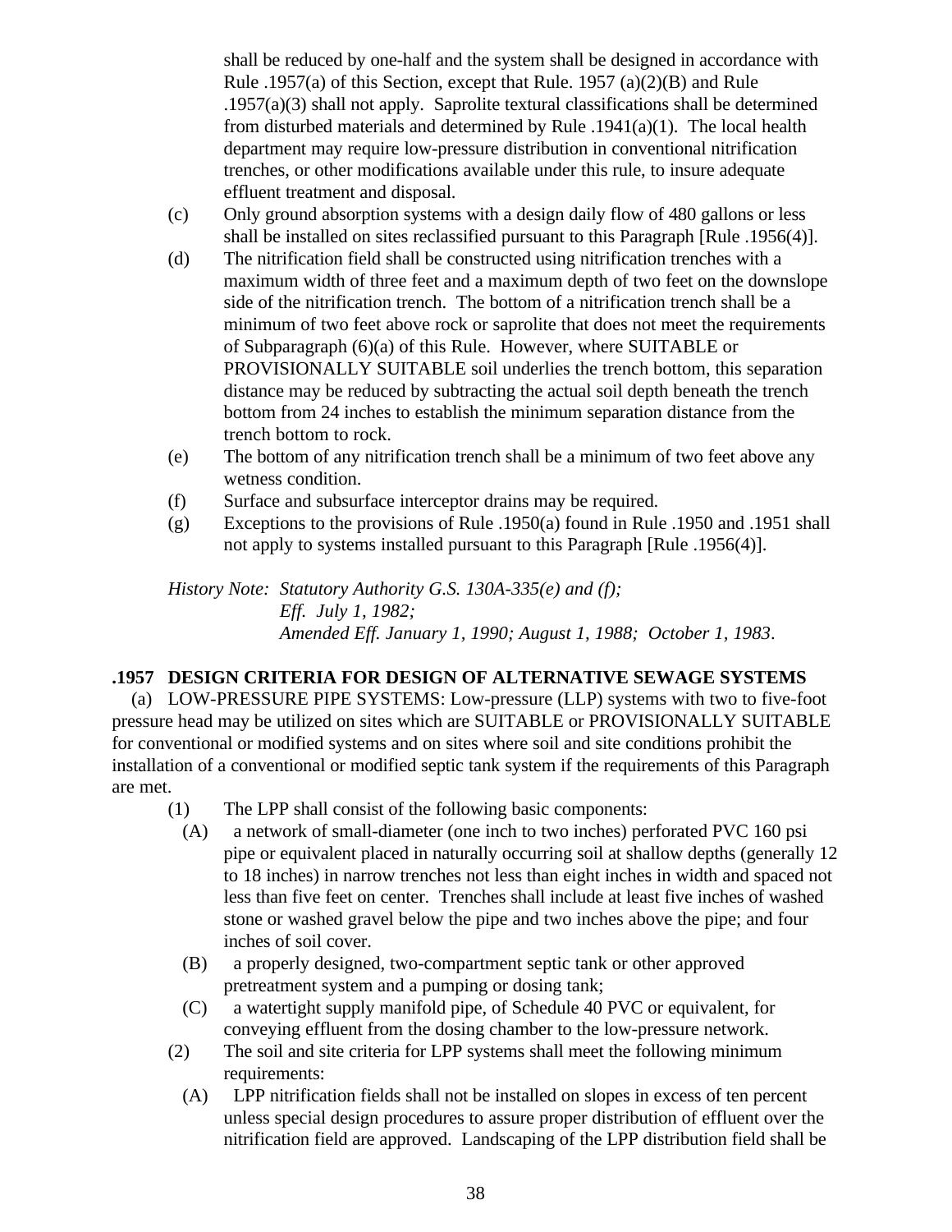shall be reduced by one-half and the system shall be designed in accordance with Rule .1957(a) of this Section, except that Rule. 1957 (a)(2)(B) and Rule .1957(a)(3) shall not apply. Saprolite textural classifications shall be determined from disturbed materials and determined by Rule .1941(a)(1). The local health department may require low-pressure distribution in conventional nitrification trenches, or other modifications available under this rule, to insure adequate effluent treatment and disposal.

(c) Only ground absorption systems with a design daily flow of 480 gallons or less shall be installed on sites reclassified pursuant to this Paragraph [Rule .1956(4)].

(d) The nitrification field shall be constructed using nitrification trenches with a maximum width of three feet and a maximum depth of two feet on the downslope side of the nitrification trench. The bottom of a nitrification trench shall be a minimum of two feet above rock or saprolite that does not meet the requirements of Subparagraph (6)(a) of this Rule. However, where SUITABLE or PROVISIONALLY SUITABLE soil underlies the trench bottom, this separation distance may be reduced by subtracting the actual soil depth beneath the trench bottom from 24 inches to establish the minimum separation distance from the trench bottom to rock.

(e) The bottom of any nitrification trench shall be a minimum of two feet above any wetness condition.

(f) Surface and subsurface interceptor drains may be required.

(g) Exceptions to the provisions of Rule .1950(a) found in Rule .1950 and .1951 shall not apply to systems installed pursuant to this Paragraph [Rule .1956(4)].

*History Note: Statutory Authority G.S. 130A-335(e) and (f);*
*Eff. July 1, 1982;*
*Amended Eff. January 1, 1990; August 1, 1988; October 1, 1983.*

### .1957 DESIGN CRITERIA FOR DESIGN OF ALTERNATIVE SEWAGE SYSTEMS

(a) LOW-PRESSURE PIPE SYSTEMS: Low-pressure (LLP) systems with two to five-foot pressure head may be utilized on sites which are SUITABLE or PROVISIONALLY SUITABLE for conventional or modified systems and on sites where soil and site conditions prohibit the installation of a conventional or modified septic tank system if the requirements of this Paragraph are met.

(1) The LPP shall consist of the following basic components:

(A) a network of small-diameter (one inch to two inches) perforated PVC 160 psi pipe or equivalent placed in naturally occurring soil at shallow depths (generally 12 to 18 inches) in narrow trenches not less than eight inches in width and spaced not less than five feet on center. Trenches shall include at least five inches of washed stone or washed gravel below the pipe and two inches above the pipe; and four inches of soil cover.

(B) a properly designed, two-compartment septic tank or other approved pretreatment system and a pumping or dosing tank;

(C) a watertight supply manifold pipe, of Schedule 40 PVC or equivalent, for conveying effluent from the dosing chamber to the low-pressure network.

(2) The soil and site criteria for LPP systems shall meet the following minimum requirements:

(A) LPP nitrification fields shall not be installed on slopes in excess of ten percent unless special design procedures to assure proper distribution of effluent over the nitrification field are approved. Landscaping of the LPP distribution field shall be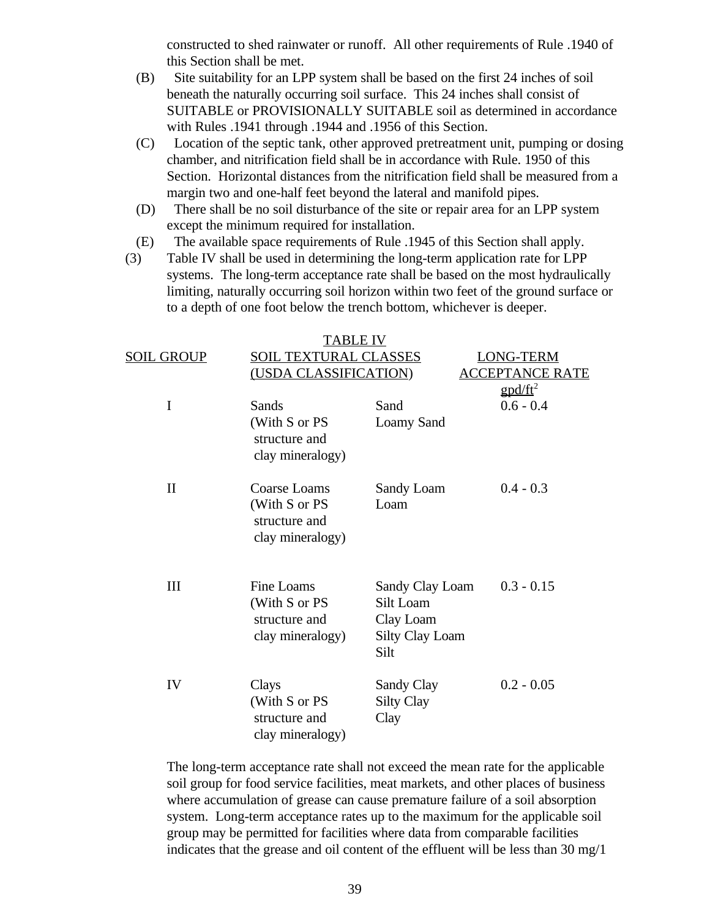constructed to shed rainwater or runoff. All other requirements of Rule .1940 of this Section shall be met.

(B) Site suitability for an LPP system shall be based on the first 24 inches of soil beneath the naturally occurring soil surface. This 24 inches shall consist of SUITABLE or PROVISIONALLY SUITABLE soil as determined in accordance with Rules .1941 through .1944 and .1956 of this Section.

(C) Location of the septic tank, other approved pretreatment unit, pumping or dosing chamber, and nitrification field shall be in accordance with Rule. 1950 of this Section. Horizontal distances from the nitrification field shall be measured from a margin two and one-half feet beyond the lateral and manifold pipes.

(D) There shall be no soil disturbance of the site or repair area for an LPP system except the minimum required for installation.

(E) The available space requirements of Rule .1945 of this Section shall apply.

(3) Table IV shall be used in determining the long-term application rate for LPP systems. The long-term acceptance rate shall be based on the most hydraulically limiting, naturally occurring soil horizon within two feet of the ground surface or to a depth of one foot below the trench bottom, whichever is deeper.

TABLE IV

| SOIL GROUP | SOIL TEXTURAL CLASSES (USDA CLASSIFICATION) | | LONG-TERM ACCEPTANCE RATE gpd/ft$^2$ |
|---|---|---|---|
| I | Sands (With S or PS structure and clay mineralogy) | Sand<br>Loamy Sand | 0.6 - 0.4 |
| II | Coarse Loams (With S or PS structure and clay mineralogy) | Sandy Loam<br>Loam | 0.4 - 0.3 |
| III | Fine Loams (With S or PS structure and clay mineralogy) | Sandy Clay Loam<br>Silt Loam<br>Clay Loam<br>Silty Clay Loam<br>Silt | 0.3 - 0.15 |
| IV | Clays (With S or PS structure and clay mineralogy) | Sandy Clay<br>Silty Clay<br>Clay | 0.2 - 0.05 |

The long-term acceptance rate shall not exceed the mean rate for the applicable soil group for food service facilities, meat markets, and other places of business where accumulation of grease can cause premature failure of a soil absorption system. Long-term acceptance rates up to the maximum for the applicable soil group may be permitted for facilities where data from comparable facilities indicates that the grease and oil content of the effluent will be less than 30 mg/1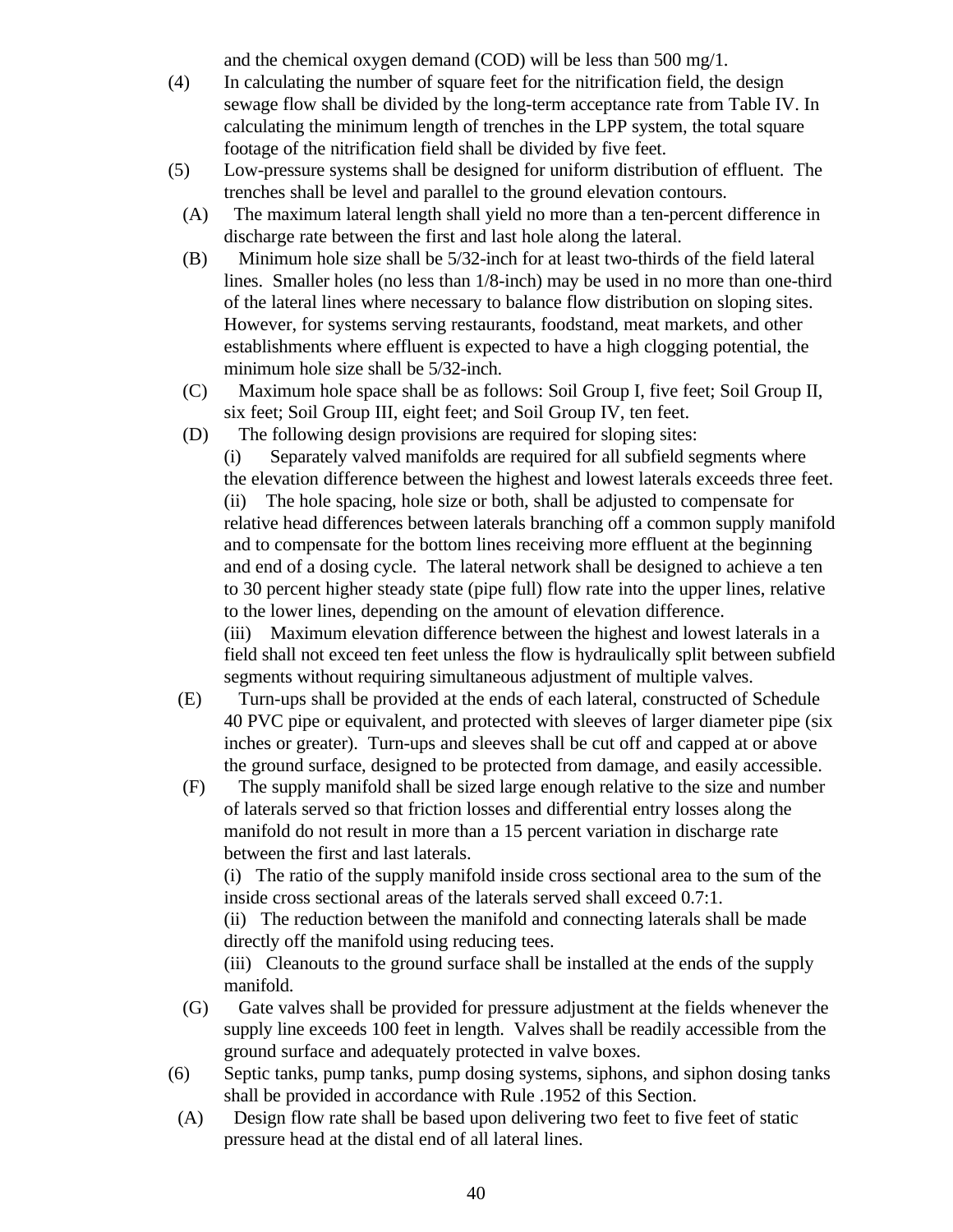and the chemical oxygen demand (COD) will be less than 500 mg/1.

(4) In calculating the number of square feet for the nitrification field, the design sewage flow shall be divided by the long-term acceptance rate from Table IV. In calculating the minimum length of trenches in the LPP system, the total square footage of the nitrification field shall be divided by five feet.

(5) Low-pressure systems shall be designed for uniform distribution of effluent. The trenches shall be level and parallel to the ground elevation contours.

(A) The maximum lateral length shall yield no more than a ten-percent difference in discharge rate between the first and last hole along the lateral.

(B) Minimum hole size shall be 5/32-inch for at least two-thirds of the field lateral lines. Smaller holes (no less than 1/8-inch) may be used in no more than one-third of the lateral lines where necessary to balance flow distribution on sloping sites. However, for systems serving restaurants, foodstand, meat markets, and other establishments where effluent is expected to have a high clogging potential, the minimum hole size shall be 5/32-inch.

(C) Maximum hole space shall be as follows: Soil Group I, five feet; Soil Group II, six feet; Soil Group III, eight feet; and Soil Group IV, ten feet.

(D) The following design provisions are required for sloping sites:

(i) Separately valved manifolds are required for all subfield segments where the elevation difference between the highest and lowest laterals exceeds three feet.

(ii) The hole spacing, hole size or both, shall be adjusted to compensate for relative head differences between laterals branching off a common supply manifold and to compensate for the bottom lines receiving more effluent at the beginning and end of a dosing cycle. The lateral network shall be designed to achieve a ten to 30 percent higher steady state (pipe full) flow rate into the upper lines, relative to the lower lines, depending on the amount of elevation difference.

(iii) Maximum elevation difference between the highest and lowest laterals in a field shall not exceed ten feet unless the flow is hydraulically split between subfield segments without requiring simultaneous adjustment of multiple valves.

(E) Turn-ups shall be provided at the ends of each lateral, constructed of Schedule 40 PVC pipe or equivalent, and protected with sleeves of larger diameter pipe (six inches or greater). Turn-ups and sleeves shall be cut off and capped at or above the ground surface, designed to be protected from damage, and easily accessible.

(F) The supply manifold shall be sized large enough relative to the size and number of laterals served so that friction losses and differential entry losses along the manifold do not result in more than a 15 percent variation in discharge rate between the first and last laterals.

(i) The ratio of the supply manifold inside cross sectional area to the sum of the inside cross sectional areas of the laterals served shall exceed 0.7:1.

(ii) The reduction between the manifold and connecting laterals shall be made directly off the manifold using reducing tees.

(iii) Cleanouts to the ground surface shall be installed at the ends of the supply manifold.

(G) Gate valves shall be provided for pressure adjustment at the fields whenever the supply line exceeds 100 feet in length. Valves shall be readily accessible from the ground surface and adequately protected in valve boxes.

(6) Septic tanks, pump tanks, pump dosing systems, siphons, and siphon dosing tanks shall be provided in accordance with Rule .1952 of this Section.

(A) Design flow rate shall be based upon delivering two feet to five feet of static pressure head at the distal end of all lateral lines.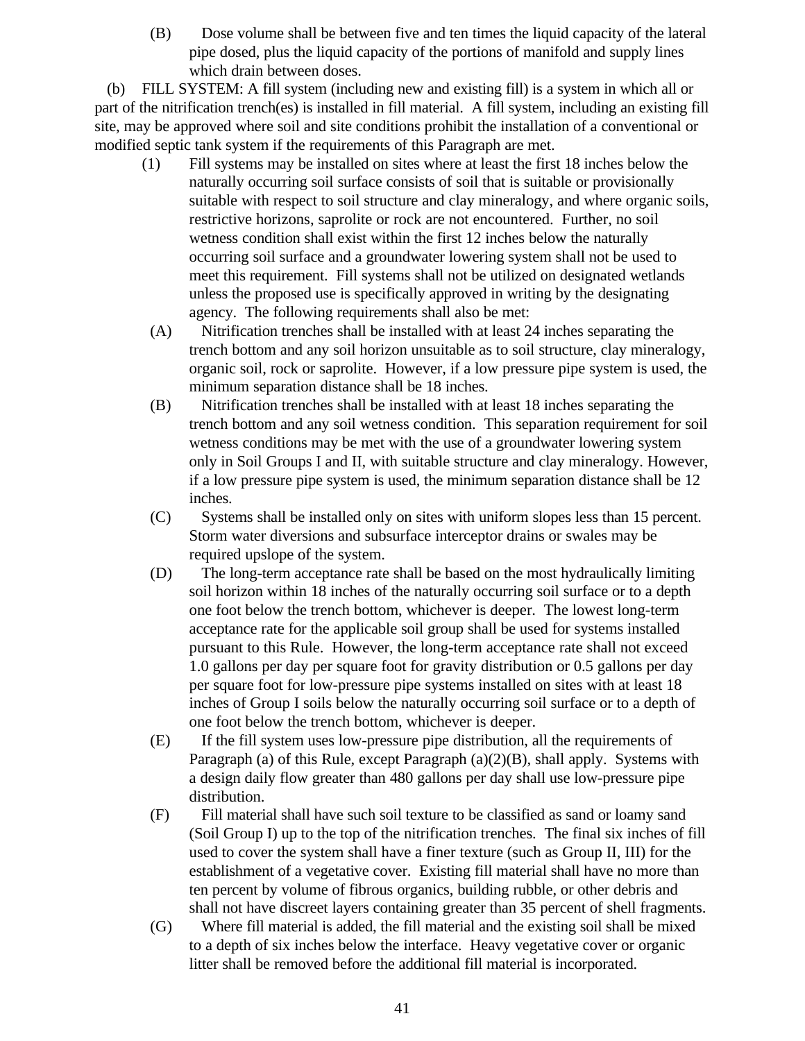(B) Dose volume shall be between five and ten times the liquid capacity of the lateral pipe dosed, plus the liquid capacity of the portions of manifold and supply lines which drain between doses.

(b) FILL SYSTEM: A fill system (including new and existing fill) is a system in which all or part of the nitrification trench(es) is installed in fill material. A fill system, including an existing fill site, may be approved where soil and site conditions prohibit the installation of a conventional or modified septic tank system if the requirements of this Paragraph are met.

(1) Fill systems may be installed on sites where at least the first 18 inches below the naturally occurring soil surface consists of soil that is suitable or provisionally suitable with respect to soil structure and clay mineralogy, and where organic soils, restrictive horizons, saprolite or rock are not encountered. Further, no soil wetness condition shall exist within the first 12 inches below the naturally occurring soil surface and a groundwater lowering system shall not be used to meet this requirement. Fill systems shall not be utilized on designated wetlands unless the proposed use is specifically approved in writing by the designating agency. The following requirements shall also be met:

(A) Nitrification trenches shall be installed with at least 24 inches separating the trench bottom and any soil horizon unsuitable as to soil structure, clay mineralogy, organic soil, rock or saprolite. However, if a low pressure pipe system is used, the minimum separation distance shall be 18 inches.

(B) Nitrification trenches shall be installed with at least 18 inches separating the trench bottom and any soil wetness condition. This separation requirement for soil wetness conditions may be met with the use of a groundwater lowering system only in Soil Groups I and II, with suitable structure and clay mineralogy. However, if a low pressure pipe system is used, the minimum separation distance shall be 12 inches.

(C) Systems shall be installed only on sites with uniform slopes less than 15 percent. Storm water diversions and subsurface interceptor drains or swales may be required upslope of the system.

(D) The long-term acceptance rate shall be based on the most hydraulically limiting soil horizon within 18 inches of the naturally occurring soil surface or to a depth one foot below the trench bottom, whichever is deeper. The lowest long-term acceptance rate for the applicable soil group shall be used for systems installed pursuant to this Rule. However, the long-term acceptance rate shall not exceed 1.0 gallons per day per square foot for gravity distribution or 0.5 gallons per day per square foot for low-pressure pipe systems installed on sites with at least 18 inches of Group I soils below the naturally occurring soil surface or to a depth of one foot below the trench bottom, whichever is deeper.

(E) If the fill system uses low-pressure pipe distribution, all the requirements of Paragraph (a) of this Rule, except Paragraph (a)(2)(B), shall apply. Systems with a design daily flow greater than 480 gallons per day shall use low-pressure pipe distribution.

(F) Fill material shall have such soil texture to be classified as sand or loamy sand (Soil Group I) up to the top of the nitrification trenches. The final six inches of fill used to cover the system shall have a finer texture (such as Group II, III) for the establishment of a vegetative cover. Existing fill material shall have no more than ten percent by volume of fibrous organics, building rubble, or other debris and shall not have discreet layers containing greater than 35 percent of shell fragments.

(G) Where fill material is added, the fill material and the existing soil shall be mixed to a depth of six inches below the interface. Heavy vegetative cover or organic litter shall be removed before the additional fill material is incorporated.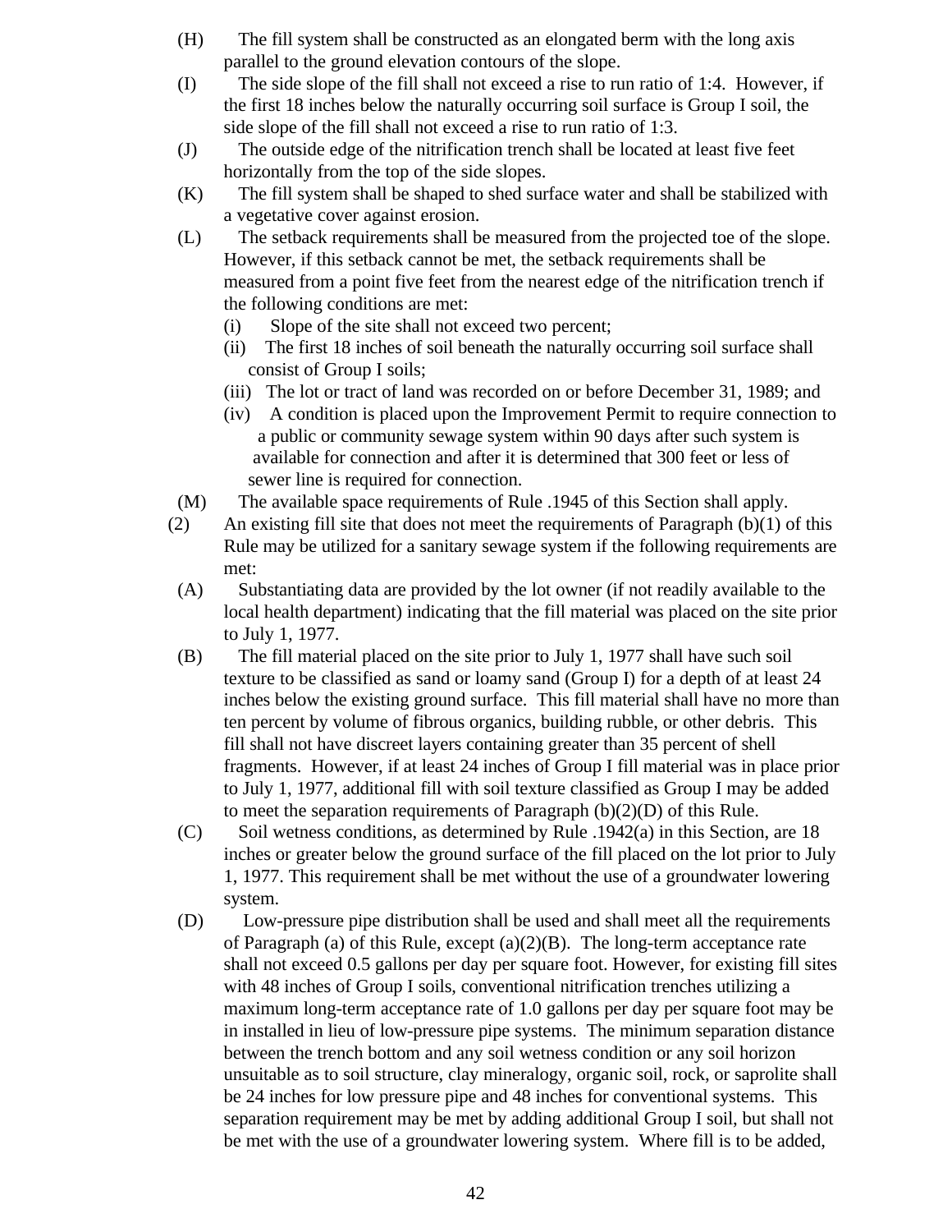(H) The fill system shall be constructed as an elongated berm with the long axis parallel to the ground elevation contours of the slope.

(I) The side slope of the fill shall not exceed a rise to run ratio of 1:4. However, if the first 18 inches below the naturally occurring soil surface is Group I soil, the side slope of the fill shall not exceed a rise to run ratio of 1:3.

(J) The outside edge of the nitrification trench shall be located at least five feet horizontally from the top of the side slopes.

(K) The fill system shall be shaped to shed surface water and shall be stabilized with a vegetative cover against erosion.

(L) The setback requirements shall be measured from the projected toe of the slope. However, if this setback cannot be met, the setback requirements shall be measured from a point five feet from the nearest edge of the nitrification trench if the following conditions are met:

- (i) Slope of the site shall not exceed two percent;
- (ii) The first 18 inches of soil beneath the naturally occurring soil surface shall consist of Group I soils;
- (iii) The lot or tract of land was recorded on or before December 31, 1989; and
- (iv) A condition is placed upon the Improvement Permit to require connection to a public or community sewage system within 90 days after such system is available for connection and after it is determined that 300 feet or less of sewer line is required for connection.

(M) The available space requirements of Rule .1945 of this Section shall apply.

(2) An existing fill site that does not meet the requirements of Paragraph (b)(1) of this Rule may be utilized for a sanitary sewage system if the following requirements are met:

(A) Substantiating data are provided by the lot owner (if not readily available to the local health department) indicating that the fill material was placed on the site prior to July 1, 1977.

(B) The fill material placed on the site prior to July 1, 1977 shall have such soil texture to be classified as sand or loamy sand (Group I) for a depth of at least 24 inches below the existing ground surface. This fill material shall have no more than ten percent by volume of fibrous organics, building rubble, or other debris. This fill shall not have discreet layers containing greater than 35 percent of shell fragments. However, if at least 24 inches of Group I fill material was in place prior to July 1, 1977, additional fill with soil texture classified as Group I may be added to meet the separation requirements of Paragraph (b)(2)(D) of this Rule.

(C) Soil wetness conditions, as determined by Rule .1942(a) in this Section, are 18 inches or greater below the ground surface of the fill placed on the lot prior to July 1, 1977. This requirement shall be met without the use of a groundwater lowering system.

(D) Low-pressure pipe distribution shall be used and shall meet all the requirements of Paragraph (a) of this Rule, except (a)(2)(B). The long-term acceptance rate shall not exceed 0.5 gallons per day per square foot. However, for existing fill sites with 48 inches of Group I soils, conventional nitrification trenches utilizing a maximum long-term acceptance rate of 1.0 gallons per day per square foot may be in installed in lieu of low-pressure pipe systems. The minimum separation distance between the trench bottom and any soil wetness condition or any soil horizon unsuitable as to soil structure, clay mineralogy, organic soil, rock, or saprolite shall be 24 inches for low pressure pipe and 48 inches for conventional systems. This separation requirement may be met by adding additional Group I soil, but shall not be met with the use of a groundwater lowering system. Where fill is to be added,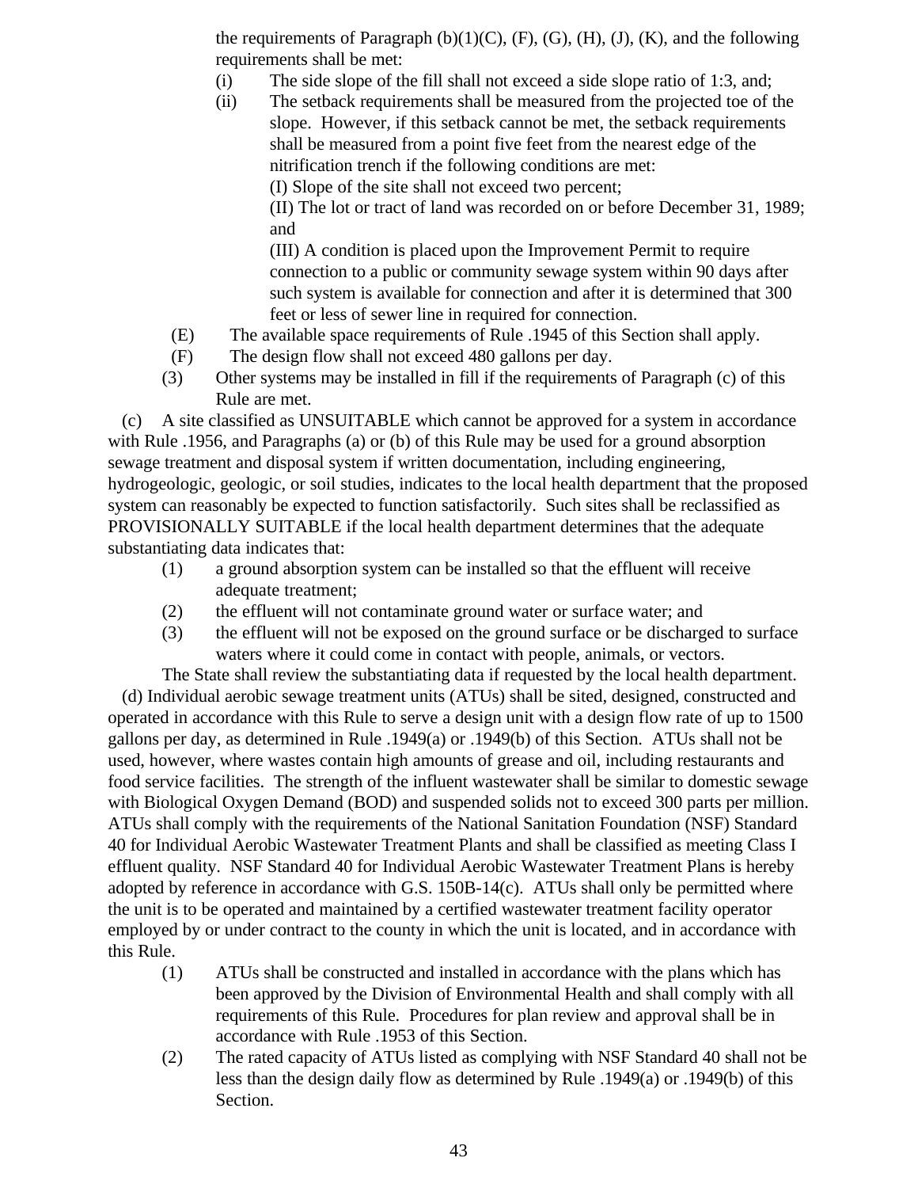the requirements of Paragraph (b)(1)(C), (F), (G), (H), (J), (K), and the following requirements shall be met:

(i) The side slope of the fill shall not exceed a side slope ratio of 1:3, and;

(ii) The setback requirements shall be measured from the projected toe of the slope. However, if this setback cannot be met, the setback requirements shall be measured from a point five feet from the nearest edge of the nitrification trench if the following conditions are met:

(I) Slope of the site shall not exceed two percent;

(II) The lot or tract of land was recorded on or before December 31, 1989; and

(III) A condition is placed upon the Improvement Permit to require connection to a public or community sewage system within 90 days after such system is available for connection and after it is determined that 300 feet or less of sewer line in required for connection.

(E) The available space requirements of Rule .1945 of this Section shall apply.

(F) The design flow shall not exceed 480 gallons per day.

(3) Other systems may be installed in fill if the requirements of Paragraph (c) of this Rule are met.

(c) A site classified as UNSUITABLE which cannot be approved for a system in accordance with Rule .1956, and Paragraphs (a) or (b) of this Rule may be used for a ground absorption sewage treatment and disposal system if written documentation, including engineering, hydrogeologic, geologic, or soil studies, indicates to the local health department that the proposed system can reasonably be expected to function satisfactorily. Such sites shall be reclassified as PROVISIONALLY SUITABLE if the local health department determines that the adequate substantiating data indicates that:

(1) a ground absorption system can be installed so that the effluent will receive adequate treatment;

(2) the effluent will not contaminate ground water or surface water; and

(3) the effluent will not be exposed on the ground surface or be discharged to surface waters where it could come in contact with people, animals, or vectors.

The State shall review the substantiating data if requested by the local health department.

(d) Individual aerobic sewage treatment units (ATUs) shall be sited, designed, constructed and operated in accordance with this Rule to serve a design unit with a design flow rate of up to 1500 gallons per day, as determined in Rule .1949(a) or .1949(b) of this Section. ATUs shall not be used, however, where wastes contain high amounts of grease and oil, including restaurants and food service facilities. The strength of the influent wastewater shall be similar to domestic sewage with Biological Oxygen Demand (BOD) and suspended solids not to exceed 300 parts per million. ATUs shall comply with the requirements of the National Sanitation Foundation (NSF) Standard 40 for Individual Aerobic Wastewater Treatment Plants and shall be classified as meeting Class I effluent quality. NSF Standard 40 for Individual Aerobic Wastewater Treatment Plans is hereby adopted by reference in accordance with G.S. 150B-14(c). ATUs shall only be permitted where the unit is to be operated and maintained by a certified wastewater treatment facility operator employed by or under contract to the county in which the unit is located, and in accordance with this Rule.

(1) ATUs shall be constructed and installed in accordance with the plans which has been approved by the Division of Environmental Health and shall comply with all requirements of this Rule. Procedures for plan review and approval shall be in accordance with Rule .1953 of this Section.

(2) The rated capacity of ATUs listed as complying with NSF Standard 40 shall not be less than the design daily flow as determined by Rule .1949(a) or .1949(b) of this Section.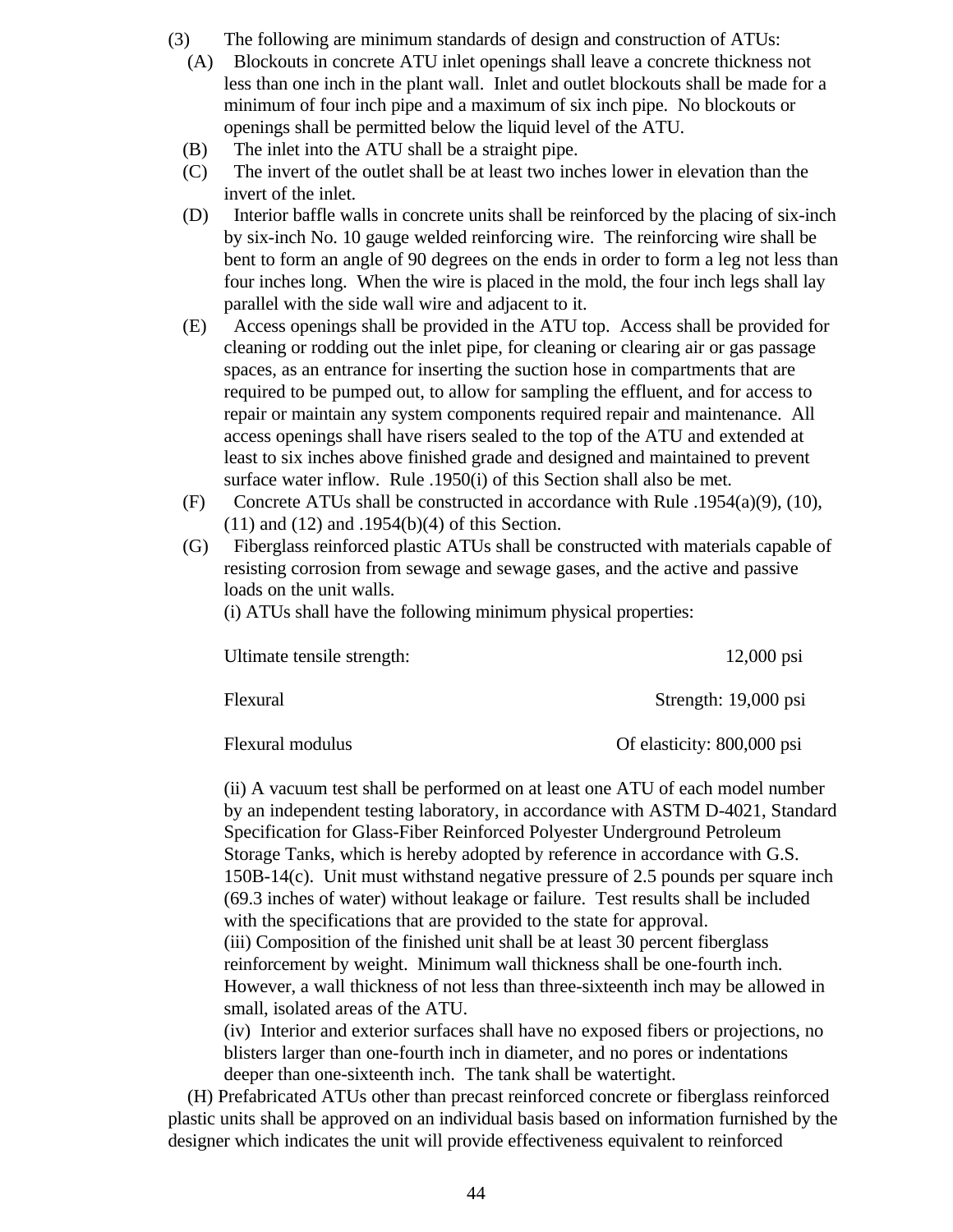(3) The following are minimum standards of design and construction of ATUs:

(A) Blockouts in concrete ATU inlet openings shall leave a concrete thickness not less than one inch in the plant wall. Inlet and outlet blockouts shall be made for a minimum of four inch pipe and a maximum of six inch pipe. No blockouts or openings shall be permitted below the liquid level of the ATU.

(B) The inlet into the ATU shall be a straight pipe.

(C) The invert of the outlet shall be at least two inches lower in elevation than the invert of the inlet.

(D) Interior baffle walls in concrete units shall be reinforced by the placing of six-inch by six-inch No. 10 gauge welded reinforcing wire. The reinforcing wire shall be bent to form an angle of 90 degrees on the ends in order to form a leg not less than four inches long. When the wire is placed in the mold, the four inch legs shall lay parallel with the side wall wire and adjacent to it.

(E) Access openings shall be provided in the ATU top. Access shall be provided for cleaning or rodding out the inlet pipe, for cleaning or clearing air or gas passage spaces, as an entrance for inserting the suction hose in compartments that are required to be pumped out, to allow for sampling the effluent, and for access to repair or maintain any system components required repair and maintenance. All access openings shall have risers sealed to the top of the ATU and extended at least to six inches above finished grade and designed and maintained to prevent surface water inflow. Rule .1950(i) of this Section shall also be met.

(F) Concrete ATUs shall be constructed in accordance with Rule .1954(a)(9), (10), (11) and (12) and .1954(b)(4) of this Section.

(G) Fiberglass reinforced plastic ATUs shall be constructed with materials capable of resisting corrosion from sewage and sewage gases, and the active and passive loads on the unit walls.

(i) ATUs shall have the following minimum physical properties:

| | |
|---|---|
| Ultimate tensile strength: | 12,000 psi |
| Flexural | Strength: 19,000 psi |
| Flexural modulus | Of elasticity: 800,000 psi |

(ii) A vacuum test shall be performed on at least one ATU of each model number by an independent testing laboratory, in accordance with ASTM D-4021, Standard Specification for Glass-Fiber Reinforced Polyester Underground Petroleum Storage Tanks, which is hereby adopted by reference in accordance with G.S. 150B-14(c). Unit must withstand negative pressure of 2.5 pounds per square inch (69.3 inches of water) without leakage or failure. Test results shall be included with the specifications that are provided to the state for approval.

(iii) Composition of the finished unit shall be at least 30 percent fiberglass reinforcement by weight. Minimum wall thickness shall be one-fourth inch. However, a wall thickness of not less than three-sixteenth inch may be allowed in small, isolated areas of the ATU.

(iv) Interior and exterior surfaces shall have no exposed fibers or projections, no blisters larger than one-fourth inch in diameter, and no pores or indentations deeper than one-sixteenth inch. The tank shall be watertight.

(H) Prefabricated ATUs other than precast reinforced concrete or fiberglass reinforced plastic units shall be approved on an individual basis based on information furnished by the designer which indicates the unit will provide effectiveness equivalent to reinforced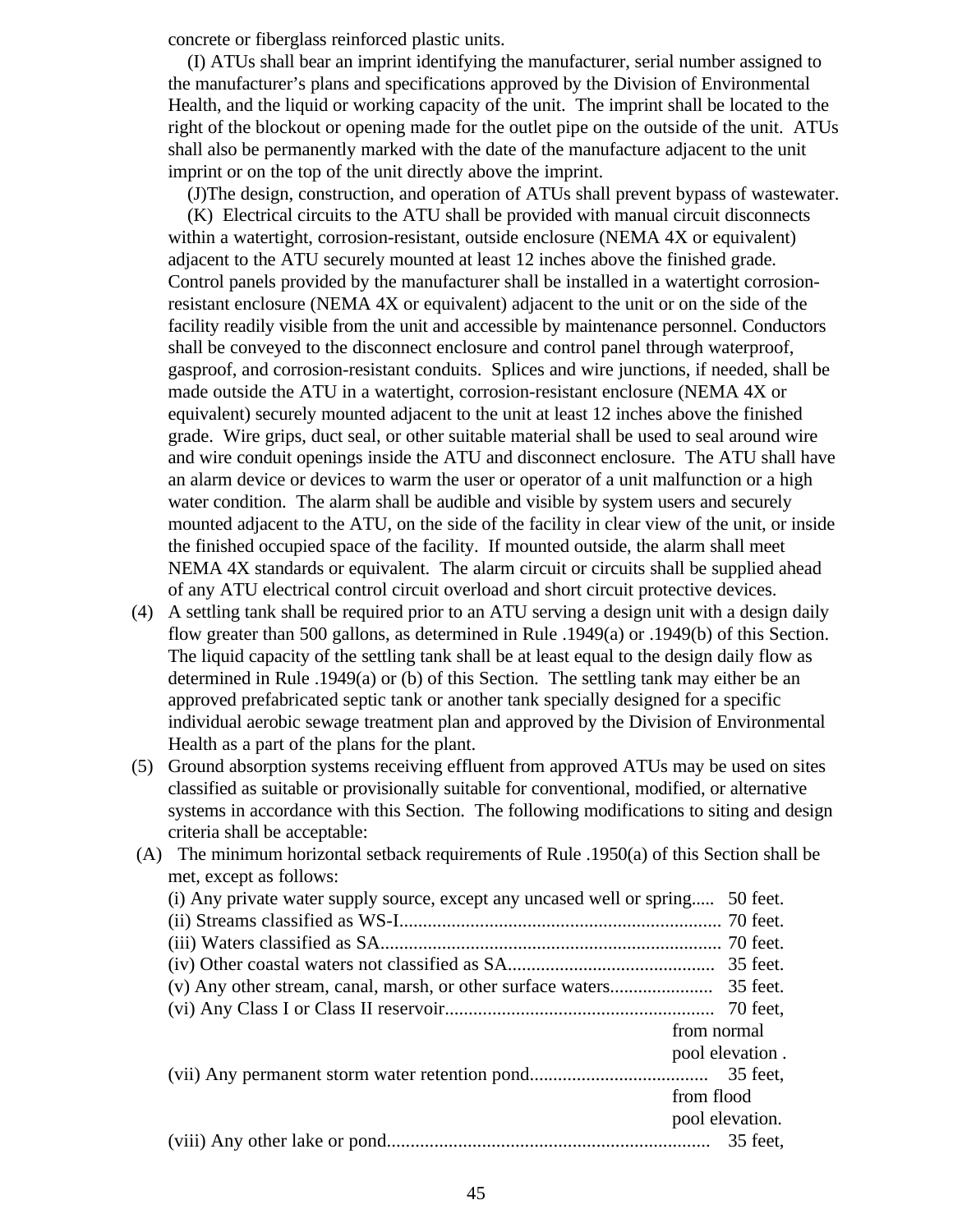concrete or fiberglass reinforced plastic units.

(I) ATUs shall bear an imprint identifying the manufacturer, serial number assigned to the manufacturer's plans and specifications approved by the Division of Environmental Health, and the liquid or working capacity of the unit. The imprint shall be located to the right of the blockout or opening made for the outlet pipe on the outside of the unit. ATUs shall also be permanently marked with the date of the manufacture adjacent to the unit imprint or on the top of the unit directly above the imprint.

(J)The design, construction, and operation of ATUs shall prevent bypass of wastewater.

(K) Electrical circuits to the ATU shall be provided with manual circuit disconnects within a watertight, corrosion-resistant, outside enclosure (NEMA 4X or equivalent) adjacent to the ATU securely mounted at least 12 inches above the finished grade. Control panels provided by the manufacturer shall be installed in a watertight corrosion-resistant enclosure (NEMA 4X or equivalent) adjacent to the unit or on the side of the facility readily visible from the unit and accessible by maintenance personnel. Conductors shall be conveyed to the disconnect enclosure and control panel through waterproof, gasproof, and corrosion-resistant conduits. Splices and wire junctions, if needed, shall be made outside the ATU in a watertight, corrosion-resistant enclosure (NEMA 4X or equivalent) securely mounted adjacent to the unit at least 12 inches above the finished grade. Wire grips, duct seal, or other suitable material shall be used to seal around wire and wire conduit openings inside the ATU and disconnect enclosure. The ATU shall have an alarm device or devices to warm the user or operator of a unit malfunction or a high water condition. The alarm shall be audible and visible by system users and securely mounted adjacent to the ATU, on the side of the facility in clear view of the unit, or inside the finished occupied space of the facility. If mounted outside, the alarm shall meet NEMA 4X standards or equivalent. The alarm circuit or circuits shall be supplied ahead of any ATU electrical control circuit overload and short circuit protective devices.

(4) A settling tank shall be required prior to an ATU serving a design unit with a design daily flow greater than 500 gallons, as determined in Rule .1949(a) or .1949(b) of this Section. The liquid capacity of the settling tank shall be at least equal to the design daily flow as determined in Rule .1949(a) or (b) of this Section. The settling tank may either be an approved prefabricated septic tank or another tank specially designed for a specific individual aerobic sewage treatment plan and approved by the Division of Environmental Health as a part of the plans for the plant.

(5) Ground absorption systems receiving effluent from approved ATUs may be used on sites classified as suitable or provisionally suitable for conventional, modified, or alternative systems in accordance with this Section. The following modifications to siting and design criteria shall be acceptable:

(A) The minimum horizontal setback requirements of Rule .1950(a) of this Section shall be met, except as follows:

(i) Any private water supply source, except any uncased well or spring..... 50 feet.
(ii) Streams classified as WS-I.................................................................... 70 feet.
(iii) Waters classified as SA......................................................................... 70 feet.
(iv) Other coastal waters not classified as SA............................................ 35 feet.
(v) Any other stream, canal, marsh, or other surface waters...................... 35 feet.
(vi) Any Class I or Class II reservoir......................................................... 70 feet, from normal pool elevation .
(vii) Any permanent storm water retention pond...................................... 35 feet, from flood pool elevation.
(viii) Any other lake or pond.................................................................... 35 feet,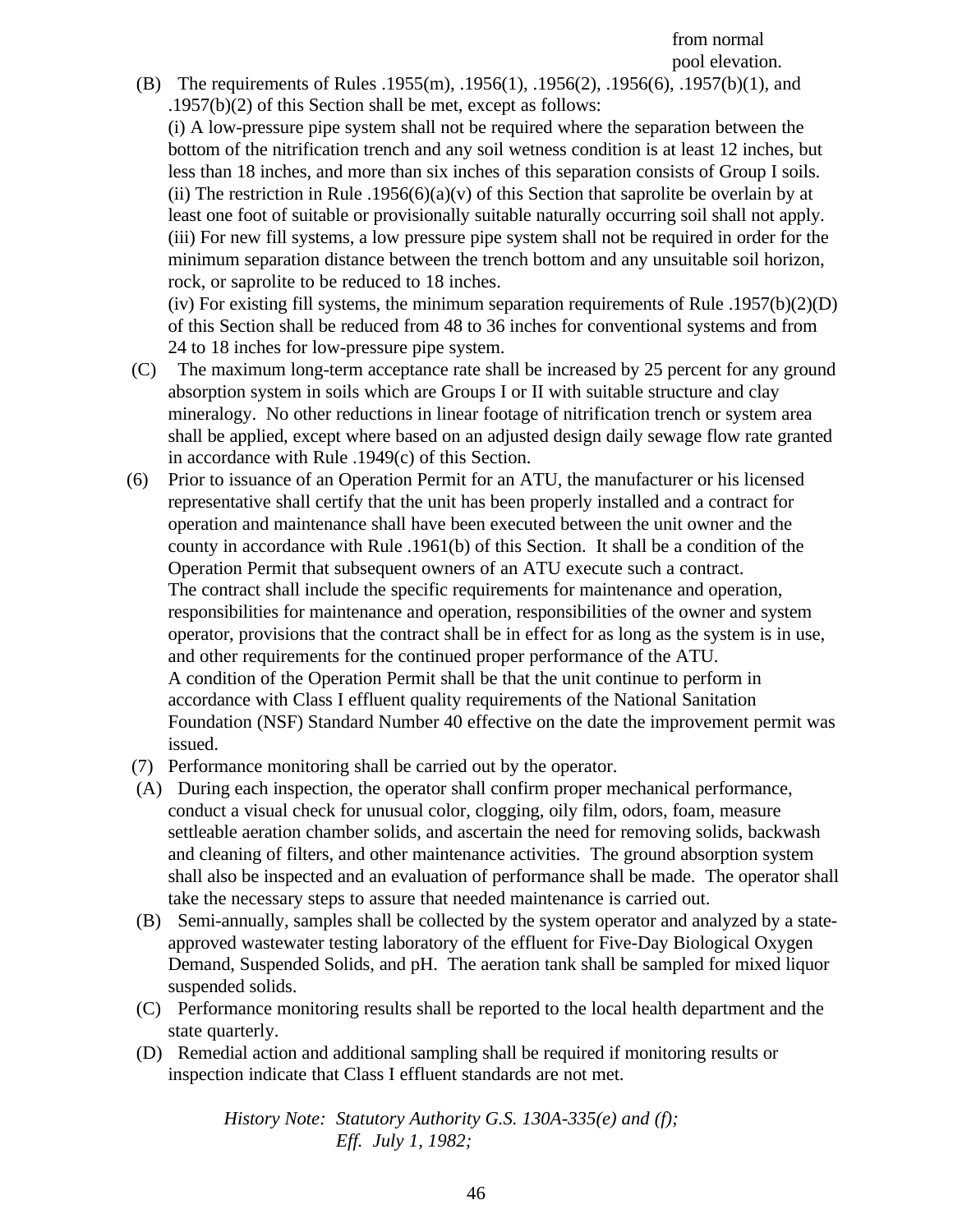from normal
pool elevation.

(B) The requirements of Rules .1955(m), .1956(1), .1956(2), .1956(6), .1957(b)(1), and .1957(b)(2) of this Section shall be met, except as follows:
(i) A low-pressure pipe system shall not be required where the separation between the bottom of the nitrification trench and any soil wetness condition is at least 12 inches, but less than 18 inches, and more than six inches of this separation consists of Group I soils.
(ii) The restriction in Rule .1956(6)(a)(v) of this Section that saprolite be overlain by at least one foot of suitable or provisionally suitable naturally occurring soil shall not apply.
(iii) For new fill systems, a low pressure pipe system shall not be required in order for the minimum separation distance between the trench bottom and any unsuitable soil horizon, rock, or saprolite to be reduced to 18 inches.
(iv) For existing fill systems, the minimum separation requirements of Rule .1957(b)(2)(D) of this Section shall be reduced from 48 to 36 inches for conventional systems and from 24 to 18 inches for low-pressure pipe system.

(C) The maximum long-term acceptance rate shall be increased by 25 percent for any ground absorption system in soils which are Groups I or II with suitable structure and clay mineralogy. No other reductions in linear footage of nitrification trench or system area shall be applied, except where based on an adjusted design daily sewage flow rate granted in accordance with Rule .1949(c) of this Section.

(6) Prior to issuance of an Operation Permit for an ATU, the manufacturer or his licensed representative shall certify that the unit has been properly installed and a contract for operation and maintenance shall have been executed between the unit owner and the county in accordance with Rule .1961(b) of this Section. It shall be a condition of the Operation Permit that subsequent owners of an ATU execute such a contract.
The contract shall include the specific requirements for maintenance and operation, responsibilities for maintenance and operation, responsibilities of the owner and system operator, provisions that the contract shall be in effect for as long as the system is in use, and other requirements for the continued proper performance of the ATU.
A condition of the Operation Permit shall be that the unit continue to perform in accordance with Class I effluent quality requirements of the National Sanitation Foundation (NSF) Standard Number 40 effective on the date the improvement permit was issued.

(7) Performance monitoring shall be carried out by the operator.

(A) During each inspection, the operator shall confirm proper mechanical performance, conduct a visual check for unusual color, clogging, oily film, odors, foam, measure settleable aeration chamber solids, and ascertain the need for removing solids, backwash and cleaning of filters, and other maintenance activities. The ground absorption system shall also be inspected and an evaluation of performance shall be made. The operator shall take the necessary steps to assure that needed maintenance is carried out.

(B) Semi-annually, samples shall be collected by the system operator and analyzed by a state-approved wastewater testing laboratory of the effluent for Five-Day Biological Oxygen Demand, Suspended Solids, and pH. The aeration tank shall be sampled for mixed liquor suspended solids.

(C) Performance monitoring results shall be reported to the local health department and the state quarterly.

(D) Remedial action and additional sampling shall be required if monitoring results or inspection indicate that Class I effluent standards are not met.

*History Note: Statutory Authority G.S. 130A-335(e) and (f);*
*Eff. July 1, 1982;*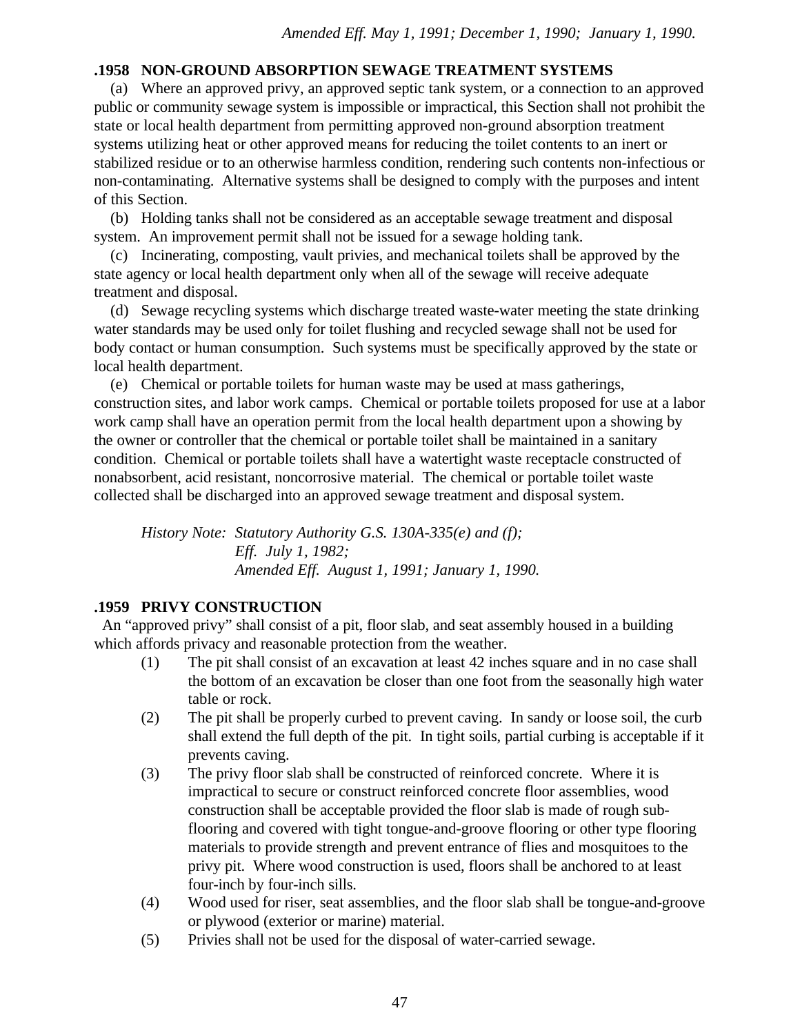*Amended Eff. May 1, 1991; December 1, 1990; January 1, 1990.*

### .1958 NON-GROUND ABSORPTION SEWAGE TREATMENT SYSTEMS

(a) Where an approved privy, an approved septic tank system, or a connection to an approved public or community sewage system is impossible or impractical, this Section shall not prohibit the state or local health department from permitting approved non-ground absorption treatment systems utilizing heat or other approved means for reducing the toilet contents to an inert or stabilized residue or to an otherwise harmless condition, rendering such contents non-infectious or non-contaminating. Alternative systems shall be designed to comply with the purposes and intent of this Section.

(b) Holding tanks shall not be considered as an acceptable sewage treatment and disposal system. An improvement permit shall not be issued for a sewage holding tank.

(c) Incinerating, composting, vault privies, and mechanical toilets shall be approved by the state agency or local health department only when all of the sewage will receive adequate treatment and disposal.

(d) Sewage recycling systems which discharge treated waste-water meeting the state drinking water standards may be used only for toilet flushing and recycled sewage shall not be used for body contact or human consumption. Such systems must be specifically approved by the state or local health department.

(e) Chemical or portable toilets for human waste may be used at mass gatherings, construction sites, and labor work camps. Chemical or portable toilets proposed for use at a labor work camp shall have an operation permit from the local health department upon a showing by the owner or controller that the chemical or portable toilet shall be maintained in a sanitary condition. Chemical or portable toilets shall have a watertight waste receptacle constructed of nonabsorbent, acid resistant, noncorrosive material. The chemical or portable toilet waste collected shall be discharged into an approved sewage treatment and disposal system.

*History Note: Statutory Authority G.S. 130A-335(e) and (f);*
*Eff. July 1, 1982;*
*Amended Eff. August 1, 1991; January 1, 1990.*

### .1959 PRIVY CONSTRUCTION

An "approved privy" shall consist of a pit, floor slab, and seat assembly housed in a building which affords privacy and reasonable protection from the weather.

(1) The pit shall consist of an excavation at least 42 inches square and in no case shall the bottom of an excavation be closer than one foot from the seasonally high water table or rock.

(2) The pit shall be properly curbed to prevent caving. In sandy or loose soil, the curb shall extend the full depth of the pit. In tight soils, partial curbing is acceptable if it prevents caving.

(3) The privy floor slab shall be constructed of reinforced concrete. Where it is impractical to secure or construct reinforced concrete floor assemblies, wood construction shall be acceptable provided the floor slab is made of rough sub-flooring and covered with tight tongue-and-groove flooring or other type flooring materials to provide strength and prevent entrance of flies and mosquitoes to the privy pit. Where wood construction is used, floors shall be anchored to at least four-inch by four-inch sills.

(4) Wood used for riser, seat assemblies, and the floor slab shall be tongue-and-groove or plywood (exterior or marine) material.

(5) Privies shall not be used for the disposal of water-carried sewage.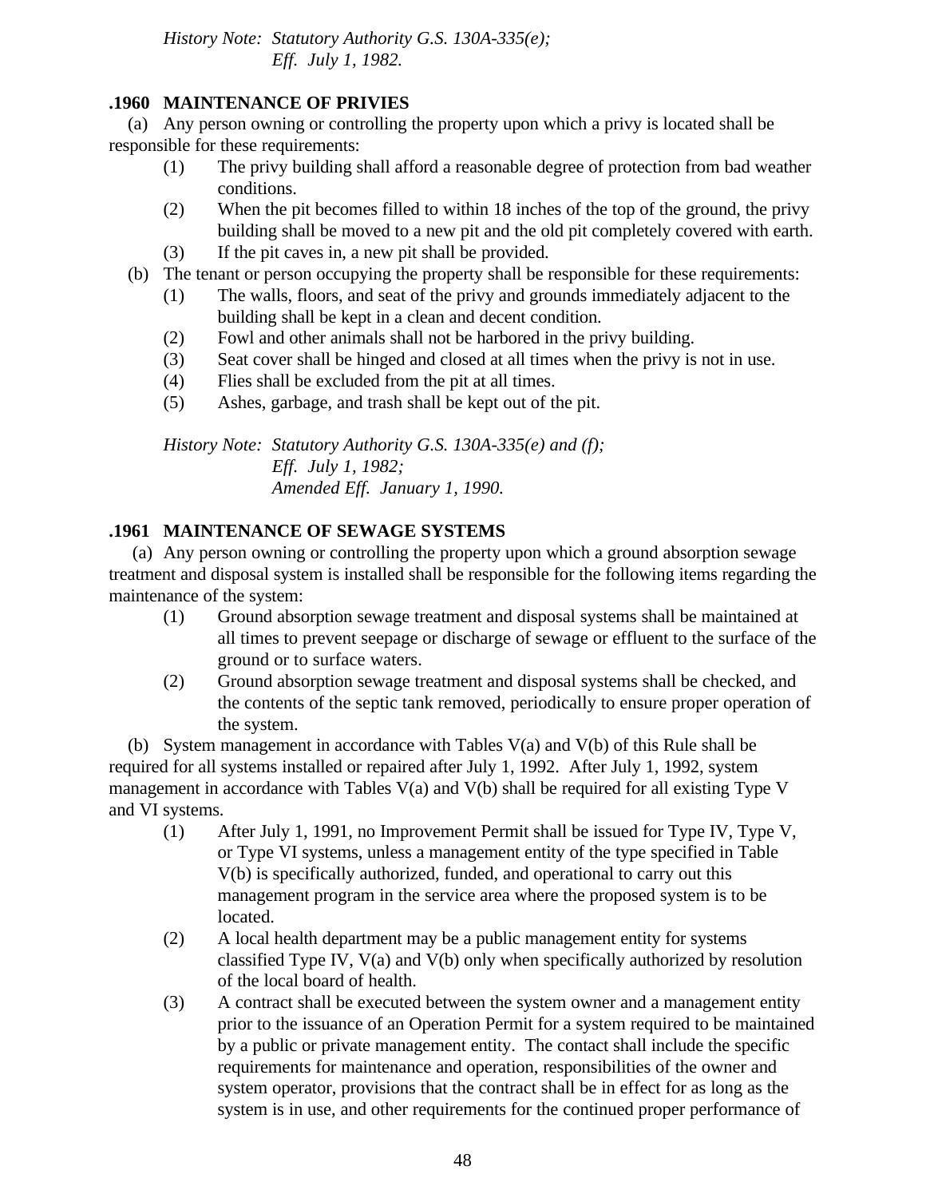*History Note: Statutory Authority G.S. 130A-335(e);*
*Eff. July 1, 1982.*

### .1960 MAINTENANCE OF PRIVIES

(a) Any person owning or controlling the property upon which a privy is located shall be responsible for these requirements:

(1) The privy building shall afford a reasonable degree of protection from bad weather conditions.

(2) When the pit becomes filled to within 18 inches of the top of the ground, the privy building shall be moved to a new pit and the old pit completely covered with earth.

(3) If the pit caves in, a new pit shall be provided.

(b) The tenant or person occupying the property shall be responsible for these requirements:

(1) The walls, floors, and seat of the privy and grounds immediately adjacent to the building shall be kept in a clean and decent condition.

(2) Fowl and other animals shall not be harbored in the privy building.

(3) Seat cover shall be hinged and closed at all times when the privy is not in use.

(4) Flies shall be excluded from the pit at all times.

(5) Ashes, garbage, and trash shall be kept out of the pit.

*History Note: Statutory Authority G.S. 130A-335(e) and (f);*
*Eff. July 1, 1982;*
*Amended Eff. January 1, 1990.*

### .1961 MAINTENANCE OF SEWAGE SYSTEMS

(a) Any person owning or controlling the property upon which a ground absorption sewage treatment and disposal system is installed shall be responsible for the following items regarding the maintenance of the system:

(1) Ground absorption sewage treatment and disposal systems shall be maintained at all times to prevent seepage or discharge of sewage or effluent to the surface of the ground or to surface waters.

(2) Ground absorption sewage treatment and disposal systems shall be checked, and the contents of the septic tank removed, periodically to ensure proper operation of the system.

(b) System management in accordance with Tables V(a) and V(b) of this Rule shall be required for all systems installed or repaired after July 1, 1992. After July 1, 1992, system management in accordance with Tables V(a) and V(b) shall be required for all existing Type V and VI systems.

(1) After July 1, 1991, no Improvement Permit shall be issued for Type IV, Type V, or Type VI systems, unless a management entity of the type specified in Table V(b) is specifically authorized, funded, and operational to carry out this management program in the service area where the proposed system is to be located.

(2) A local health department may be a public management entity for systems classified Type IV, V(a) and V(b) only when specifically authorized by resolution of the local board of health.

(3) A contract shall be executed between the system owner and a management entity prior to the issuance of an Operation Permit for a system required to be maintained by a public or private management entity. The contact shall include the specific requirements for maintenance and operation, responsibilities of the owner and system operator, provisions that the contract shall be in effect for as long as the system is in use, and other requirements for the continued proper performance of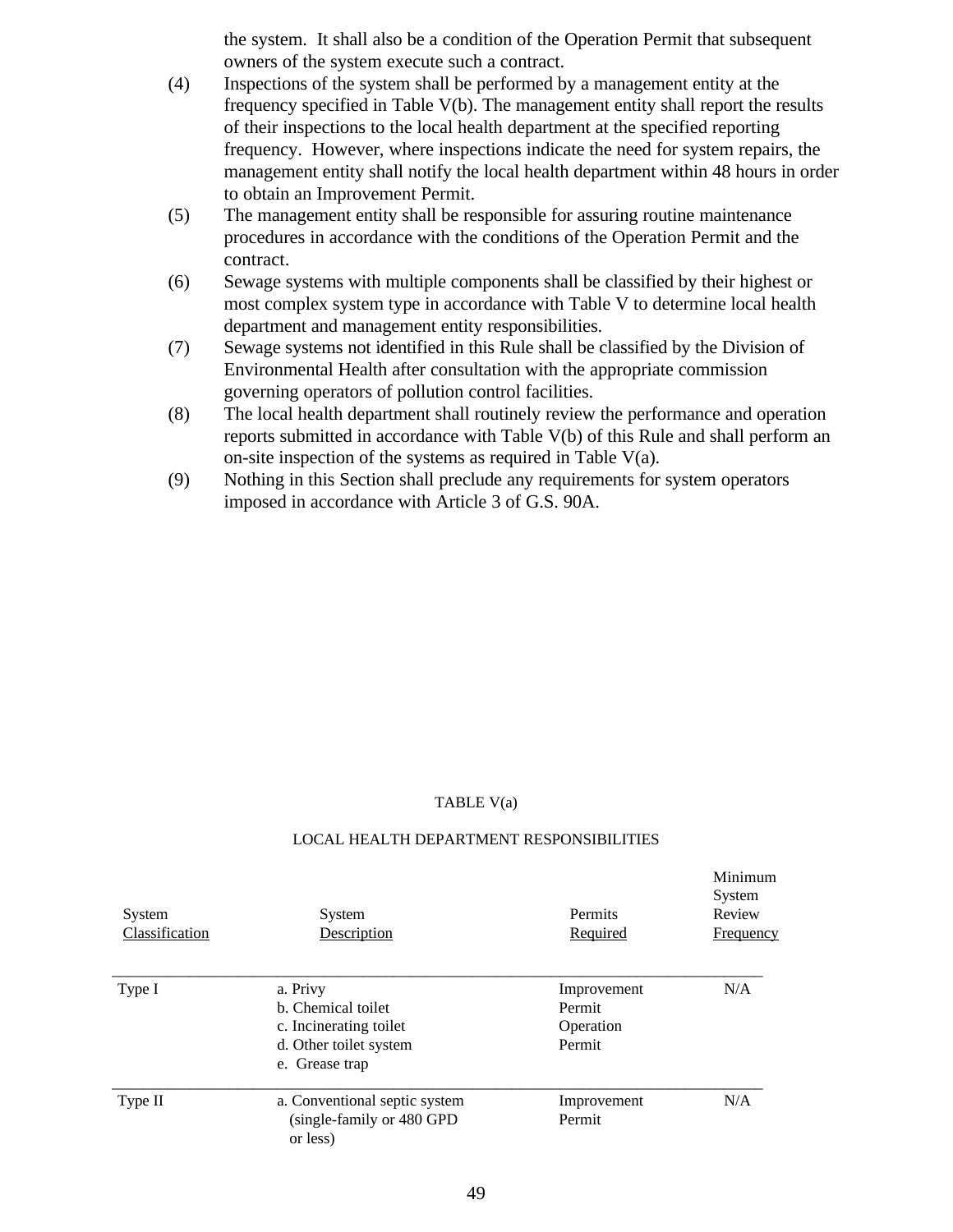the system. It shall also be a condition of the Operation Permit that subsequent owners of the system execute such a contract.

(4) Inspections of the system shall be performed by a management entity at the frequency specified in Table V(b). The management entity shall report the results of their inspections to the local health department at the specified reporting frequency. However, where inspections indicate the need for system repairs, the management entity shall notify the local health department within 48 hours in order to obtain an Improvement Permit.

(5) The management entity shall be responsible for assuring routine maintenance procedures in accordance with the conditions of the Operation Permit and the contract.

(6) Sewage systems with multiple components shall be classified by their highest or most complex system type in accordance with Table V to determine local health department and management entity responsibilities.

(7) Sewage systems not identified in this Rule shall be classified by the Division of Environmental Health after consultation with the appropriate commission governing operators of pollution control facilities.

(8) The local health department shall routinely review the performance and operation reports submitted in accordance with Table V(b) of this Rule and shall perform an on-site inspection of the systems as required in Table V(a).

(9) Nothing in this Section shall preclude any requirements for system operators imposed in accordance with Article 3 of G.S. 90A.

TABLE V(a)

LOCAL HEALTH DEPARTMENT RESPONSIBILITIES

| System Classification | System Description | Permits Required | Minimum System Review Frequency |
|---|---|---|---|
| Type I | a. Privy<br>b. Chemical toilet<br>c. Incinerating toilet<br>d. Other toilet system<br>e. Grease trap | Improvement Permit<br>Operation Permit | N/A |
| Type II | a. Conventional septic system (single-family or 480 GPD or less) | Improvement Permit | N/A |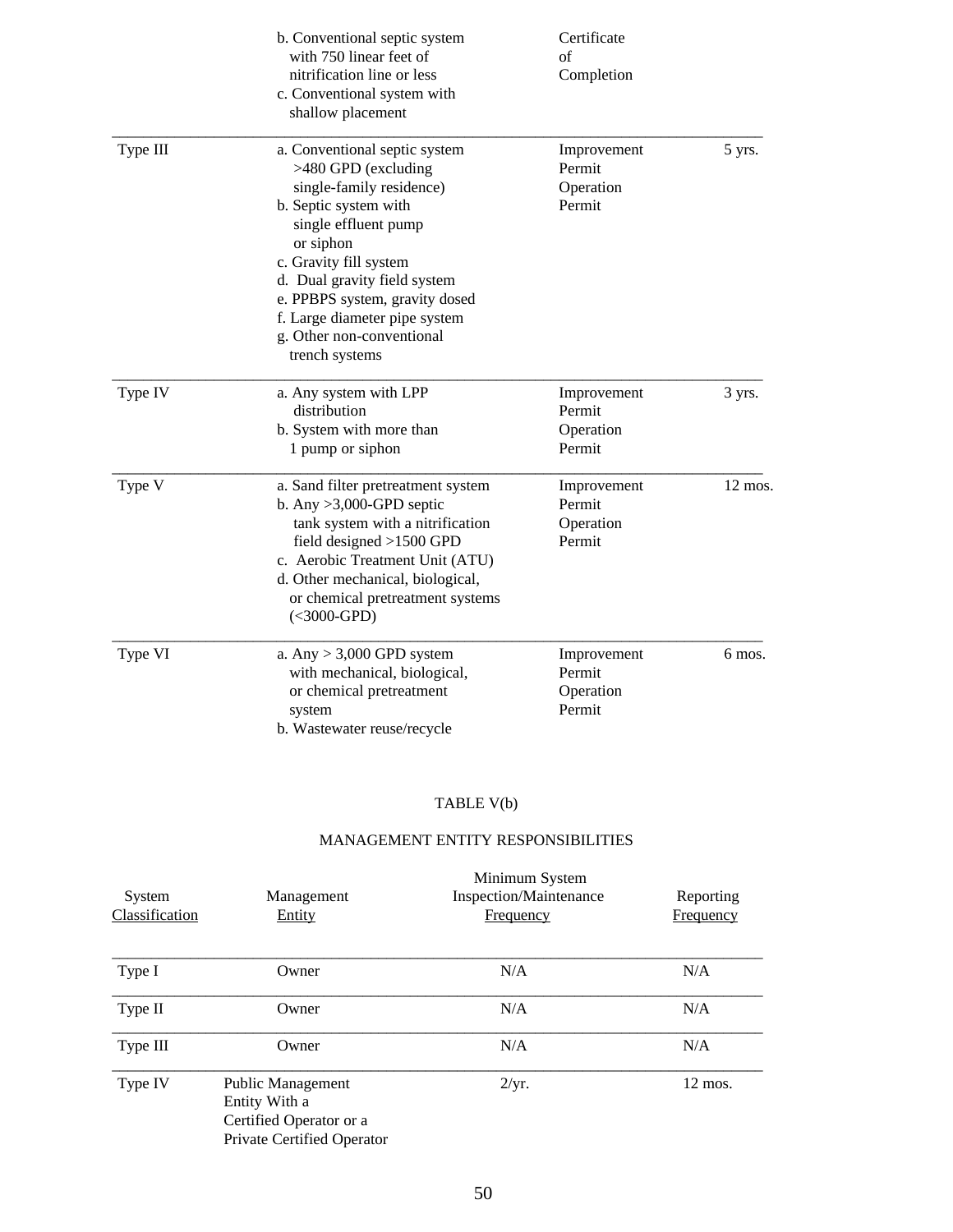| | | | |
|---|---|---|---|
| | b. Conventional septic system with 750 linear feet of nitrification line or less<br>c. Conventional system with shallow placement | Certificate of Completion | |
| Type III | a. Conventional septic system >480 GPD (excluding single-family residence)<br>b. Septic system with single effluent pump or siphon<br>c. Gravity fill system<br>d. Dual gravity field system<br>e. PPBPS system, gravity dosed<br>f. Large diameter pipe system<br>g. Other non-conventional trench systems | Improvement Permit<br>Operation Permit | 5 yrs. |
| Type IV | a. Any system with LPP distribution<br>b. System with more than 1 pump or siphon | Improvement Permit<br>Operation Permit | 3 yrs. |
| Type V | a. Sand filter pretreatment system<br>b. Any >3,000-GPD septic tank system with a nitrification field designed >1500 GPD<br>c. Aerobic Treatment Unit (ATU)<br>d. Other mechanical, biological, or chemical pretreatment systems (<3000-GPD) | Improvement Permit<br>Operation Permit | 12 mos. |
| Type VI | a. Any > 3,000 GPD system with mechanical, biological, or chemical pretreatment system<br>b. Wastewater reuse/recycle | Improvement Permit<br>Operation Permit | 6 mos. |

TABLE V(b)

MANAGEMENT ENTITY RESPONSIBILITIES

| System Classification | Management Entity | Minimum System Inspection/Maintenance Frequency | Reporting Frequency |
|---|---|---|---|
| Type I | Owner | N/A | N/A |
| Type II | Owner | N/A | N/A |
| Type III | Owner | N/A | N/A |
| Type IV | Public Management Entity With a Certified Operator or a Private Certified Operator | 2/yr. | 12 mos. |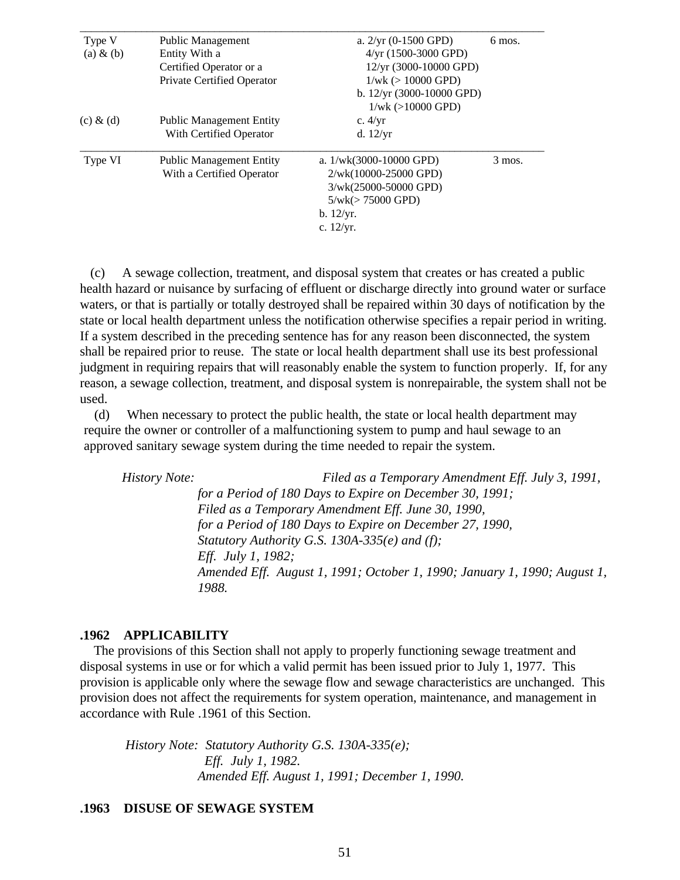| | | | |
|---|---|---|---|
| Type V<br>(a) & (b) | Public Management Entity With a Certified Operator or a Private Certified Operator | a. 2/yr (0-1500 GPD)<br>4/yr (1500-3000 GPD)<br>12/yr (3000-10000 GPD)<br>1/wk (> 10000 GPD)<br>b. 12/yr (3000-10000 GPD)<br>1/wk (>10000 GPD) | 6 mos. |
| (c) & (d) | Public Management Entity With Certified Operator | c. 4/yr<br>d. 12/yr | |
| Type VI | Public Management Entity With a Certified Operator | a. 1/wk(3000-10000 GPD)<br>2/wk(10000-25000 GPD)<br>3/wk(25000-50000 GPD)<br>5/wk(> 75000 GPD)<br>b. 12/yr.<br>c. 12/yr. | 3 mos. |

(c) A sewage collection, treatment, and disposal system that creates or has created a public health hazard or nuisance by surfacing of effluent or discharge directly into ground water or surface waters, or that is partially or totally destroyed shall be repaired within 30 days of notification by the state or local health department unless the notification otherwise specifies a repair period in writing. If a system described in the preceding sentence has for any reason been disconnected, the system shall be repaired prior to reuse. The state or local health department shall use its best professional judgment in requiring repairs that will reasonably enable the system to function properly. If, for any reason, a sewage collection, treatment, and disposal system is nonrepairable, the system shall not be used.

(d) When necessary to protect the public health, the state or local health department may require the owner or controller of a malfunctioning system to pump and haul sewage to an approved sanitary sewage system during the time needed to repair the system.

*History Note: Filed as a Temporary Amendment Eff. July 3, 1991, for a Period of 180 Days to Expire on December 30, 1991; Filed as a Temporary Amendment Eff. June 30, 1990, for a Period of 180 Days to Expire on December 27, 1990, Statutory Authority G.S. 130A-335(e) and (f); Eff. July 1, 1982; Amended Eff. August 1, 1991; October 1, 1990; January 1, 1990; August 1, 1988.*

### .1962 APPLICABILITY

The provisions of this Section shall not apply to properly functioning sewage treatment and disposal systems in use or for which a valid permit has been issued prior to July 1, 1977. This provision is applicable only where the sewage flow and sewage characteristics are unchanged. This provision does not affect the requirements for system operation, maintenance, and management in accordance with Rule .1961 of this Section.

*History Note: Statutory Authority G.S. 130A-335(e); Eff. July 1, 1982. Amended Eff. August 1, 1991; December 1, 1990.*

### .1963 DISUSE OF SEWAGE SYSTEM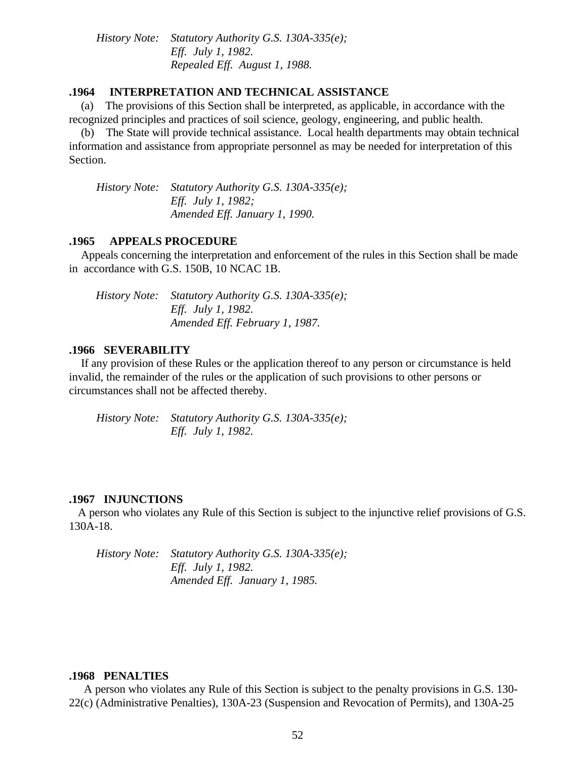*History Note: Statutory Authority G.S. 130A-335(e);*
*Eff. July 1, 1982.*
*Repealed Eff. August 1, 1988.*

### .1964 INTERPRETATION AND TECHNICAL ASSISTANCE

(a) The provisions of this Section shall be interpreted, as applicable, in accordance with the recognized principles and practices of soil science, geology, engineering, and public health.

(b) The State will provide technical assistance. Local health departments may obtain technical information and assistance from appropriate personnel as may be needed for interpretation of this Section.

*History Note: Statutory Authority G.S. 130A-335(e);*
*Eff. July 1, 1982;*
*Amended Eff. January 1, 1990.*

### .1965 APPEALS PROCEDURE

Appeals concerning the interpretation and enforcement of the rules in this Section shall be made in accordance with G.S. 150B, 10 NCAC 1B.

*History Note: Statutory Authority G.S. 130A-335(e);*
*Eff. July 1, 1982.*
*Amended Eff. February 1, 1987.*

### .1966 SEVERABILITY

If any provision of these Rules or the application thereof to any person or circumstance is held invalid, the remainder of the rules or the application of such provisions to other persons or circumstances shall not be affected thereby.

*History Note: Statutory Authority G.S. 130A-335(e);*
*Eff. July 1, 1982.*

### .1967 INJUNCTIONS

A person who violates any Rule of this Section is subject to the injunctive relief provisions of G.S. 130A-18.

*History Note: Statutory Authority G.S. 130A-335(e);*
*Eff. July 1, 1982.*
*Amended Eff. January 1, 1985.*

### .1968 PENALTIES

A person who violates any Rule of this Section is subject to the penalty provisions in G.S. 130-22(c) (Administrative Penalties), 130A-23 (Suspension and Revocation of Permits), and 130A-25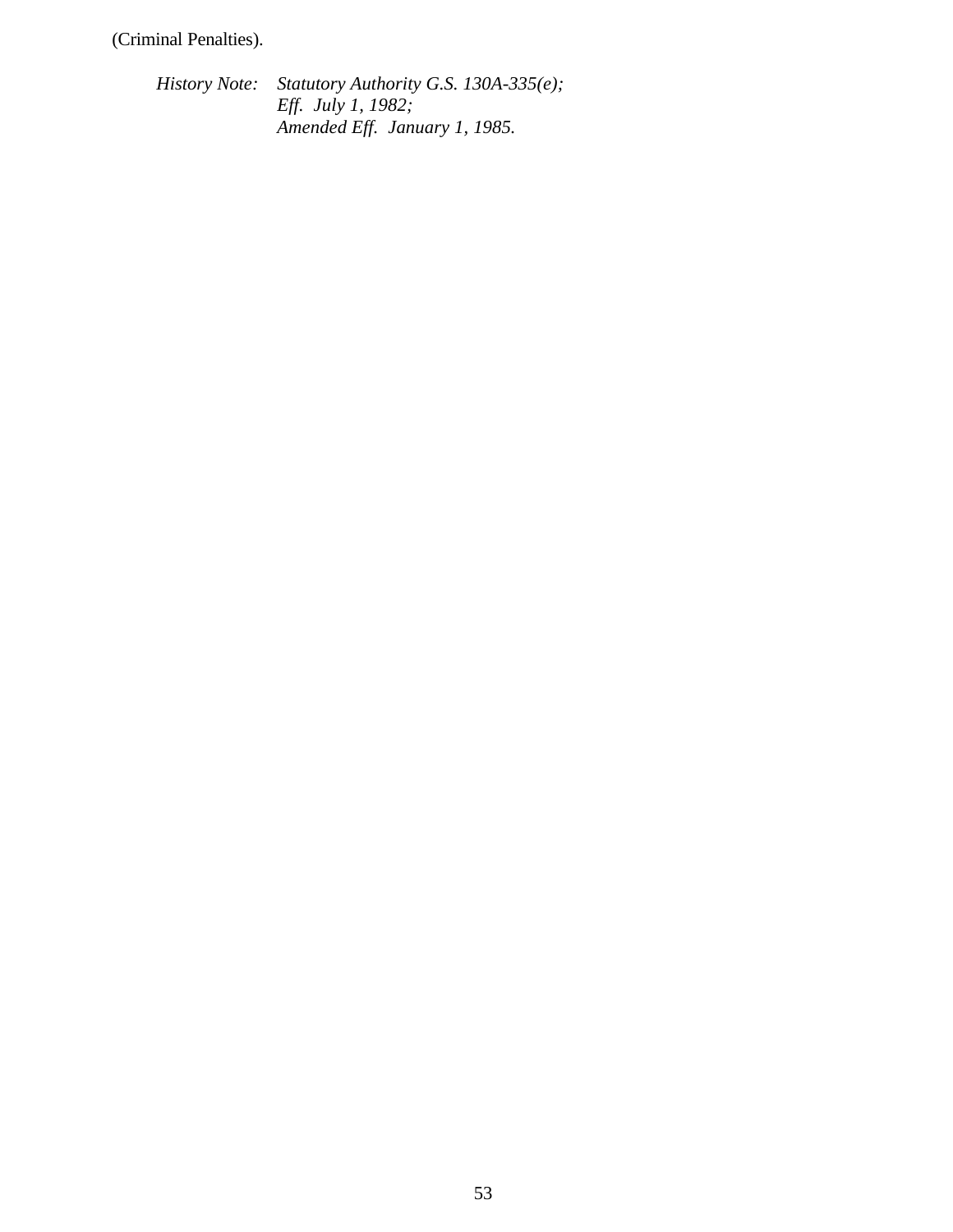(Criminal Penalties).

*History Note: Statutory Authority G.S. 130A-335(e);*
*Eff. July 1, 1982;*
*Amended Eff. January 1, 1985.*